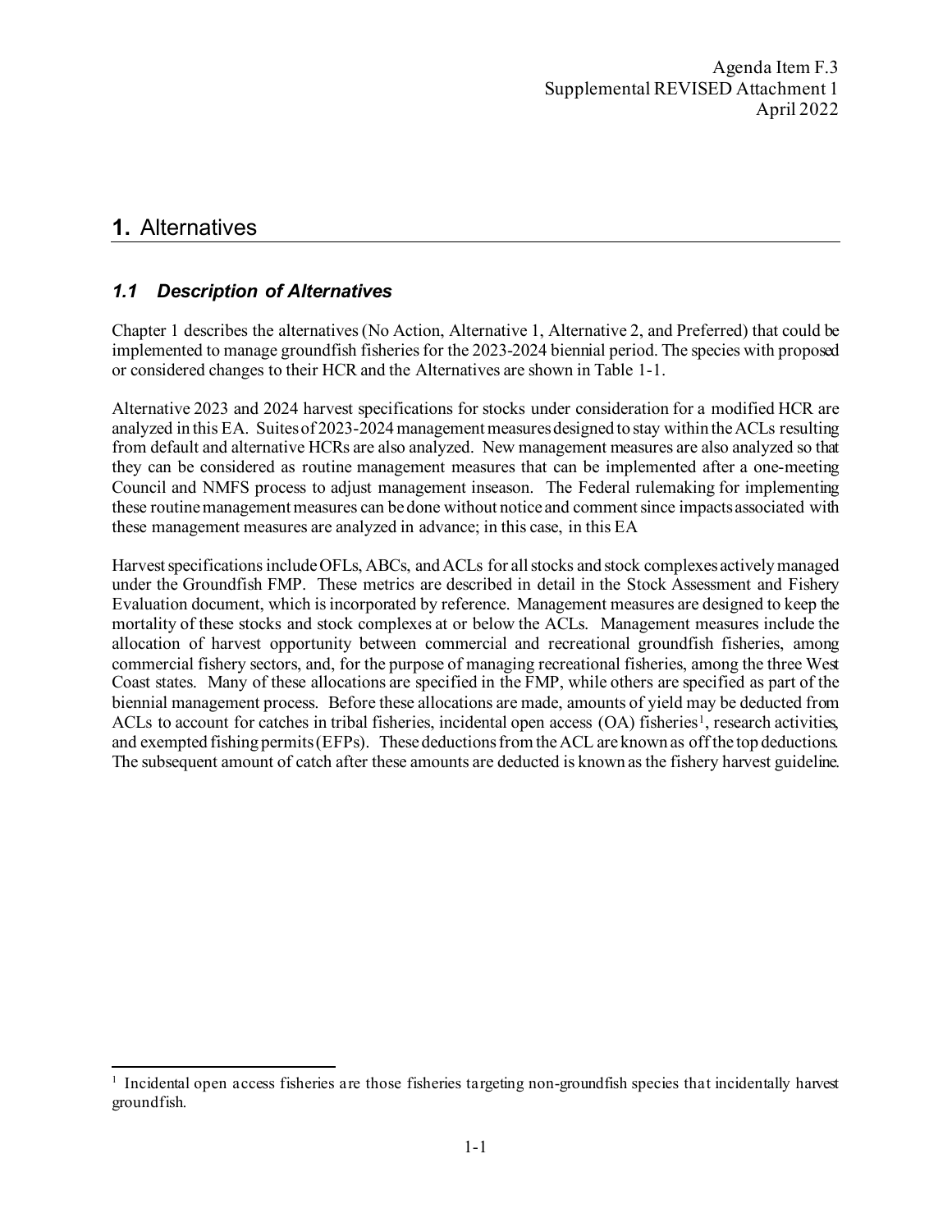Agenda Item F.3
Supplemental REVISED Attachment 1
April 2022

# 1. Alternatives

## *1.1 Description of Alternatives*

Chapter 1 describes the alternatives (No Action, Alternative 1, Alternative 2, and Preferred) that could be implemented to manage groundfish fisheries for the 2023-2024 biennial period. The species with proposed or considered changes to their HCR and the Alternatives are shown in Table 1-1.

Alternative 2023 and 2024 harvest specifications for stocks under consideration for a modified HCR are analyzed in this EA. Suites of 2023-2024 management measures designed to stay within the ACLs resulting from default and alternative HCRs are also analyzed. New management measures are also analyzed so that they can be considered as routine management measures that can be implemented after a one-meeting Council and NMFS process to adjust management inseason. The Federal rulemaking for implementing these routine management measures can be done without notice and comment since impacts associated with these management measures are analyzed in advance; in this case, in this EA

Harvest specifications include OFLs, ABCs, and ACLs for all stocks and stock complexes actively managed under the Groundfish FMP. These metrics are described in detail in the Stock Assessment and Fishery Evaluation document, which is incorporated by reference. Management measures are designed to keep the mortality of these stocks and stock complexes at or below the ACLs. Management measures include the allocation of harvest opportunity between commercial and recreational groundfish fisheries, among commercial fishery sectors, and, for the purpose of managing recreational fisheries, among the three West Coast states. Many of these allocations are specified in the FMP, while others are specified as part of the biennial management process. Before these allocations are made, amounts of yield may be deducted from ACLs to account for catches in tribal fisheries, incidental open access (OA) fisheries[1], research activities, and exempted fishing permits (EFPs). These deductions from the ACL are known as off the top deductions. The subsequent amount of catch after these amounts are deducted is known as the fishery harvest guideline.

[1] Incidental open access fisheries are those fisheries targeting non-groundfish species that incidentally harvest groundfish.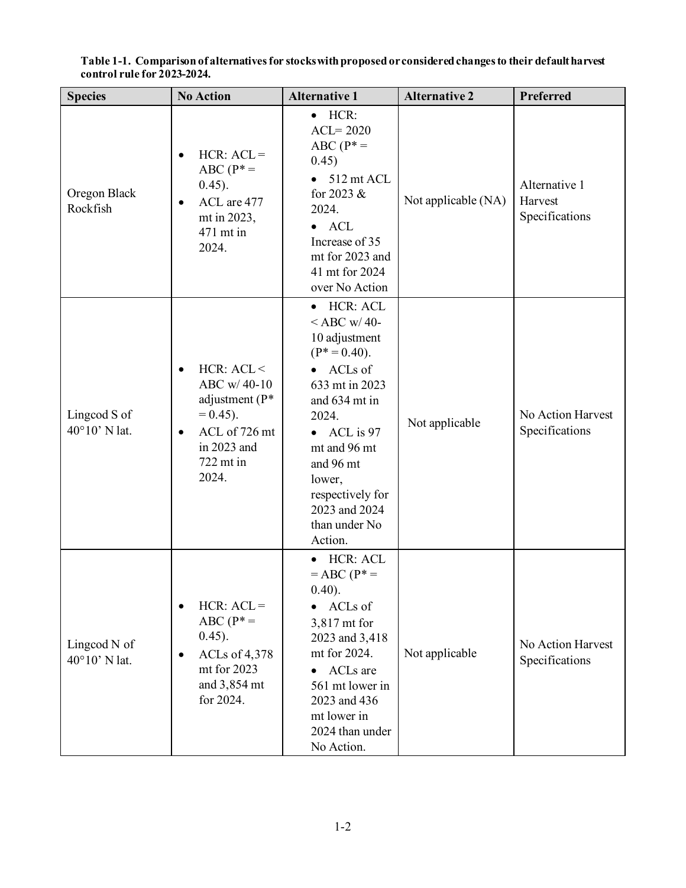**Table 1-1. Comparison of alternatives for stocks with proposed or considered changes to their default harvest control rule for 2023-2024.**

| Species | No Action | Alternative 1 | Alternative 2 | Preferred |
|---|---|---|---|---|
| Oregon Black Rockfish | • HCR: ACL = ABC (P* = 0.45).<br>• ACL are 477 mt in 2023, 471 mt in 2024. | • HCR: ACL= 2020 ABC (P* = 0.45)<br>• 512 mt ACL for 2023 & 2024.<br>• ACL Increase of 35 mt for 2023 and 41 mt for 2024 over No Action | Not applicable (NA) | Alternative 1 Harvest Specifications |
| Lingcod S of 40°10' N lat. | • HCR: ACL < ABC w/ 40-10 adjustment (P* = 0.45).<br>• ACL of 726 mt in 2023 and 722 mt in 2024. | • HCR: ACL < ABC w/ 40-10 adjustment (P* = 0.40).<br>• ACLs of 633 mt in 2023 and 634 mt in 2024.<br>• ACL is 97 mt and 96 mt and 96 mt lower, respectively for 2023 and 2024 than under No Action. | Not applicable | No Action Harvest Specifications |
| Lingcod N of 40°10' N lat. | • HCR: ACL = ABC (P* = 0.45).<br>• ACLs of 4,378 mt for 2023 and 3,854 mt for 2024. | • HCR: ACL = ABC (P* = 0.40).<br>• ACLs of 3,817 mt for 2023 and 3,418 mt for 2024.<br>• ACLs are 561 mt lower in 2023 and 436 mt lower in 2024 than under No Action. | Not applicable | No Action Harvest Specifications |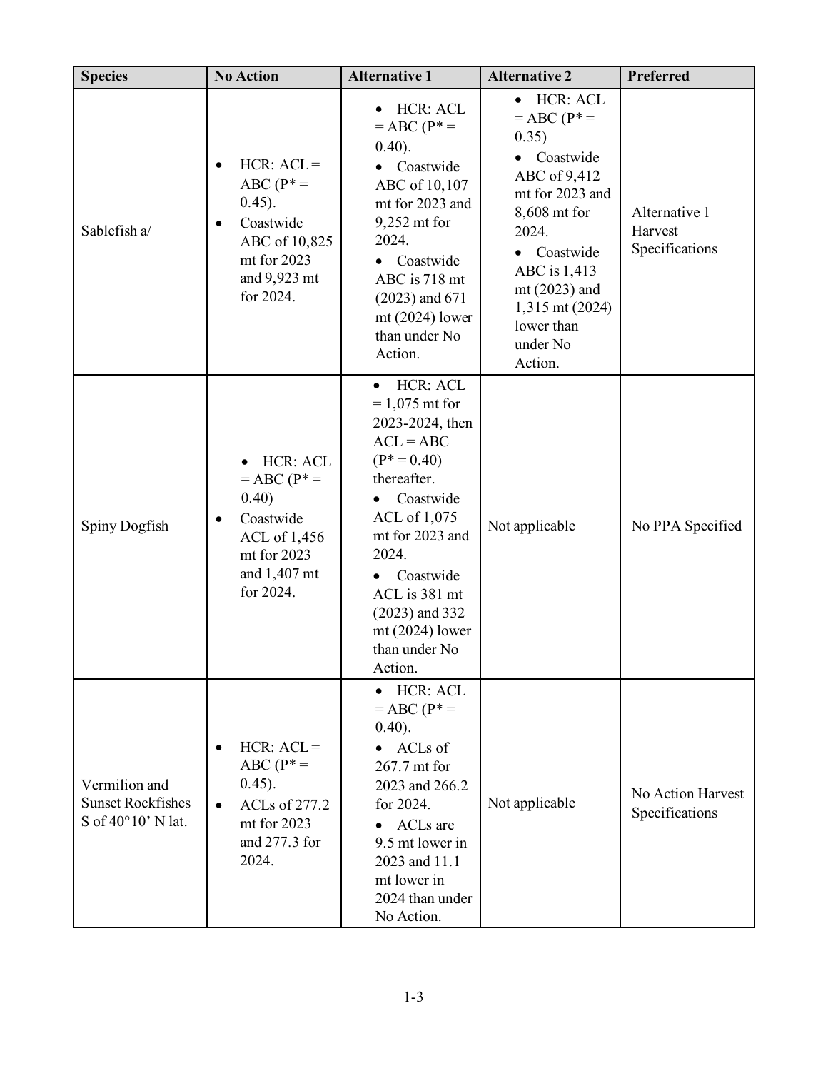| Species | No Action | Alternative 1 | Alternative 2 | Preferred |
|---|---|---|---|---|
| Sablefish a/ | • HCR: ACL = ABC (P* = 0.45).<br>• Coastwide ABC of 10,825 mt for 2023 and 9,923 mt for 2024. | • HCR: ACL = ABC (P* = 0.40).<br>• Coastwide ABC of 10,107 mt for 2023 and 9,252 mt for 2024.<br>• Coastwide ABC is 718 mt (2023) and 671 mt (2024) lower than under No Action. | • HCR: ACL = ABC (P* = 0.35)<br>• Coastwide ABC of 9,412 mt for 2023 and 8,608 mt for 2024.<br>• Coastwide ABC is 1,413 mt (2023) and 1,315 mt (2024) lower than under No Action. | Alternative 1 Harvest Specifications |
| Spiny Dogfish | • HCR: ACL = ABC (P* = 0.40)<br>• Coastwide ACL of 1,456 mt for 2023 and 1,407 mt for 2024. | • HCR: ACL = 1,075 mt for 2023-2024, then ACL = ABC (P* = 0.40) thereafter.<br>• Coastwide ACL of 1,075 mt for 2023 and 2024.<br>• Coastwide ACL is 381 mt (2023) and 332 mt (2024) lower than under No Action. | Not applicable | No PPA Specified |
| Vermilion and Sunset Rockfishes S of 40°10' N lat. | • HCR: ACL = ABC (P* = 0.45).<br>• ACLs of 277.2 mt for 2023 and 277.3 for 2024. | • HCR: ACL = ABC (P* = 0.40).<br>• ACLs of 267.7 mt for 2023 and 266.2 for 2024.<br>• ACLs are 9.5 mt lower in 2023 and 11.1 mt lower in 2024 than under No Action. | Not applicable | No Action Harvest Specifications |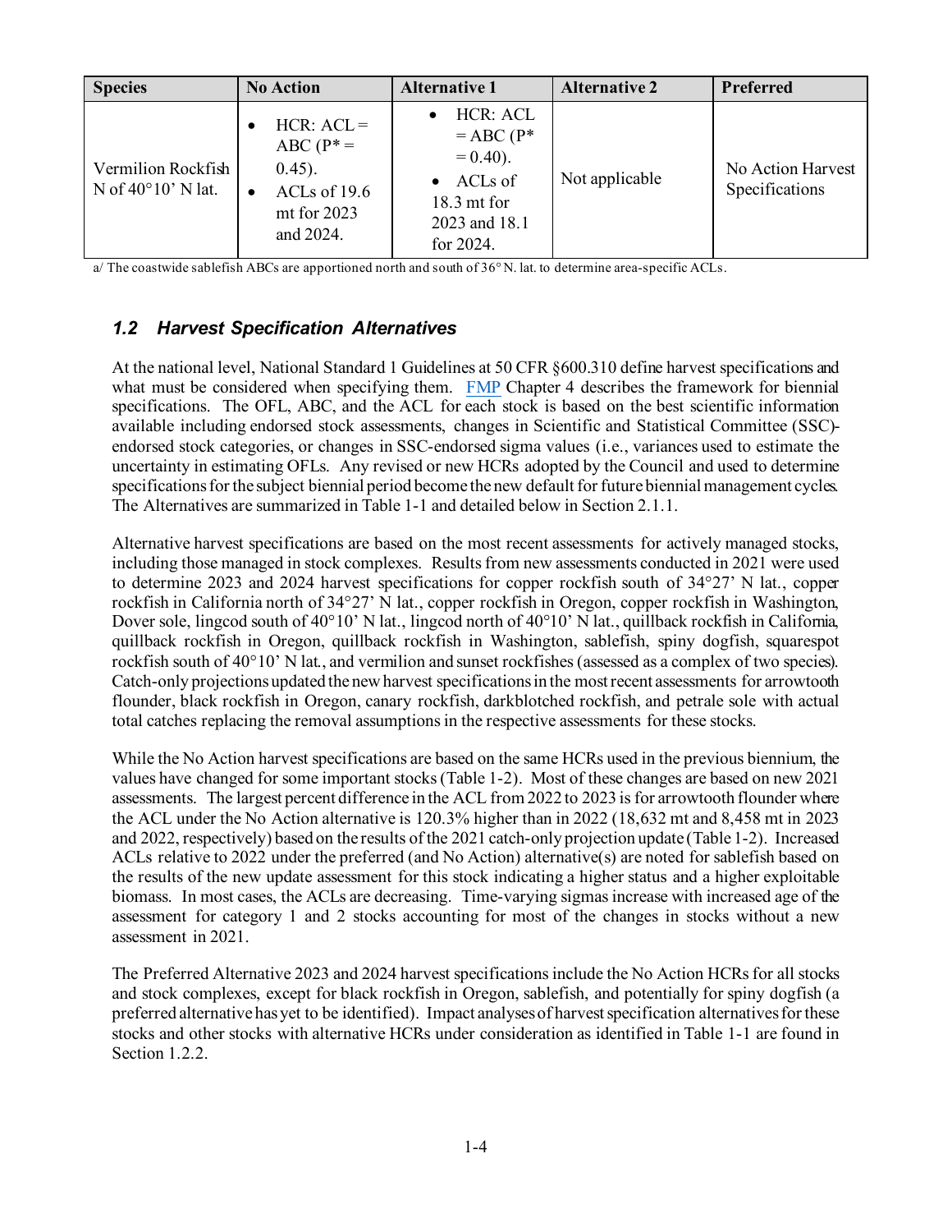| Species | No Action | Alternative 1 | Alternative 2 | Preferred |
| --- | --- | --- | --- | --- |
| Vermilion Rockfish N of 40°10' N lat. | • HCR: ACL = ABC (P* = 0.45). • ACLs of 19.6 mt for 2023 and 2024. | • HCR: ACL = ABC (P* = 0.40). • ACLs of 18.3 mt for 2023 and 18.1 for 2024. | Not applicable | No Action Harvest Specifications |

a/ The coastwide sablefish ABCs are apportioned north and south of 36° N. lat. to determine area-specific ACLs.

## *1.2 Harvest Specification Alternatives*

At the national level, National Standard 1 Guidelines at 50 CFR §600.310 define harvest specifications and what must be considered when specifying them. FMP Chapter 4 describes the framework for biennial specifications. The OFL, ABC, and the ACL for each stock is based on the best scientific information available including endorsed stock assessments, changes in Scientific and Statistical Committee (SSC)-endorsed stock categories, or changes in SSC-endorsed sigma values (i.e., variances used to estimate the uncertainty in estimating OFLs. Any revised or new HCRs adopted by the Council and used to determine specifications for the subject biennial period become the new default for future biennial management cycles. The Alternatives are summarized in Table 1-1 and detailed below in Section 2.1.1.

Alternative harvest specifications are based on the most recent assessments for actively managed stocks, including those managed in stock complexes. Results from new assessments conducted in 2021 were used to determine 2023 and 2024 harvest specifications for copper rockfish south of 34°27' N lat., copper rockfish in California north of 34°27' N lat., copper rockfish in Oregon, copper rockfish in Washington, Dover sole, lingcod south of 40°10' N lat., lingcod north of 40°10' N lat., quillback rockfish in California, quillback rockfish in Oregon, quillback rockfish in Washington, sablefish, spiny dogfish, squarespot rockfish south of 40°10' N lat., and vermilion and sunset rockfishes (assessed as a complex of two species). Catch-only projections updated the new harvest specifications in the most recent assessments for arrowtooth flounder, black rockfish in Oregon, canary rockfish, darkblotched rockfish, and petrale sole with actual total catches replacing the removal assumptions in the respective assessments for these stocks.

While the No Action harvest specifications are based on the same HCRs used in the previous biennium, the values have changed for some important stocks (Table 1-2). Most of these changes are based on new 2021 assessments. The largest percent difference in the ACL from 2022 to 2023 is for arrowtooth flounder where the ACL under the No Action alternative is 120.3% higher than in 2022 (18,632 mt and 8,458 mt in 2023 and 2022, respectively) based on the results of the 2021 catch-only projection update (Table 1-2). Increased ACLs relative to 2022 under the preferred (and No Action) alternative(s) are noted for sablefish based on the results of the new update assessment for this stock indicating a higher status and a higher exploitable biomass. In most cases, the ACLs are decreasing. Time-varying sigmas increase with increased age of the assessment for category 1 and 2 stocks accounting for most of the changes in stocks without a new assessment in 2021.

The Preferred Alternative 2023 and 2024 harvest specifications include the No Action HCRs for all stocks and stock complexes, except for black rockfish in Oregon, sablefish, and potentially for spiny dogfish (a preferred alternative has yet to be identified). Impact analyses of harvest specification alternatives for these stocks and other stocks with alternative HCRs under consideration as identified in Table 1-1 are found in Section 1.2.2.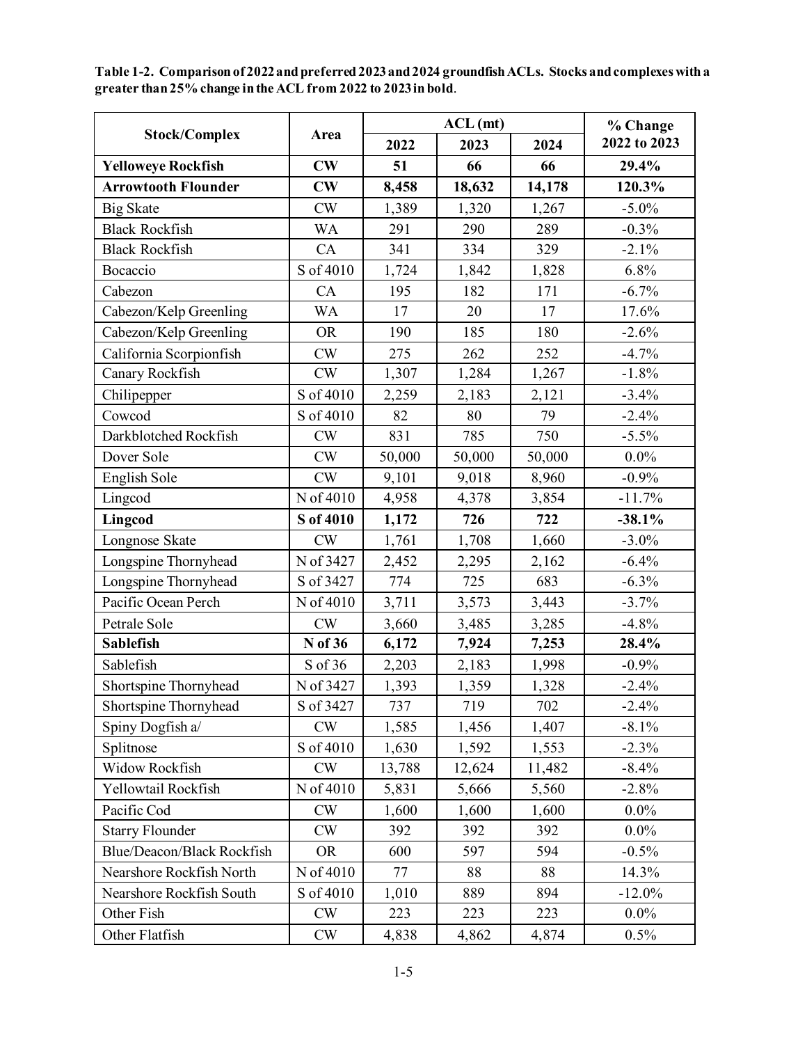**Table 1-2. Comparison of 2022 and preferred 2023 and 2024 groundfish ACLs. Stocks and complexes with a greater than 25% change in the ACL from 2022 to 2023 in bold.**

| Stock/Complex | Area | ACL (mt) | | | % Change 2022 to 2023 |
|---|---|---|---|---|---|
| | | 2022 | 2023 | 2024 | |
| **Yelloweye Rockfish** | **CW** | **51** | **66** | **66** | **29.4%** |
| **Arrowtooth Flounder** | **CW** | **8,458** | **18,632** | **14,178** | **120.3%** |
| Big Skate | CW | 1,389 | 1,320 | 1,267 | -5.0% |
| Black Rockfish | WA | 291 | 290 | 289 | -0.3% |
| Black Rockfish | CA | 341 | 334 | 329 | -2.1% |
| Bocaccio | S of 4010 | 1,724 | 1,842 | 1,828 | 6.8% |
| Cabezon | CA | 195 | 182 | 171 | -6.7% |
| Cabezon/Kelp Greenling | WA | 17 | 20 | 17 | 17.6% |
| Cabezon/Kelp Greenling | OR | 190 | 185 | 180 | -2.6% |
| California Scorpionfish | CW | 275 | 262 | 252 | -4.7% |
| Canary Rockfish | CW | 1,307 | 1,284 | 1,267 | -1.8% |
| Chilipepper | S of 4010 | 2,259 | 2,183 | 2,121 | -3.4% |
| Cowcod | S of 4010 | 82 | 80 | 79 | -2.4% |
| Darkblotched Rockfish | CW | 831 | 785 | 750 | -5.5% |
| Dover Sole | CW | 50,000 | 50,000 | 50,000 | 0.0% |
| English Sole | CW | 9,101 | 9,018 | 8,960 | -0.9% |
| Lingcod | N of 4010 | 4,958 | 4,378 | 3,854 | -11.7% |
| **Lingcod** | **S of 4010** | **1,172** | **726** | **722** | **-38.1%** |
| Longnose Skate | CW | 1,761 | 1,708 | 1,660 | -3.0% |
| Longspine Thornyhead | N of 3427 | 2,452 | 2,295 | 2,162 | -6.4% |
| Longspine Thornyhead | S of 3427 | 774 | 725 | 683 | -6.3% |
| Pacific Ocean Perch | N of 4010 | 3,711 | 3,573 | 3,443 | -3.7% |
| Petrale Sole | CW | 3,660 | 3,485 | 3,285 | -4.8% |
| **Sablefish** | **N of 36** | **6,172** | **7,924** | **7,253** | **28.4%** |
| Sablefish | S of 36 | 2,203 | 2,183 | 1,998 | -0.9% |
| Shortspine Thornyhead | N of 3427 | 1,393 | 1,359 | 1,328 | -2.4% |
| Shortspine Thornyhead | S of 3427 | 737 | 719 | 702 | -2.4% |
| Spiny Dogfish a/ | CW | 1,585 | 1,456 | 1,407 | -8.1% |
| Splitnose | S of 4010 | 1,630 | 1,592 | 1,553 | -2.3% |
| Widow Rockfish | CW | 13,788 | 12,624 | 11,482 | -8.4% |
| Yellowtail Rockfish | N of 4010 | 5,831 | 5,666 | 5,560 | -2.8% |
| Pacific Cod | CW | 1,600 | 1,600 | 1,600 | 0.0% |
| Starry Flounder | CW | 392 | 392 | 392 | 0.0% |
| Blue/Deacon/Black Rockfish | OR | 600 | 597 | 594 | -0.5% |
| Nearshore Rockfish North | N of 4010 | 77 | 88 | 88 | 14.3% |
| Nearshore Rockfish South | S of 4010 | 1,010 | 889 | 894 | -12.0% |
| Other Fish | CW | 223 | 223 | 223 | 0.0% |
| Other Flatfish | CW | 4,838 | 4,862 | 4,874 | 0.5% |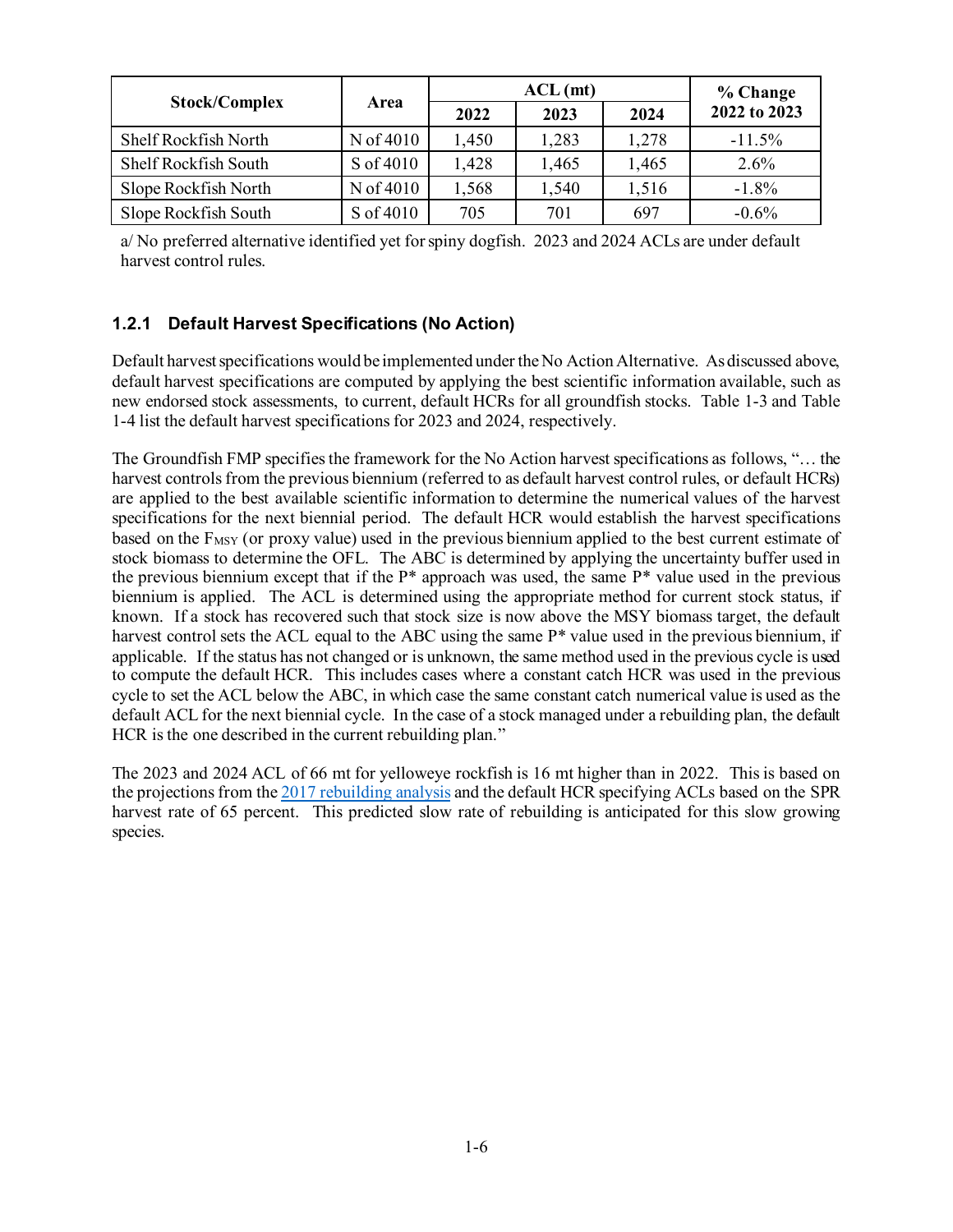| Stock/Complex | Area | ACL (mt) | | | % Change 2022 to 2023 |
|---|---|---|---|---|---|
| | | 2022 | 2023 | 2024 | |
| Shelf Rockfish North | N of 4010 | 1,450 | 1,283 | 1,278 | -11.5% |
| Shelf Rockfish South | S of 4010 | 1,428 | 1,465 | 1,465 | 2.6% |
| Slope Rockfish North | N of 4010 | 1,568 | 1,540 | 1,516 | -1.8% |
| Slope Rockfish South | S of 4010 | 705 | 701 | 697 | -0.6% |

a/ No preferred alternative identified yet for spiny dogfish. 2023 and 2024 ACLs are under default harvest control rules.

### 1.2.1 Default Harvest Specifications (No Action)

Default harvest specifications would be implemented under the No Action Alternative. As discussed above, default harvest specifications are computed by applying the best scientific information available, such as new endorsed stock assessments, to current, default HCRs for all groundfish stocks. Table 1-3 and Table 1-4 list the default harvest specifications for 2023 and 2024, respectively.

The Groundfish FMP specifies the framework for the No Action harvest specifications as follows, "… the harvest controls from the previous biennium (referred to as default harvest control rules, or default HCRs) are applied to the best available scientific information to determine the numerical values of the harvest specifications for the next biennial period. The default HCR would establish the harvest specifications based on the $F_{MSY}$ (or proxy value) used in the previous biennium applied to the best current estimate of stock biomass to determine the OFL. The ABC is determined by applying the uncertainty buffer used in the previous biennium except that if the P* approach was used, the same P* value used in the previous biennium is applied. The ACL is determined using the appropriate method for current stock status, if known. If a stock has recovered such that stock size is now above the MSY biomass target, the default harvest control sets the ACL equal to the ABC using the same P* value used in the previous biennium, if applicable. If the status has not changed or is unknown, the same method used in the previous cycle is used to compute the default HCR. This includes cases where a constant catch HCR was used in the previous cycle to set the ACL below the ABC, in which case the same constant catch numerical value is used as the default ACL for the next biennial cycle. In the case of a stock managed under a rebuilding plan, the default HCR is the one described in the current rebuilding plan."

The 2023 and 2024 ACL of 66 mt for yelloweye rockfish is 16 mt higher than in 2022. This is based on the projections from the 2017 rebuilding analysis and the default HCR specifying ACLs based on the SPR harvest rate of 65 percent. This predicted slow rate of rebuilding is anticipated for this slow growing species.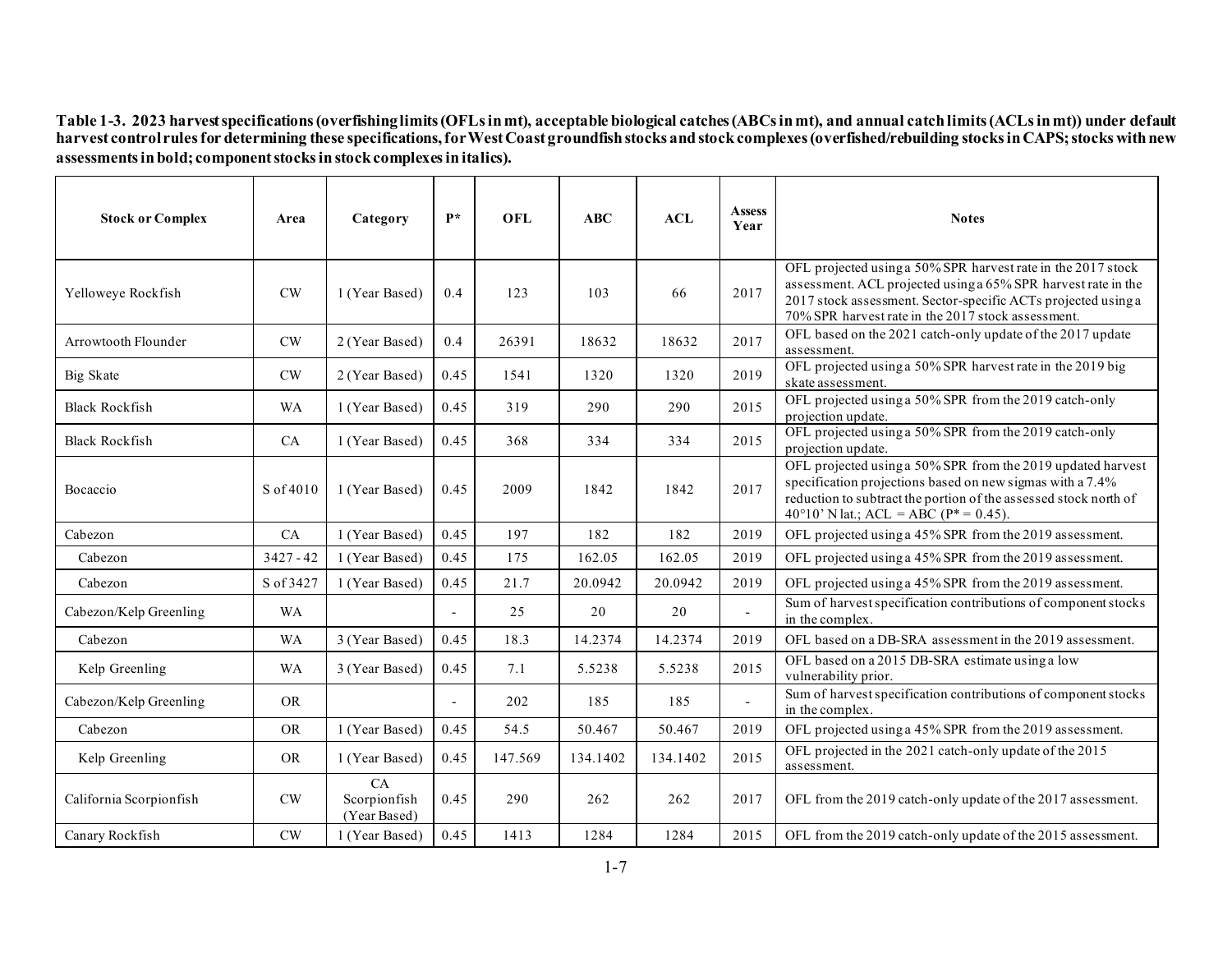**Table 1-3. 2023 harvest specifications (overfishing limits (OFLs in mt), acceptable biological catches (ABCs in mt), and annual catch limits (ACLs in mt)) under default harvest control rules for determining these specifications, for West Coast groundfish stocks and stock complexes (overfished/rebuilding stocks in CAPS; stocks with new assessments in bold; component stocks in stock complexes in italics).**

| Stock or Complex | Area | Category | P* | OFL | ABC | ACL | Assess Year | Notes |
|---|---|---|---|---|---|---|---|---|
| Yelloweye Rockfish | CW | 1 (Year Based) | 0.4 | 123 | 103 | 66 | 2017 | OFL projected using a 50% SPR harvest rate in the 2017 stock assessment. ACL projected using a 65% SPR harvest rate in the 2017 stock assessment. Sector-specific ACTs projected using a 70% SPR harvest rate in the 2017 stock assessment. |
| Arrowtooth Flounder | CW | 2 (Year Based) | 0.4 | 26391 | 18632 | 18632 | 2017 | OFL based on the 2021 catch-only update of the 2017 update assessment. |
| Big Skate | CW | 2 (Year Based) | 0.45 | 1541 | 1320 | 1320 | 2019 | OFL projected using a 50% SPR harvest rate in the 2019 big skate assessment. |
| Black Rockfish | WA | 1 (Year Based) | 0.45 | 319 | 290 | 290 | 2015 | OFL projected using a 50% SPR from the 2019 catch-only projection update. |
| Black Rockfish | CA | 1 (Year Based) | 0.45 | 368 | 334 | 334 | 2015 | OFL projected using a 50% SPR from the 2019 catch-only projection update. |
| Bocaccio | S of 4010 | 1 (Year Based) | 0.45 | 2009 | 1842 | 1842 | 2017 | OFL projected using a 50% SPR from the 2019 updated harvest specification projections based on new sigmas with a 7.4% reduction to subtract the portion of the assessed stock north of 40°10' N lat.; ACL = ABC (P* = 0.45). |
| Cabezon | CA | 1 (Year Based) | 0.45 | 197 | 182 | 182 | 2019 | OFL projected using a 45% SPR from the 2019 assessment. |
| *Cabezon* | 3427 - 42 | 1 (Year Based) | 0.45 | 175 | 162.05 | 162.05 | 2019 | OFL projected using a 45% SPR from the 2019 assessment. |
| *Cabezon* | S of 3427 | 1 (Year Based) | 0.45 | 21.7 | 20.0942 | 20.0942 | 2019 | OFL projected using a 45% SPR from the 2019 assessment. |
| Cabezon/Kelp Greenling | WA | | - | 25 | 20 | 20 | - | Sum of harvest specification contributions of component stocks in the complex. |
| *Cabezon* | WA | 3 (Year Based) | 0.45 | 18.3 | 14.2374 | 14.2374 | 2019 | OFL based on a DB-SRA assessment in the 2019 assessment. |
| *Kelp Greenling* | WA | 3 (Year Based) | 0.45 | 7.1 | 5.5238 | 5.5238 | 2015 | OFL based on a 2015 DB-SRA estimate using a low vulnerability prior. |
| Cabezon/Kelp Greenling | OR | | - | 202 | 185 | 185 | - | Sum of harvest specification contributions of component stocks in the complex. |
| *Cabezon* | OR | 1 (Year Based) | 0.45 | 54.5 | 50.467 | 50.467 | 2019 | OFL projected using a 45% SPR from the 2019 assessment. |
| *Kelp Greenling* | OR | 1 (Year Based) | 0.45 | 147.569 | 134.1402 | 134.1402 | 2015 | OFL projected in the 2021 catch-only update of the 2015 assessment. |
| California Scorpionfish | CW | CA Scorpionfish (Year Based) | 0.45 | 290 | 262 | 262 | 2017 | OFL from the 2019 catch-only update of the 2017 assessment. |
| Canary Rockfish | CW | 1 (Year Based) | 0.45 | 1413 | 1284 | 1284 | 2015 | OFL from the 2019 catch-only update of the 2015 assessment. |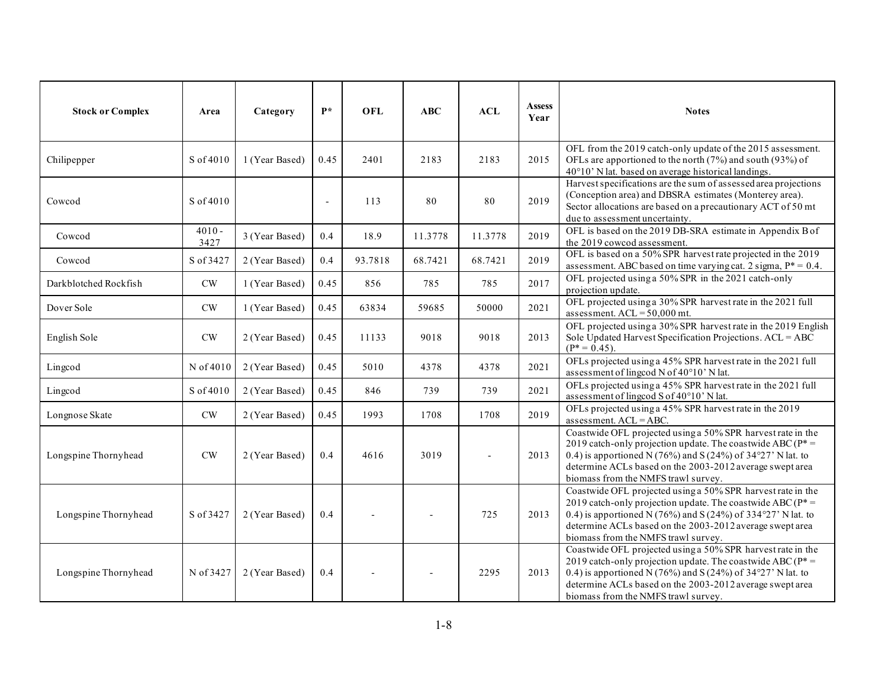| Stock or Complex | Area | Category | P* | OFL | ABC | ACL | Assess Year | Notes |
|---|---|---|---|---|---|---|---|---|
| Chilipepper | S of 4010 | 1 (Year Based) | 0.45 | 2401 | 2183 | 2183 | 2015 | OFL from the 2019 catch-only update of the 2015 assessment. OFLs are apportioned to the north (7%) and south (93%) of 40°10' N lat. based on average historical landings. |
| Cowcod | S of 4010 | | - | 113 | 80 | 80 | 2019 | Harvest specifications are the sum of assessed area projections (Conception area) and DBSRA estimates (Monterey area). Sector allocations are based on a precautionary ACT of 50 mt due to assessment uncertainty. |
| Cowcod | 4010 - 3427 | 3 (Year Based) | 0.4 | 18.9 | 11.3778 | 11.3778 | 2019 | OFL is based on the 2019 DB-SRA estimate in Appendix B of the 2019 cowcod assessment. |
| Cowcod | S of 3427 | 2 (Year Based) | 0.4 | 93.7818 | 68.7421 | 68.7421 | 2019 | OFL is based on a 50% SPR harvest rate projected in the 2019 assessment. ABC based on time varying cat. 2 sigma, P* = 0.4. |
| Darkblotched Rockfish | CW | 1 (Year Based) | 0.45 | 856 | 785 | 785 | 2017 | OFL projected using a 50% SPR in the 2021 catch-only projection update. |
| Dover Sole | CW | 1 (Year Based) | 0.45 | 63834 | 59685 | 50000 | 2021 | OFL projected using a 30% SPR harvest rate in the 2021 full assessment. ACL = 50,000 mt. |
| English Sole | CW | 2 (Year Based) | 0.45 | 11133 | 9018 | 9018 | 2013 | OFL projected using a 30% SPR harvest rate in the 2019 English Sole Updated Harvest Specification Projections. ACL = ABC (P* = 0.45). |
| Lingcod | N of 4010 | 2 (Year Based) | 0.45 | 5010 | 4378 | 4378 | 2021 | OFLs projected using a 45% SPR harvest rate in the 2021 full assessment of lingcod N of 40°10' N lat. |
| Lingcod | S of 4010 | 2 (Year Based) | 0.45 | 846 | 739 | 739 | 2021 | OFLs projected using a 45% SPR harvest rate in the 2021 full assessment of lingcod S of 40°10' N lat. |
| Longnose Skate | CW | 2 (Year Based) | 0.45 | 1993 | 1708 | 1708 | 2019 | OFLs projected using a 45% SPR harvest rate in the 2019 assessment. ACL = ABC. |
| Longspine Thornyhead | CW | 2 (Year Based) | 0.4 | 4616 | 3019 | - | 2013 | Coastwide OFL projected using a 50% SPR harvest rate in the 2019 catch-only projection update. The coastwide ABC (P* = 0.4) is apportioned N (76%) and S (24%) of 34°27' N lat. to determine ACLs based on the 2003-2012 average swept area biomass from the NMFS trawl survey. |
| Longspine Thornyhead | S of 3427 | 2 (Year Based) | 0.4 | - | - | 725 | 2013 | Coastwide OFL projected using a 50% SPR harvest rate in the 2019 catch-only projection update. The coastwide ABC (P* = 0.4) is apportioned N (76%) and S (24%) of 334°27' N lat. to determine ACLs based on the 2003-2012 average swept area biomass from the NMFS trawl survey. |
| Longspine Thornyhead | N of 3427 | 2 (Year Based) | 0.4 | - | - | 2295 | 2013 | Coastwide OFL projected using a 50% SPR harvest rate in the 2019 catch-only projection update. The coastwide ABC (P* = 0.4) is apportioned N (76%) and S (24%) of 34°27' N lat. to determine ACLs based on the 2003-2012 average swept area biomass from the NMFS trawl survey. |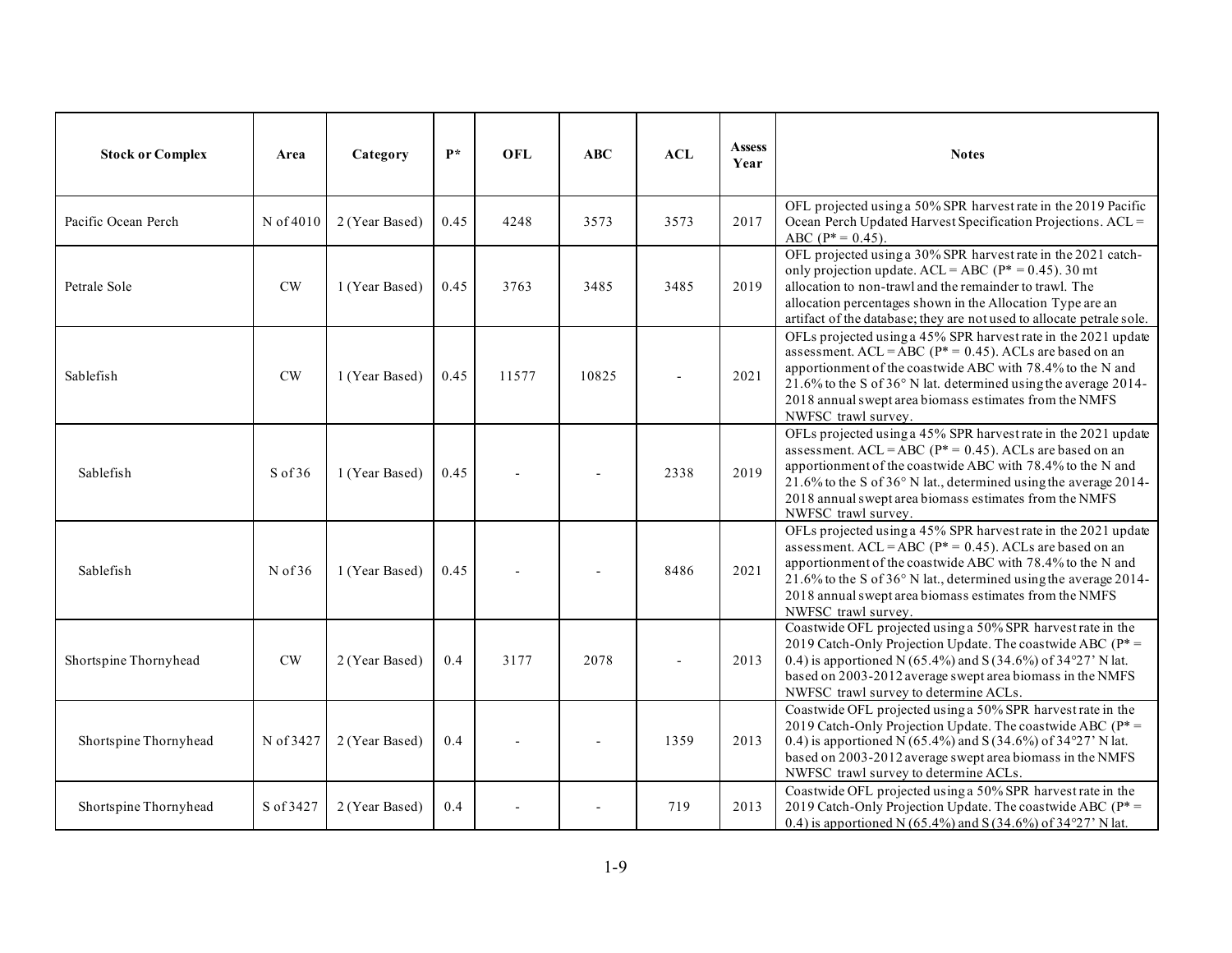| Stock or Complex | Area | Category | P* | OFL | ABC | ACL | Assess Year | Notes |
|---|---|---|---|---|---|---|---|---|
| Pacific Ocean Perch | N of 4010 | 2 (Year Based) | 0.45 | 4248 | 3573 | 3573 | 2017 | OFL projected using a 50% SPR harvest rate in the 2019 Pacific Ocean Perch Updated Harvest Specification Projections. ACL = ABC (P* = 0.45). |
| Petrale Sole | CW | 1 (Year Based) | 0.45 | 3763 | 3485 | 3485 | 2019 | OFL projected using a 30% SPR harvest rate in the 2021 catch-only projection update. ACL = ABC (P* = 0.45). 30 mt allocation to non-trawl and the remainder to trawl. The allocation percentages shown in the Allocation Type are an artifact of the database; they are not used to allocate petrale sole. |
| Sablefish | CW | 1 (Year Based) | 0.45 | 11577 | 10825 | - | 2021 | OFLs projected using a 45% SPR harvest rate in the 2021 update assessment. ACL = ABC (P* = 0.45). ACLs are based on an apportionment of the coastwide ABC with 78.4% to the N and 21.6% to the S of 36° N lat. determined using the average 2014-2018 annual swept area biomass estimates from the NMFS NWFSC trawl survey. |
| Sablefish | S of 36 | 1 (Year Based) | 0.45 | - | - | 2338 | 2019 | OFLs projected using a 45% SPR harvest rate in the 2021 update assessment. ACL = ABC (P* = 0.45). ACLs are based on an apportionment of the coastwide ABC with 78.4% to the N and 21.6% to the S of 36° N lat., determined using the average 2014-2018 annual swept area biomass estimates from the NMFS NWFSC trawl survey. |
| Sablefish | N of 36 | 1 (Year Based) | 0.45 | - | - | 8486 | 2021 | OFLs projected using a 45% SPR harvest rate in the 2021 update assessment. ACL = ABC (P* = 0.45). ACLs are based on an apportionment of the coastwide ABC with 78.4% to the N and 21.6% to the S of 36° N lat., determined using the average 2014-2018 annual swept area biomass estimates from the NMFS NWFSC trawl survey. |
| Shortspine Thornyhead | CW | 2 (Year Based) | 0.4 | 3177 | 2078 | - | 2013 | Coastwide OFL projected using a 50% SPR harvest rate in the 2019 Catch-Only Projection Update. The coastwide ABC (P* = 0.4) is apportioned N (65.4%) and S (34.6%) of 34°27' N lat. based on 2003-2012 average swept area biomass in the NMFS NWFSC trawl survey to determine ACLs. |
| Shortspine Thornyhead | N of 3427 | 2 (Year Based) | 0.4 | - | - | 1359 | 2013 | Coastwide OFL projected using a 50% SPR harvest rate in the 2019 Catch-Only Projection Update. The coastwide ABC (P* = 0.4) is apportioned N (65.4%) and S (34.6%) of 34°27' N lat. based on 2003-2012 average swept area biomass in the NMFS NWFSC trawl survey to determine ACLs. |
| Shortspine Thornyhead | S of 3427 | 2 (Year Based) | 0.4 | - | - | 719 | 2013 | Coastwide OFL projected using a 50% SPR harvest rate in the 2019 Catch-Only Projection Update. The coastwide ABC (P* = 0.4) is apportioned N (65.4%) and S (34.6%) of 34°27' N lat. |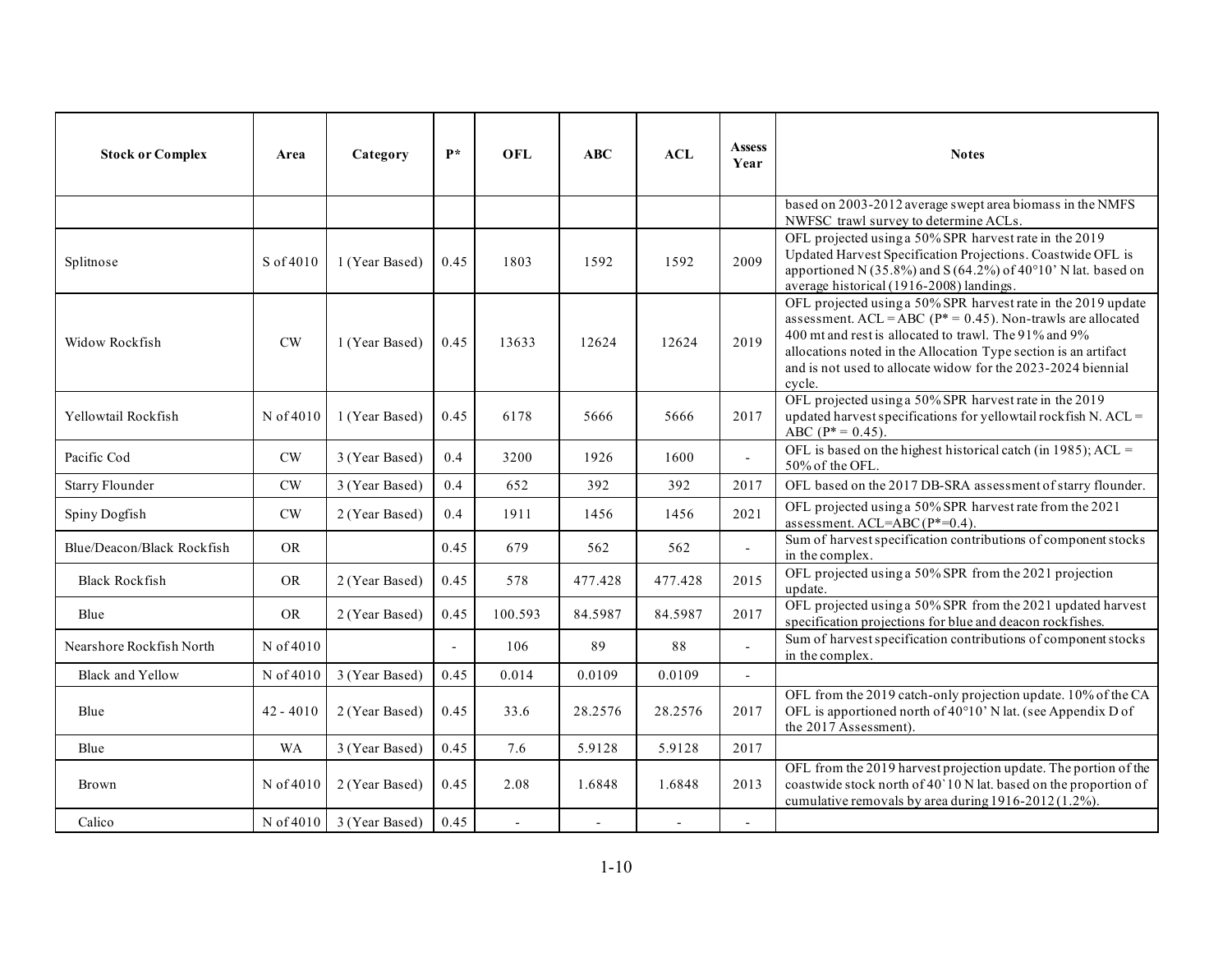| Stock or Complex | Area | Category | P* | OFL | ABC | ACL | Assess Year | Notes |
|---|---|---|---|---|---|---|---|---|
| | | | | | | | | based on 2003-2012 average swept area biomass in the NMFS NWFSC trawl survey to determine ACLs. |
| Splitnose | S of 4010 | 1 (Year Based) | 0.45 | 1803 | 1592 | 1592 | 2009 | OFL projected using a 50% SPR harvest rate in the 2019 Updated Harvest Specification Projections. Coastwide OFL is apportioned N (35.8%) and S (64.2%) of 40°10' N lat. based on average historical (1916-2008) landings. |
| Widow Rockfish | CW | 1 (Year Based) | 0.45 | 13633 | 12624 | 12624 | 2019 | OFL projected using a 50% SPR harvest rate in the 2019 update assessment. ACL = ABC (P* = 0.45). Non-trawls are allocated 400 mt and rest is allocated to trawl. The 91% and 9% allocations noted in the Allocation Type section is an artifact and is not used to allocate widow for the 2023-2024 biennial cycle. |
| Yellowtail Rockfish | N of 4010 | 1 (Year Based) | 0.45 | 6178 | 5666 | 5666 | 2017 | OFL projected using a 50% SPR harvest rate in the 2019 updated harvest specifications for yellowtail rockfish N. ACL = ABC (P* = 0.45). |
| Pacific Cod | CW | 3 (Year Based) | 0.4 | 3200 | 1926 | 1600 | - | OFL is based on the highest historical catch (in 1985); ACL = 50% of the OFL. |
| Starry Flounder | CW | 3 (Year Based) | 0.4 | 652 | 392 | 392 | 2017 | OFL based on the 2017 DB-SRA assessment of starry flounder. |
| Spiny Dogfish | CW | 2 (Year Based) | 0.4 | 1911 | 1456 | 1456 | 2021 | OFL projected using a 50% SPR harvest rate from the 2021 assessment. ACL=ABC (P*=0.4). |
| Blue/Deacon/Black Rockfish | OR | | 0.45 | 679 | 562 | 562 | - | Sum of harvest specification contributions of component stocks in the complex. |
| Black Rockfish | OR | 2 (Year Based) | 0.45 | 578 | 477.428 | 477.428 | 2015 | OFL projected using a 50% SPR from the 2021 projection update. |
| Blue | OR | 2 (Year Based) | 0.45 | 100.593 | 84.5987 | 84.5987 | 2017 | OFL projected using a 50% SPR from the 2021 updated harvest specification projections for blue and deacon rockfishes. |
| Nearshore Rockfish North | N of 4010 | | - | 106 | 89 | 88 | - | Sum of harvest specification contributions of component stocks in the complex. |
| Black and Yellow | N of 4010 | 3 (Year Based) | 0.45 | 0.014 | 0.0109 | 0.0109 | - | |
| Blue | 42 - 4010 | 2 (Year Based) | 0.45 | 33.6 | 28.2576 | 28.2576 | 2017 | OFL from the 2019 catch-only projection update. 10% of the CA OFL is apportioned north of 40°10' N lat. (see Appendix D of the 2017 Assessment). |
| Blue | WA | 3 (Year Based) | 0.45 | 7.6 | 5.9128 | 5.9128 | 2017 | |
| Brown | N of 4010 | 2 (Year Based) | 0.45 | 2.08 | 1.6848 | 1.6848 | 2013 | OFL from the 2019 harvest projection update. The portion of the coastwide stock north of 40`10 N lat. based on the proportion of cumulative removals by area during 1916-2012 (1.2%). |
| Calico | N of 4010 | 3 (Year Based) | 0.45 | - | - | - | - | |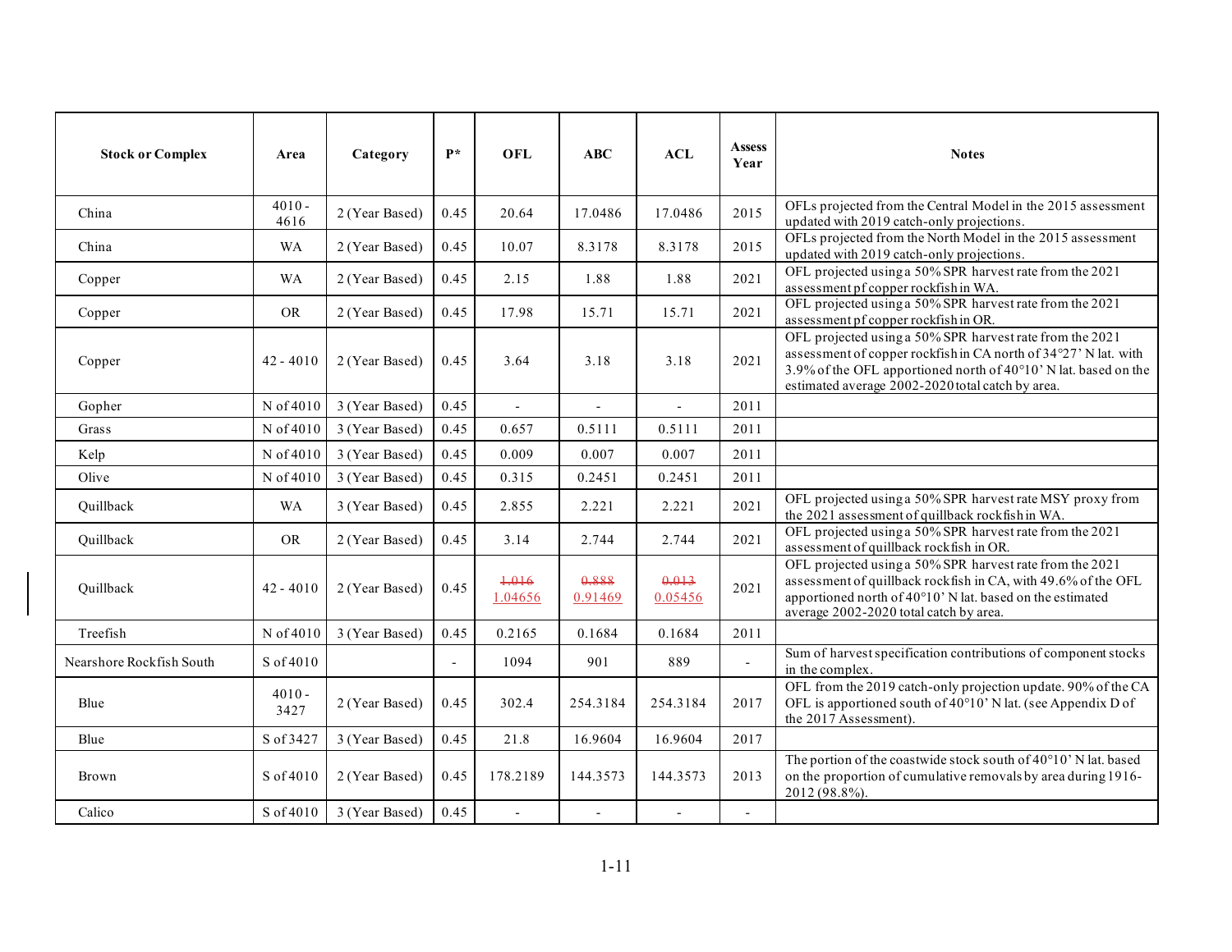| Stock or Complex | Area | Category | P* | OFL | ABC | ACL | Assess Year | Notes |
|---|---|---|---|---|---|---|---|---|
| China | 4010 - 4616 | 2 (Year Based) | 0.45 | 20.64 | 17.0486 | 17.0486 | 2015 | OFLs projected from the Central Model in the 2015 assessment updated with 2019 catch-only projections. |
| China | WA | 2 (Year Based) | 0.45 | 10.07 | 8.3178 | 8.3178 | 2015 | OFLs projected from the North Model in the 2015 assessment updated with 2019 catch-only projections. |
| Copper | WA | 2 (Year Based) | 0.45 | 2.15 | 1.88 | 1.88 | 2021 | OFL projected using a 50% SPR harvest rate from the 2021 assessment pf copper rockfish in WA. |
| Copper | OR | 2 (Year Based) | 0.45 | 17.98 | 15.71 | 15.71 | 2021 | OFL projected using a 50% SPR harvest rate from the 2021 assessment pf copper rockfish in OR. |
| Copper | 42 - 4010 | 2 (Year Based) | 0.45 | 3.64 | 3.18 | 3.18 | 2021 | OFL projected using a 50% SPR harvest rate from the 2021 assessment of copper rockfish in CA north of 34°27' N lat. with 3.9% of the OFL apportioned north of 40°10' N lat. based on the estimated average 2002-2020 total catch by area. |
| Gopher | N of 4010 | 3 (Year Based) | 0.45 | - | - | - | 2011 | |
| Grass | N of 4010 | 3 (Year Based) | 0.45 | 0.657 | 0.5111 | 0.5111 | 2011 | |
| Kelp | N of 4010 | 3 (Year Based) | 0.45 | 0.009 | 0.007 | 0.007 | 2011 | |
| Olive | N of 4010 | 3 (Year Based) | 0.45 | 0.315 | 0.2451 | 0.2451 | 2011 | |
| Quillback | WA | 3 (Year Based) | 0.45 | 2.855 | 2.221 | 2.221 | 2021 | OFL projected using a 50% SPR harvest rate MSY proxy from the 2021 assessment of quillback rockfish in WA. |
| Quillback | OR | 2 (Year Based) | 0.45 | 3.14 | 2.744 | 2.744 | 2021 | OFL projected using a 50% SPR harvest rate from the 2021 assessment of quillback rockfish in OR. |
| Quillback | 42 - 4010 | 2 (Year Based) | 0.45 | ~~1.016~~ 1.04656 | ~~0.888~~ 0.91469 | ~~0.013~~ 0.05456 | 2021 | OFL projected using a 50% SPR harvest rate from the 2021 assessment of quillback rockfish in CA, with 49.6% of the OFL apportioned north of 40°10' N lat. based on the estimated average 2002-2020 total catch by area. |
| Treefish | N of 4010 | 3 (Year Based) | 0.45 | 0.2165 | 0.1684 | 0.1684 | 2011 | |
| Nearshore Rockfish South | S of 4010 | | - | 1094 | 901 | 889 | - | Sum of harvest specification contributions of component stocks in the complex. |
| Blue | 4010 - 3427 | 2 (Year Based) | 0.45 | 302.4 | 254.3184 | 254.3184 | 2017 | OFL from the 2019 catch-only projection update. 90% of the CA OFL is apportioned south of 40°10' N lat. (see Appendix D of the 2017 Assessment). |
| Blue | S of 3427 | 3 (Year Based) | 0.45 | 21.8 | 16.9604 | 16.9604 | 2017 | |
| Brown | S of 4010 | 2 (Year Based) | 0.45 | 178.2189 | 144.3573 | 144.3573 | 2013 | The portion of the coastwide stock south of 40°10' N lat. based on the proportion of cumulative removals by area during 1916-2012 (98.8%). |
| Calico | S of 4010 | 3 (Year Based) | 0.45 | - | - | - | - | |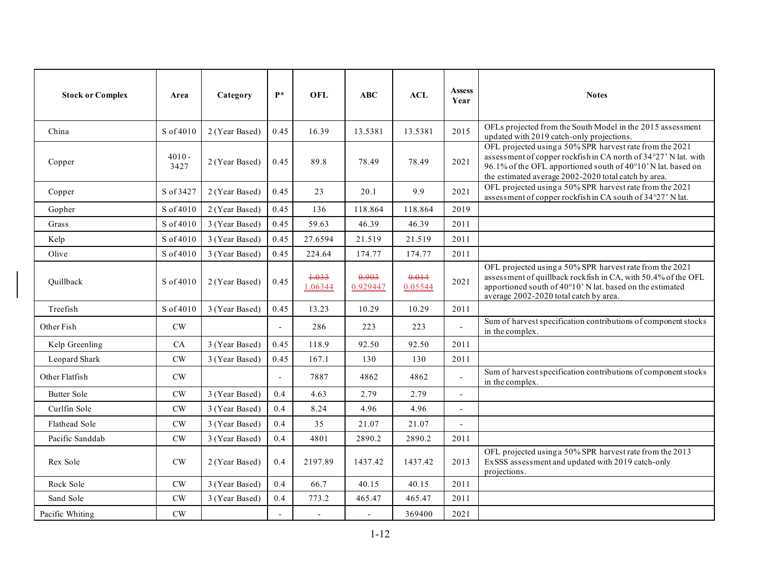| Stock or Complex | Area | Category | P* | OFL | ABC | ACL | Assess Year | Notes |
|---|---|---|---|---|---|---|---|---|
| China | S of 4010 | 2 (Year Based) | 0.45 | 16.39 | 13.5381 | 13.5381 | 2015 | OFLs projected from the South Model in the 2015 assessment updated with 2019 catch-only projections. |
| Copper | 4010 - 3427 | 2 (Year Based) | 0.45 | 89.8 | 78.49 | 78.49 | 2021 | OFL projected using a 50% SPR harvest rate from the 2021 assessment of copper rockfish in CA north of 34°27' N lat. with 96.1% of the OFL apportioned south of 40°10' N lat. based on the estimated average 2002-2020 total catch by area. |
| Copper | S of 3427 | 2 (Year Based) | 0.45 | 23 | 20.1 | 9.9 | 2021 | OFL projected using a 50% SPR harvest rate from the 2021 assessment of copper rockfish in CA south of 34°27' N lat. |
| Gopher | S of 4010 | 2 (Year Based) | 0.45 | 136 | 118.864 | 118.864 | 2019 | |
| Grass | S of 4010 | 3 (Year Based) | 0.45 | 59.63 | 46.39 | 46.39 | 2011 | |
| Kelp | S of 4010 | 3 (Year Based) | 0.45 | 27.6594 | 21.519 | 21.519 | 2011 | |
| Olive | S of 4010 | 3 (Year Based) | 0.45 | 224.64 | 174.77 | 174.77 | 2011 | |
| Quillback | S of 4010 | 2 (Year Based) | 0.45 | ~~1.033~~ 1.06344 | ~~0.903~~ 0.929447 | ~~0.014~~ 0.05544 | 2021 | OFL projected using a 50% SPR harvest rate from the 2021 assessment of quillback rockfish in CA, with 50.4% of the OFL apportioned south of 40°10' N lat. based on the estimated average 2002-2020 total catch by area. |
| Treefish | S of 4010 | 3 (Year Based) | 0.45 | 13.23 | 10.29 | 10.29 | 2011 | |
| Other Fish | CW | | - | 286 | 223 | 223 | - | Sum of harvest specification contributions of component stocks in the complex. |
| Kelp Greenling | CA | 3 (Year Based) | 0.45 | 118.9 | 92.50 | 92.50 | 2011 | |
| Leopard Shark | CW | 3 (Year Based) | 0.45 | 167.1 | 130 | 130 | 2011 | |
| Other Flatfish | CW | | - | 7887 | 4862 | 4862 | - | Sum of harvest specification contributions of component stocks in the complex. |
| Butter Sole | CW | 3 (Year Based) | 0.4 | 4.63 | 2.79 | 2.79 | - | |
| Curlfin Sole | CW | 3 (Year Based) | 0.4 | 8.24 | 4.96 | 4.96 | - | |
| Flathead Sole | CW | 3 (Year Based) | 0.4 | 35 | 21.07 | 21.07 | - | |
| Pacific Sanddab | CW | 3 (Year Based) | 0.4 | 4801 | 2890.2 | 2890.2 | 2011 | |
| Rex Sole | CW | 2 (Year Based) | 0.4 | 2197.89 | 1437.42 | 1437.42 | 2013 | OFL projected using a 50% SPR harvest rate from the 2013 ExSSS assessment and updated with 2019 catch-only projections. |
| Rock Sole | CW | 3 (Year Based) | 0.4 | 66.7 | 40.15 | 40.15 | 2011 | |
| Sand Sole | CW | 3 (Year Based) | 0.4 | 773.2 | 465.47 | 465.47 | 2011 | |
| Pacific Whiting | CW | | - | - | - | 369400 | 2021 | |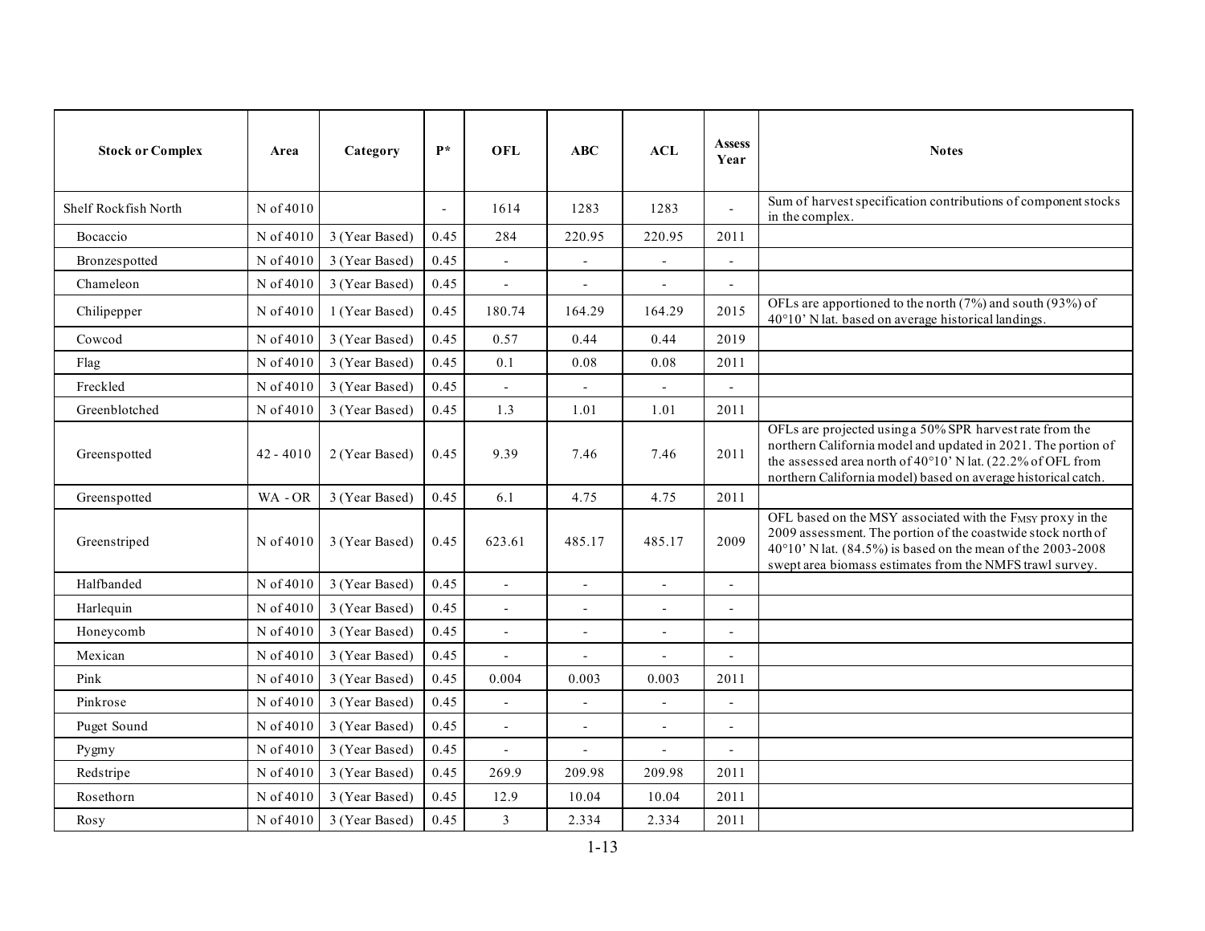| Stock or Complex | Area | Category | P* | OFL | ABC | ACL | Assess Year | Notes |
|---|---|---|---|---|---|---|---|---|
| Shelf Rockfish North | N of 4010 | | - | 1614 | 1283 | 1283 | - | Sum of harvest specification contributions of component stocks in the complex. |
| Bocaccio | N of 4010 | 3 (Year Based) | 0.45 | 284 | 220.95 | 220.95 | 2011 | |
| Bronzespotted | N of 4010 | 3 (Year Based) | 0.45 | - | - | - | - | |
| Chameleon | N of 4010 | 3 (Year Based) | 0.45 | - | - | - | - | |
| Chilipepper | N of 4010 | 1 (Year Based) | 0.45 | 180.74 | 164.29 | 164.29 | 2015 | OFLs are apportioned to the north (7%) and south (93%) of 40°10' N lat. based on average historical landings. |
| Cowcod | N of 4010 | 3 (Year Based) | 0.45 | 0.57 | 0.44 | 0.44 | 2019 | |
| Flag | N of 4010 | 3 (Year Based) | 0.45 | 0.1 | 0.08 | 0.08 | 2011 | |
| Freckled | N of 4010 | 3 (Year Based) | 0.45 | - | - | - | - | |
| Greenblotched | N of 4010 | 3 (Year Based) | 0.45 | 1.3 | 1.01 | 1.01 | 2011 | |
| Greenspotted | 42 - 4010 | 2 (Year Based) | 0.45 | 9.39 | 7.46 | 7.46 | 2011 | OFLs are projected using a 50% SPR harvest rate from the northern California model and updated in 2021. The portion of the assessed area north of 40°10' N lat. (22.2% of OFL from northern California model) based on average historical catch. |
| Greenspotted | WA - OR | 3 (Year Based) | 0.45 | 6.1 | 4.75 | 4.75 | 2011 | |
| Greenstriped | N of 4010 | 3 (Year Based) | 0.45 | 623.61 | 485.17 | 485.17 | 2009 | OFL based on the MSY associated with the $F_{MSY}$ proxy in the 2009 assessment. The portion of the coastwide stock north of 40°10' N lat. (84.5%) is based on the mean of the 2003-2008 swept area biomass estimates from the NMFS trawl survey. |
| Halfbanded | N of 4010 | 3 (Year Based) | 0.45 | - | - | - | - | |
| Harlequin | N of 4010 | 3 (Year Based) | 0.45 | - | - | - | - | |
| Honeycomb | N of 4010 | 3 (Year Based) | 0.45 | - | - | - | - | |
| Mexican | N of 4010 | 3 (Year Based) | 0.45 | - | - | - | - | |
| Pink | N of 4010 | 3 (Year Based) | 0.45 | 0.004 | 0.003 | 0.003 | 2011 | |
| Pinkrose | N of 4010 | 3 (Year Based) | 0.45 | - | - | - | - | |
| Puget Sound | N of 4010 | 3 (Year Based) | 0.45 | - | - | - | - | |
| Pygmy | N of 4010 | 3 (Year Based) | 0.45 | - | - | - | - | |
| Redstripe | N of 4010 | 3 (Year Based) | 0.45 | 269.9 | 209.98 | 209.98 | 2011 | |
| Rosethorn | N of 4010 | 3 (Year Based) | 0.45 | 12.9 | 10.04 | 10.04 | 2011 | |
| Rosy | N of 4010 | 3 (Year Based) | 0.45 | 3 | 2.334 | 2.334 | 2011 | |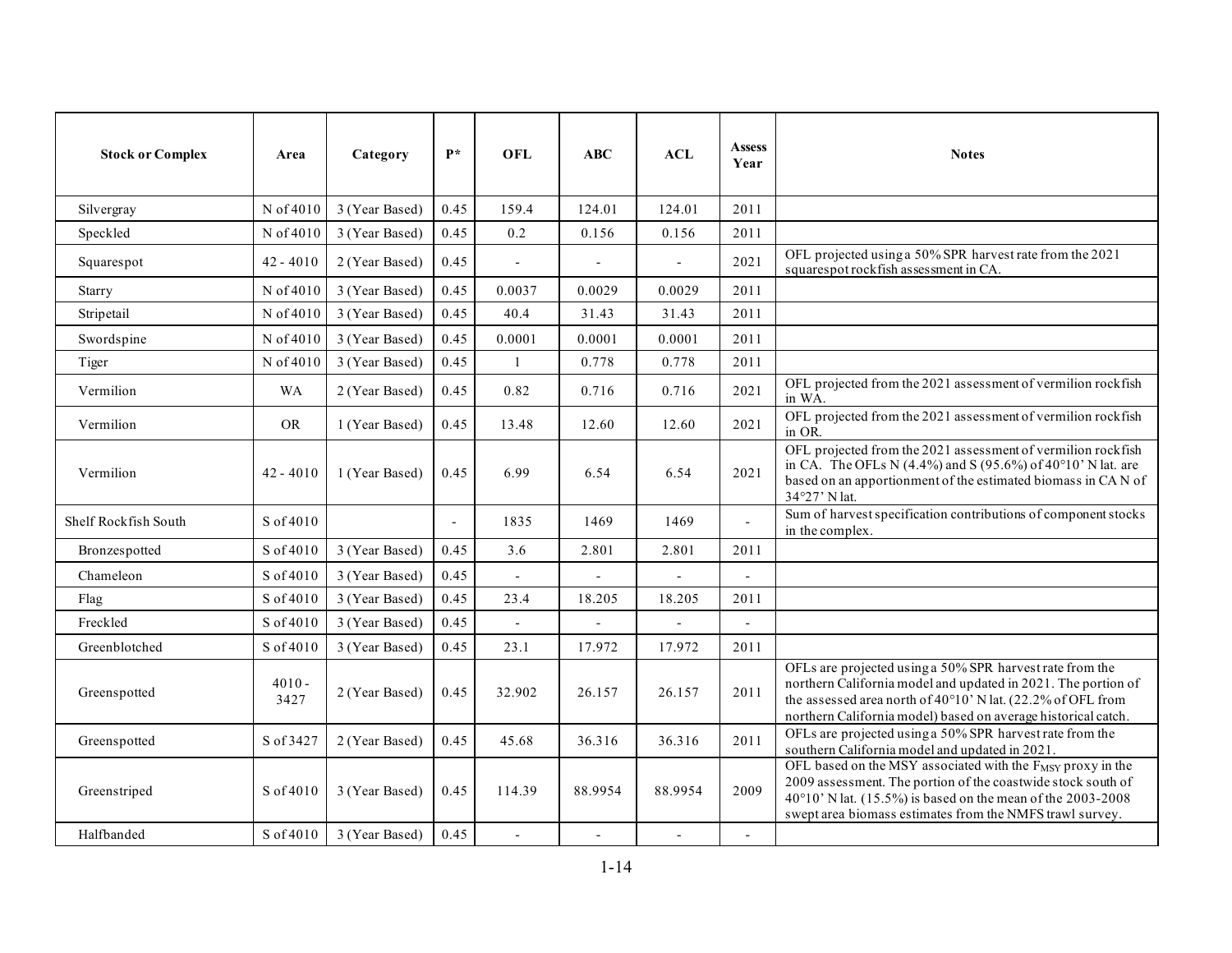| Stock or Complex | Area | Category | P* | OFL | ABC | ACL | Assess Year | Notes |
|---|---|---|---|---|---|---|---|---|
| Silvergray | N of 4010 | 3 (Year Based) | 0.45 | 159.4 | 124.01 | 124.01 | 2011 | |
| Speckled | N of 4010 | 3 (Year Based) | 0.45 | 0.2 | 0.156 | 0.156 | 2011 | |
| Squarespot | 42 - 4010 | 2 (Year Based) | 0.45 | - | - | - | 2021 | OFL projected using a 50% SPR harvest rate from the 2021 squarespot rockfish assessment in CA. |
| Starry | N of 4010 | 3 (Year Based) | 0.45 | 0.0037 | 0.0029 | 0.0029 | 2011 | |
| Stripetail | N of 4010 | 3 (Year Based) | 0.45 | 40.4 | 31.43 | 31.43 | 2011 | |
| Swordspine | N of 4010 | 3 (Year Based) | 0.45 | 0.0001 | 0.0001 | 0.0001 | 2011 | |
| Tiger | N of 4010 | 3 (Year Based) | 0.45 | 1 | 0.778 | 0.778 | 2011 | |
| Vermilion | WA | 2 (Year Based) | 0.45 | 0.82 | 0.716 | 0.716 | 2021 | OFL projected from the 2021 assessment of vermilion rockfish in WA. |
| Vermilion | OR | 1 (Year Based) | 0.45 | 13.48 | 12.60 | 12.60 | 2021 | OFL projected from the 2021 assessment of vermilion rockfish in OR. |
| Vermilion | 42 - 4010 | 1 (Year Based) | 0.45 | 6.99 | 6.54 | 6.54 | 2021 | OFL projected from the 2021 assessment of vermilion rockfish in CA. The OFLs N (4.4%) and S (95.6%) of 40°10' N lat. are based on an apportionment of the estimated biomass in CA N of 34°27' N lat. |
| Shelf Rockfish South | S of 4010 | | - | 1835 | 1469 | 1469 | - | Sum of harvest specification contributions of component stocks in the complex. |
| Bronzespotted | S of 4010 | 3 (Year Based) | 0.45 | 3.6 | 2.801 | 2.801 | 2011 | |
| Chameleon | S of 4010 | 3 (Year Based) | 0.45 | - | - | - | - | |
| Flag | S of 4010 | 3 (Year Based) | 0.45 | 23.4 | 18.205 | 18.205 | 2011 | |
| Freckled | S of 4010 | 3 (Year Based) | 0.45 | - | - | - | - | |
| Greenblotched | S of 4010 | 3 (Year Based) | 0.45 | 23.1 | 17.972 | 17.972 | 2011 | |
| Greenspotted | 4010 - 3427 | 2 (Year Based) | 0.45 | 32.902 | 26.157 | 26.157 | 2011 | OFLs are projected using a 50% SPR harvest rate from the northern California model and updated in 2021. The portion of the assessed area north of 40°10' N lat. (22.2% of OFL from northern California model) based on average historical catch. |
| Greenspotted | S of 3427 | 2 (Year Based) | 0.45 | 45.68 | 36.316 | 36.316 | 2011 | OFLs are projected using a 50% SPR harvest rate from the southern California model and updated in 2021. |
| Greenstriped | S of 4010 | 3 (Year Based) | 0.45 | 114.39 | 88.9954 | 88.9954 | 2009 | OFL based on the MSY associated with the $F_{MSY}$ proxy in the 2009 assessment. The portion of the coastwide stock south of 40°10' N lat. (15.5%) is based on the mean of the 2003-2008 swept area biomass estimates from the NMFS trawl survey. |
| Halfbanded | S of 4010 | 3 (Year Based) | 0.45 | - | - | - | - | |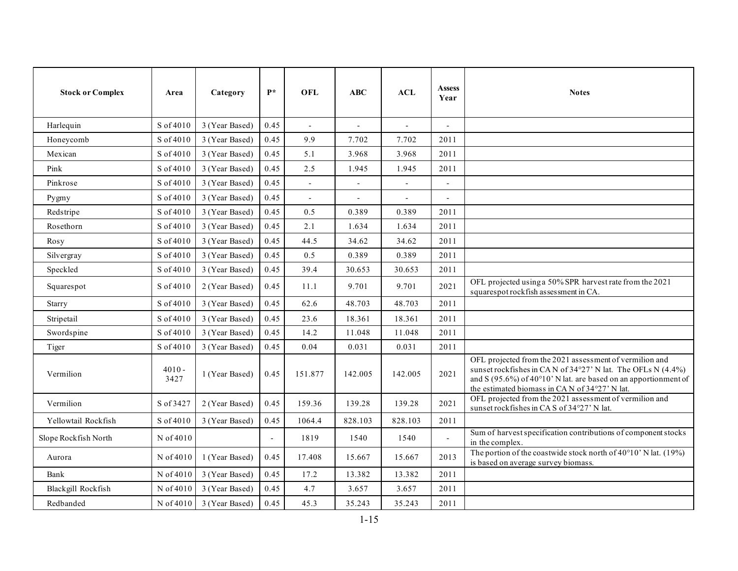| Stock or Complex | Area | Category | P* | OFL | ABC | ACL | Assess Year | Notes |
|---|---|---|---|---|---|---|---|---|
| Harlequin | S of 4010 | 3 (Year Based) | 0.45 | - | - | - | - | |
| Honeycomb | S of 4010 | 3 (Year Based) | 0.45 | 9.9 | 7.702 | 7.702 | 2011 | |
| Mexican | S of 4010 | 3 (Year Based) | 0.45 | 5.1 | 3.968 | 3.968 | 2011 | |
| Pink | S of 4010 | 3 (Year Based) | 0.45 | 2.5 | 1.945 | 1.945 | 2011 | |
| Pinkrose | S of 4010 | 3 (Year Based) | 0.45 | - | - | - | - | |
| Pygmy | S of 4010 | 3 (Year Based) | 0.45 | - | - | - | - | |
| Redstripe | S of 4010 | 3 (Year Based) | 0.45 | 0.5 | 0.389 | 0.389 | 2011 | |
| Rosethorn | S of 4010 | 3 (Year Based) | 0.45 | 2.1 | 1.634 | 1.634 | 2011 | |
| Rosy | S of 4010 | 3 (Year Based) | 0.45 | 44.5 | 34.62 | 34.62 | 2011 | |
| Silvergray | S of 4010 | 3 (Year Based) | 0.45 | 0.5 | 0.389 | 0.389 | 2011 | |
| Speckled | S of 4010 | 3 (Year Based) | 0.45 | 39.4 | 30.653 | 30.653 | 2011 | |
| Squarespot | S of 4010 | 2 (Year Based) | 0.45 | 11.1 | 9.701 | 9.701 | 2021 | OFL projected using a 50% SPR harvest rate from the 2021 squarespot rockfish assessment in CA. |
| Starry | S of 4010 | 3 (Year Based) | 0.45 | 62.6 | 48.703 | 48.703 | 2011 | |
| Stripetail | S of 4010 | 3 (Year Based) | 0.45 | 23.6 | 18.361 | 18.361 | 2011 | |
| Swordspine | S of 4010 | 3 (Year Based) | 0.45 | 14.2 | 11.048 | 11.048 | 2011 | |
| Tiger | S of 4010 | 3 (Year Based) | 0.45 | 0.04 | 0.031 | 0.031 | 2011 | |
| Vermilion | 4010 - 3427 | 1 (Year Based) | 0.45 | 151.877 | 142.005 | 142.005 | 2021 | OFL projected from the 2021 assessment of vermilion and sunset rockfishes in CA N of 34°27' N lat. The OFLs N (4.4%) and S (95.6%) of 40°10' N lat. are based on an apportionment of the estimated biomass in CA N of 34°27' N lat. |
| Vermilion | S of 3427 | 2 (Year Based) | 0.45 | 159.36 | 139.28 | 139.28 | 2021 | OFL projected from the 2021 assessment of vermilion and sunset rockfishes in CA S of 34°27' N lat. |
| Yellowtail Rockfish | S of 4010 | 3 (Year Based) | 0.45 | 1064.4 | 828.103 | 828.103 | 2011 | |
| Slope Rockfish North | N of 4010 | | - | 1819 | 1540 | 1540 | - | Sum of harvest specification contributions of component stocks in the complex. |
| Aurora | N of 4010 | 1 (Year Based) | 0.45 | 17.408 | 15.667 | 15.667 | 2013 | The portion of the coastwide stock north of 40°10' N lat. (19%) is based on average survey biomass. |
| Bank | N of 4010 | 3 (Year Based) | 0.45 | 17.2 | 13.382 | 13.382 | 2011 | |
| Blackgill Rockfish | N of 4010 | 3 (Year Based) | 0.45 | 4.7 | 3.657 | 3.657 | 2011 | |
| Redbanded | N of 4010 | 3 (Year Based) | 0.45 | 45.3 | 35.243 | 35.243 | 2011 | |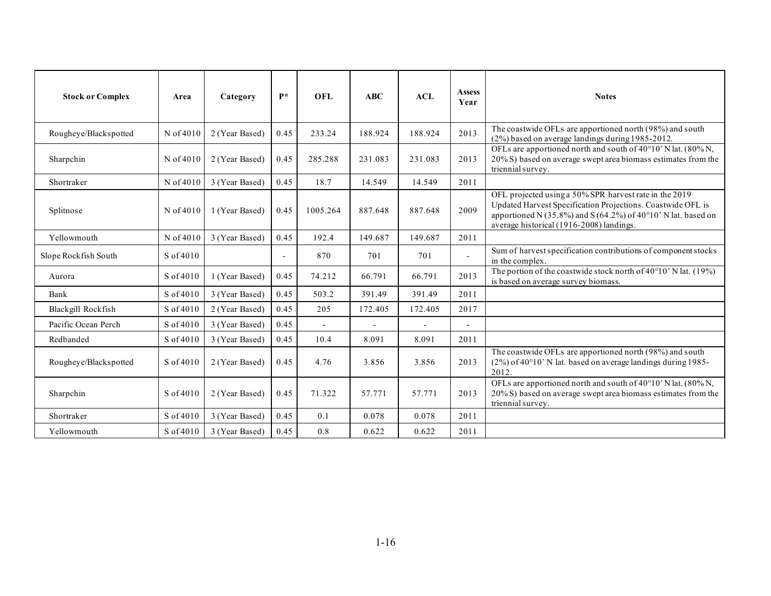| Stock or Complex | Area | Category | P* | OFL | ABC | ACL | Assess Year | Notes |
|---|---|---|---|---|---|---|---|---|
| Rougheye/Blackspotted | N of 4010 | 2 (Year Based) | 0.45 | 233.24 | 188.924 | 188.924 | 2013 | The coastwide OFLs are apportioned north (98%) and south (2%) based on average landings during 1985-2012. |
| Sharpchin | N of 4010 | 2 (Year Based) | 0.45 | 285.288 | 231.083 | 231.083 | 2013 | OFLs are apportioned north and south of 40°10' N lat. (80% N, 20% S) based on average swept area biomass estimates from the triennial survey. |
| Shortraker | N of 4010 | 3 (Year Based) | 0.45 | 18.7 | 14.549 | 14.549 | 2011 | |
| Splitnose | N of 4010 | 1 (Year Based) | 0.45 | 1005.264 | 887.648 | 887.648 | 2009 | OFL projected using a 50% SPR harvest rate in the 2019 Updated Harvest Specification Projections. Coastwide OFL is apportioned N (35.8%) and S (64.2%) of 40°10' N lat. based on average historical (1916-2008) landings. |
| Yellowmouth | N of 4010 | 3 (Year Based) | 0.45 | 192.4 | 149.687 | 149.687 | 2011 | |
| Slope Rockfish South | S of 4010 | | - | 870 | 701 | 701 | - | Sum of harvest specification contributions of component stocks in the complex. |
| Aurora | S of 4010 | 1 (Year Based) | 0.45 | 74.212 | 66.791 | 66.791 | 2013 | The portion of the coastwide stock north of 40°10' N lat. (19%) is based on average survey biomass. |
| Bank | S of 4010 | 3 (Year Based) | 0.45 | 503.2 | 391.49 | 391.49 | 2011 | |
| Blackgill Rockfish | S of 4010 | 2 (Year Based) | 0.45 | 205 | 172.405 | 172.405 | 2017 | |
| Pacific Ocean Perch | S of 4010 | 3 (Year Based) | 0.45 | - | - | - | - | |
| Redbanded | S of 4010 | 3 (Year Based) | 0.45 | 10.4 | 8.091 | 8.091 | 2011 | |
| Rougheye/Blackspotted | S of 4010 | 2 (Year Based) | 0.45 | 4.76 | 3.856 | 3.856 | 2013 | The coastwide OFLs are apportioned north (98%) and south (2%) of 40°10' N lat. based on average landings during 1985-2012. |
| Sharpchin | S of 4010 | 2 (Year Based) | 0.45 | 71.322 | 57.771 | 57.771 | 2013 | OFLs are apportioned north and south of 40°10' N lat. (80% N, 20% S) based on average swept area biomass estimates from the triennial survey. |
| Shortraker | S of 4010 | 3 (Year Based) | 0.45 | 0.1 | 0.078 | 0.078 | 2011 | |
| Yellowmouth | S of 4010 | 3 (Year Based) | 0.45 | 0.8 | 0.622 | 0.622 | 2011 | |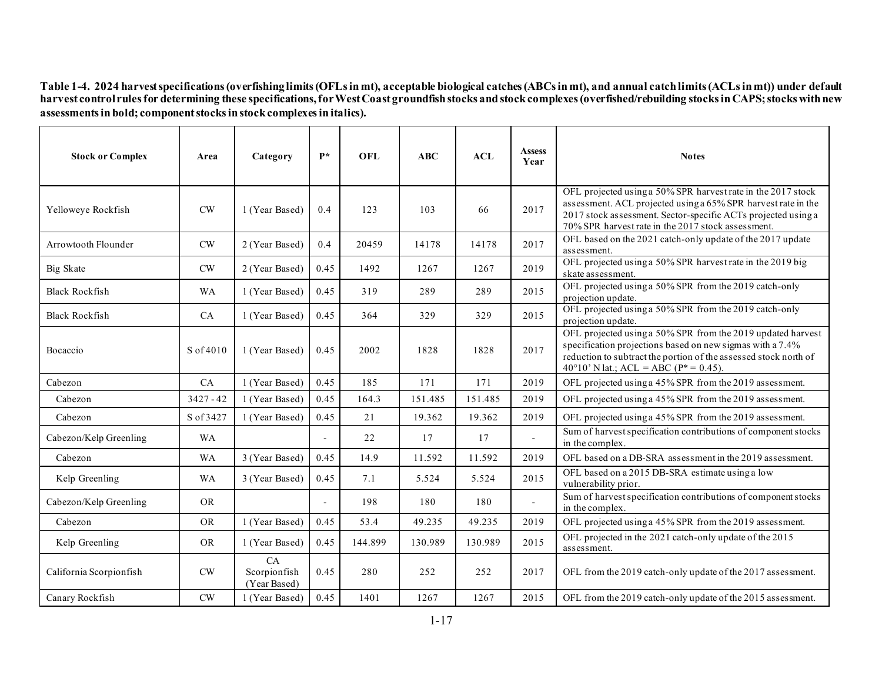**Table 1-4. 2024 harvest specifications (overfishing limits (OFLs in mt), acceptable biological catches (ABCs in mt), and annual catch limits (ACLs in mt)) under default harvest control rules for determining these specifications, for West Coast groundfish stocks and stock complexes (overfished/rebuilding stocks in CAPS; stocks with new assessments in bold; component stocks in stock complexes in italics).**

| Stock or Complex | Area | Category | P* | OFL | ABC | ACL | Assess Year | Notes |
|---|---|---|---|---|---|---|---|---|
| Yelloweye Rockfish | CW | 1 (Year Based) | 0.4 | 123 | 103 | 66 | 2017 | OFL projected using a 50% SPR harvest rate in the 2017 stock assessment. ACL projected using a 65% SPR harvest rate in the 2017 stock assessment. Sector-specific ACTs projected using a 70% SPR harvest rate in the 2017 stock assessment. |
| Arrowtooth Flounder | CW | 2 (Year Based) | 0.4 | 20459 | 14178 | 14178 | 2017 | OFL based on the 2021 catch-only update of the 2017 update assessment. |
| Big Skate | CW | 2 (Year Based) | 0.45 | 1492 | 1267 | 1267 | 2019 | OFL projected using a 50% SPR harvest rate in the 2019 big skate assessment. |
| Black Rockfish | WA | 1 (Year Based) | 0.45 | 319 | 289 | 289 | 2015 | OFL projected using a 50% SPR from the 2019 catch-only projection update. |
| Black Rockfish | CA | 1 (Year Based) | 0.45 | 364 | 329 | 329 | 2015 | OFL projected using a 50% SPR from the 2019 catch-only projection update. |
| Bocaccio | S of 4010 | 1 (Year Based) | 0.45 | 2002 | 1828 | 1828 | 2017 | OFL projected using a 50% SPR from the 2019 updated harvest specification projections based on new sigmas with a 7.4% reduction to subtract the portion of the assessed stock north of 40°10' N lat.; ACL = ABC (P* = 0.45). |
| Cabezon | CA | 1 (Year Based) | 0.45 | 185 | 171 | 171 | 2019 | OFL projected using a 45% SPR from the 2019 assessment. |
| *Cabezon* | 3427 - 42 | 1 (Year Based) | 0.45 | 164.3 | 151.485 | 151.485 | 2019 | OFL projected using a 45% SPR from the 2019 assessment. |
| *Cabezon* | S of 3427 | 1 (Year Based) | 0.45 | 21 | 19.362 | 19.362 | 2019 | OFL projected using a 45% SPR from the 2019 assessment. |
| Cabezon/Kelp Greenling | WA | | - | 22 | 17 | 17 | - | Sum of harvest specification contributions of component stocks in the complex. |
| *Cabezon* | WA | 3 (Year Based) | 0.45 | 14.9 | 11.592 | 11.592 | 2019 | OFL based on a DB-SRA assessment in the 2019 assessment. |
| *Kelp Greenling* | WA | 3 (Year Based) | 0.45 | 7.1 | 5.524 | 5.524 | 2015 | OFL based on a 2015 DB-SRA estimate using a low vulnerability prior. |
| Cabezon/Kelp Greenling | OR | | - | 198 | 180 | 180 | - | Sum of harvest specification contributions of component stocks in the complex. |
| *Cabezon* | OR | 1 (Year Based) | 0.45 | 53.4 | 49.235 | 49.235 | 2019 | OFL projected using a 45% SPR from the 2019 assessment. |
| *Kelp Greenling* | OR | 1 (Year Based) | 0.45 | 144.899 | 130.989 | 130.989 | 2015 | OFL projected in the 2021 catch-only update of the 2015 assessment. |
| California Scorpionfish | CW | CA Scorpionfish (Year Based) | 0.45 | 280 | 252 | 252 | 2017 | OFL from the 2019 catch-only update of the 2017 assessment. |
| Canary Rockfish | CW | 1 (Year Based) | 0.45 | 1401 | 1267 | 1267 | 2015 | OFL from the 2019 catch-only update of the 2015 assessment. |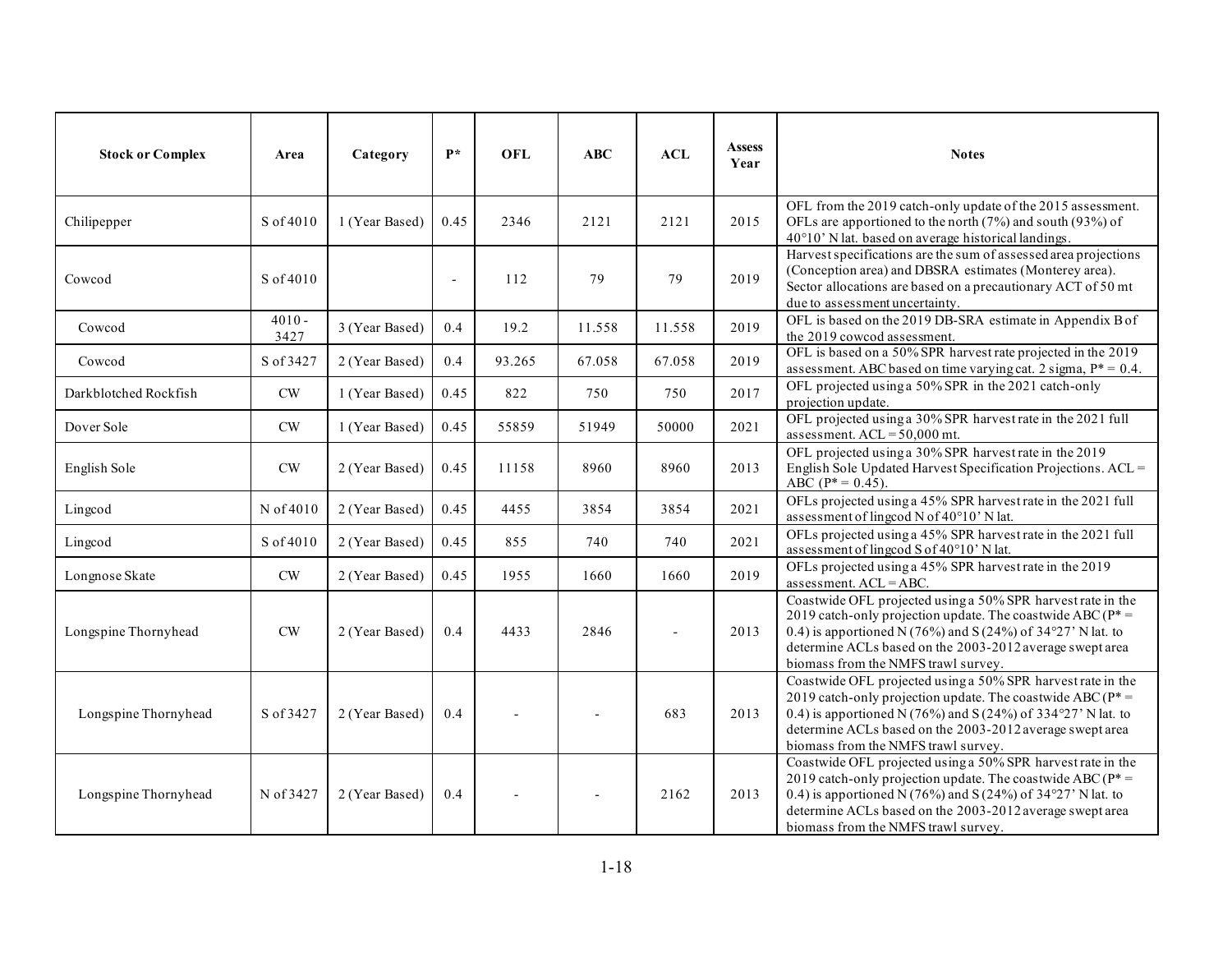| Stock or Complex | Area | Category | P* | OFL | ABC | ACL | Assess Year | Notes |
|---|---|---|---|---|---|---|---|---|
| Chilipepper | S of 4010 | 1 (Year Based) | 0.45 | 2346 | 2121 | 2121 | 2015 | OFL from the 2019 catch-only update of the 2015 assessment. OFLs are apportioned to the north (7%) and south (93%) of 40°10' N lat. based on average historical landings. |
| Cowcod | S of 4010 | | - | 112 | 79 | 79 | 2019 | Harvest specifications are the sum of assessed area projections (Conception area) and DBSRA estimates (Monterey area). Sector allocations are based on a precautionary ACT of 50 mt due to assessment uncertainty. |
| Cowcod | 4010 - 3427 | 3 (Year Based) | 0.4 | 19.2 | 11.558 | 11.558 | 2019 | OFL is based on the 2019 DB-SRA estimate in Appendix B of the 2019 cowcod assessment. |
| Cowcod | S of 3427 | 2 (Year Based) | 0.4 | 93.265 | 67.058 | 67.058 | 2019 | OFL is based on a 50% SPR harvest rate projected in the 2019 assessment. ABC based on time varying cat. 2 sigma, P* = 0.4. |
| Darkblotched Rockfish | CW | 1 (Year Based) | 0.45 | 822 | 750 | 750 | 2017 | OFL projected using a 50% SPR in the 2021 catch-only projection update. |
| Dover Sole | CW | 1 (Year Based) | 0.45 | 55859 | 51949 | 50000 | 2021 | OFL projected using a 30% SPR harvest rate in the 2021 full assessment. ACL = 50,000 mt. |
| English Sole | CW | 2 (Year Based) | 0.45 | 11158 | 8960 | 8960 | 2013 | OFL projected using a 30% SPR harvest rate in the 2019 English Sole Updated Harvest Specification Projections. ACL = ABC (P* = 0.45). |
| Lingcod | N of 4010 | 2 (Year Based) | 0.45 | 4455 | 3854 | 3854 | 2021 | OFLs projected using a 45% SPR harvest rate in the 2021 full assessment of lingcod N of 40°10' N lat. |
| Lingcod | S of 4010 | 2 (Year Based) | 0.45 | 855 | 740 | 740 | 2021 | OFLs projected using a 45% SPR harvest rate in the 2021 full assessment of lingcod S of 40°10' N lat. |
| Longnose Skate | CW | 2 (Year Based) | 0.45 | 1955 | 1660 | 1660 | 2019 | OFLs projected using a 45% SPR harvest rate in the 2019 assessment. ACL = ABC. |
| Longspine Thornyhead | CW | 2 (Year Based) | 0.4 | 4433 | 2846 | - | 2013 | Coastwide OFL projected using a 50% SPR harvest rate in the 2019 catch-only projection update. The coastwide ABC (P* = 0.4) is apportioned N (76%) and S (24%) of 34°27' N lat. to determine ACLs based on the 2003-2012 average swept area biomass from the NMFS trawl survey. |
| Longspine Thornyhead | S of 3427 | 2 (Year Based) | 0.4 | - | - | 683 | 2013 | Coastwide OFL projected using a 50% SPR harvest rate in the 2019 catch-only projection update. The coastwide ABC (P* = 0.4) is apportioned N (76%) and S (24%) of 334°27' N lat. to determine ACLs based on the 2003-2012 average swept area biomass from the NMFS trawl survey. |
| Longspine Thornyhead | N of 3427 | 2 (Year Based) | 0.4 | - | - | 2162 | 2013 | Coastwide OFL projected using a 50% SPR harvest rate in the 2019 catch-only projection update. The coastwide ABC (P* = 0.4) is apportioned N (76%) and S (24%) of 34°27' N lat. to determine ACLs based on the 2003-2012 average swept area biomass from the NMFS trawl survey. |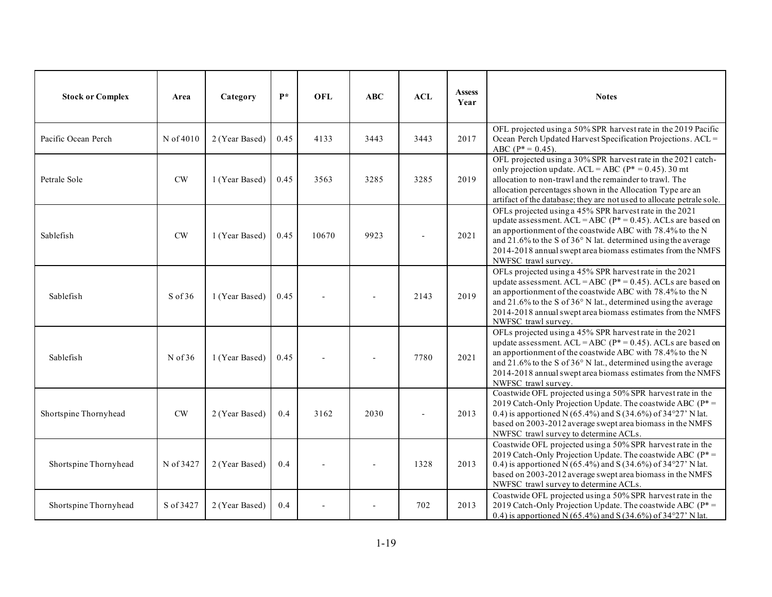| Stock or Complex | Area | Category | P* | OFL | ABC | ACL | Assess Year | Notes |
|---|---|---|---|---|---|---|---|---|
| Pacific Ocean Perch | N of 4010 | 2 (Year Based) | 0.45 | 4133 | 3443 | 3443 | 2017 | OFL projected using a 50% SPR harvest rate in the 2019 Pacific Ocean Perch Updated Harvest Specification Projections. ACL = ABC (P* = 0.45). |
| Petrale Sole | CW | 1 (Year Based) | 0.45 | 3563 | 3285 | 3285 | 2019 | OFL projected using a 30% SPR harvest rate in the 2021 catch-only projection update. ACL = ABC (P* = 0.45). 30 mt allocation to non-trawl and the remainder to trawl. The allocation percentages shown in the Allocation Type are an artifact of the database; they are not used to allocate petrale sole. |
| Sablefish | CW | 1 (Year Based) | 0.45 | 10670 | 9923 | - | 2021 | OFLs projected using a 45% SPR harvest rate in the 2021 update assessment. ACL = ABC (P* = 0.45). ACLs are based on an apportionment of the coastwide ABC with 78.4% to the N and 21.6% to the S of 36° N lat. determined using the average 2014-2018 annual swept area biomass estimates from the NMFS NWFSC trawl survey. |
| Sablefish | S of 36 | 1 (Year Based) | 0.45 | - | - | 2143 | 2019 | OFLs projected using a 45% SPR harvest rate in the 2021 update assessment. ACL = ABC (P* = 0.45). ACLs are based on an apportionment of the coastwide ABC with 78.4% to the N and 21.6% to the S of 36° N lat., determined using the average 2014-2018 annual swept area biomass estimates from the NMFS NWFSC trawl survey. |
| Sablefish | N of 36 | 1 (Year Based) | 0.45 | - | - | 7780 | 2021 | OFLs projected using a 45% SPR harvest rate in the 2021 update assessment. ACL = ABC (P* = 0.45). ACLs are based on an apportionment of the coastwide ABC with 78.4% to the N and 21.6% to the S of 36° N lat., determined using the average 2014-2018 annual swept area biomass estimates from the NMFS NWFSC trawl survey. |
| Shortspine Thornyhead | CW | 2 (Year Based) | 0.4 | 3162 | 2030 | - | 2013 | Coastwide OFL projected using a 50% SPR harvest rate in the 2019 Catch-Only Projection Update. The coastwide ABC (P* = 0.4) is apportioned N (65.4%) and S (34.6%) of 34°27' N lat. based on 2003-2012 average swept area biomass in the NMFS NWFSC trawl survey to determine ACLs. |
| Shortspine Thornyhead | N of 3427 | 2 (Year Based) | 0.4 | - | - | 1328 | 2013 | Coastwide OFL projected using a 50% SPR harvest rate in the 2019 Catch-Only Projection Update. The coastwide ABC (P* = 0.4) is apportioned N (65.4%) and S (34.6%) of 34°27' N lat. based on 2003-2012 average swept area biomass in the NMFS NWFSC trawl survey to determine ACLs. |
| Shortspine Thornyhead | S of 3427 | 2 (Year Based) | 0.4 | - | - | 702 | 2013 | Coastwide OFL projected using a 50% SPR harvest rate in the 2019 Catch-Only Projection Update. The coastwide ABC (P* = 0.4) is apportioned N (65.4%) and S (34.6%) of 34°27' N lat. |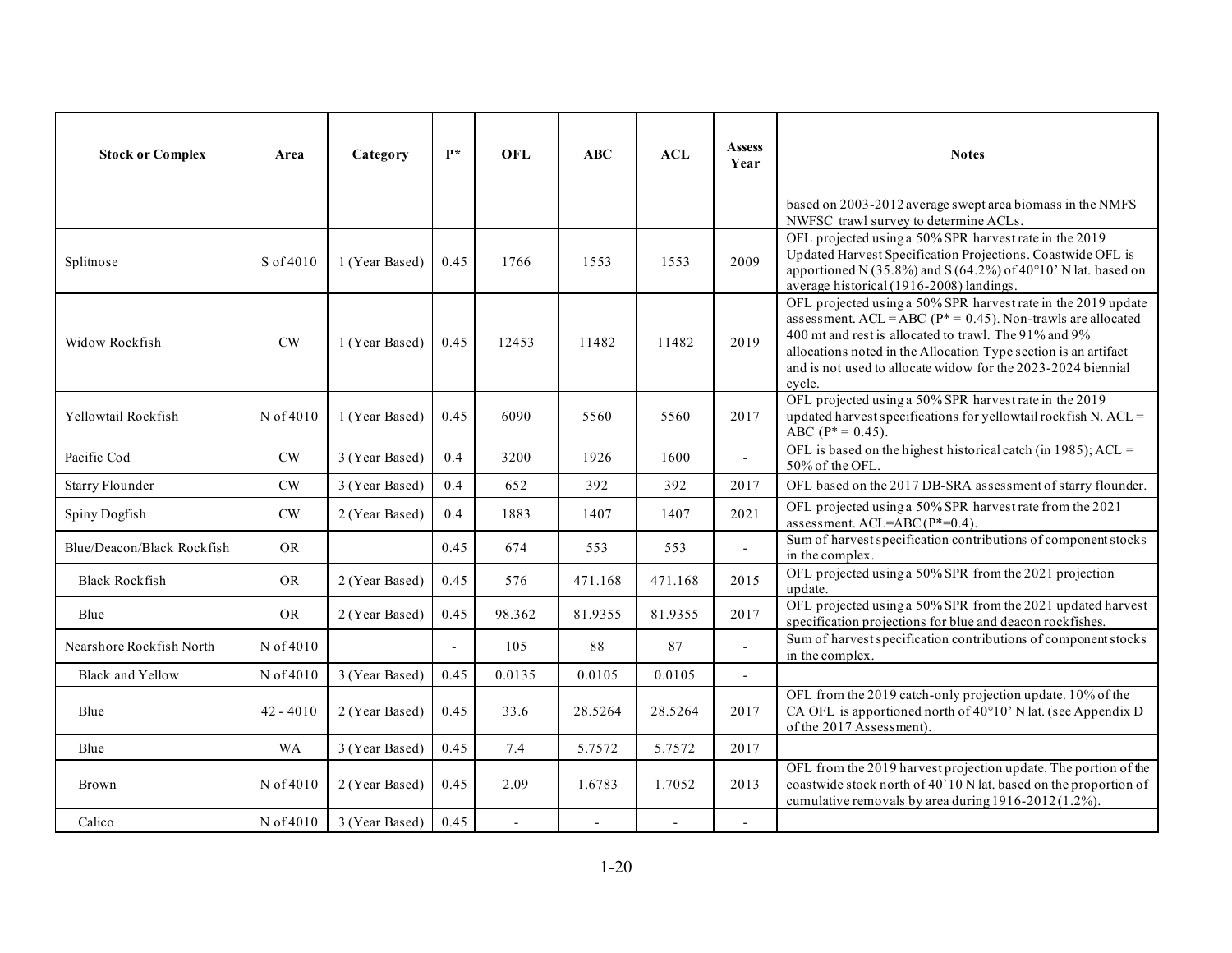| Stock or Complex | Area | Category | P* | OFL | ABC | ACL | Assess Year | Notes |
|---|---|---|---|---|---|---|---|---|
| | | | | | | | | based on 2003-2012 average swept area biomass in the NMFS NWFSC trawl survey to determine ACLs. |
| Splitnose | S of 4010 | 1 (Year Based) | 0.45 | 1766 | 1553 | 1553 | 2009 | OFL projected using a 50% SPR harvest rate in the 2019 Updated Harvest Specification Projections. Coastwide OFL is apportioned N (35.8%) and S (64.2%) of 40°10' N lat. based on average historical (1916-2008) landings. |
| Widow Rockfish | CW | 1 (Year Based) | 0.45 | 12453 | 11482 | 11482 | 2019 | OFL projected using a 50% SPR harvest rate in the 2019 update assessment. ACL = ABC (P* = 0.45). Non-trawls are allocated 400 mt and rest is allocated to trawl. The 91% and 9% allocations noted in the Allocation Type section is an artifact and is not used to allocate widow for the 2023-2024 biennial cycle. |
| Yellowtail Rockfish | N of 4010 | 1 (Year Based) | 0.45 | 6090 | 5560 | 5560 | 2017 | OFL projected using a 50% SPR harvest rate in the 2019 updated harvest specifications for yellowtail rockfish N. ACL = ABC (P* = 0.45). |
| Pacific Cod | CW | 3 (Year Based) | 0.4 | 3200 | 1926 | 1600 | - | OFL is based on the highest historical catch (in 1985); ACL = 50% of the OFL. |
| Starry Flounder | CW | 3 (Year Based) | 0.4 | 652 | 392 | 392 | 2017 | OFL based on the 2017 DB-SRA assessment of starry flounder. |
| Spiny Dogfish | CW | 2 (Year Based) | 0.4 | 1883 | 1407 | 1407 | 2021 | OFL projected using a 50% SPR harvest rate from the 2021 assessment. ACL=ABC (P*=0.4). |
| Blue/Deacon/Black Rockfish | OR | | 0.45 | 674 | 553 | 553 | - | Sum of harvest specification contributions of component stocks in the complex. |
| Black Rockfish | OR | 2 (Year Based) | 0.45 | 576 | 471.168 | 471.168 | 2015 | OFL projected using a 50% SPR from the 2021 projection update. |
| Blue | OR | 2 (Year Based) | 0.45 | 98.362 | 81.9355 | 81.9355 | 2017 | OFL projected using a 50% SPR from the 2021 updated harvest specification projections for blue and deacon rockfishes. |
| Nearshore Rockfish North | N of 4010 | | - | 105 | 88 | 87 | - | Sum of harvest specification contributions of component stocks in the complex. |
| Black and Yellow | N of 4010 | 3 (Year Based) | 0.45 | 0.0135 | 0.0105 | 0.0105 | - | |
| Blue | 42 - 4010 | 2 (Year Based) | 0.45 | 33.6 | 28.5264 | 28.5264 | 2017 | OFL from the 2019 catch-only projection update. 10% of the CA OFL is apportioned north of 40°10' N lat. (see Appendix D of the 2017 Assessment). |
| Blue | WA | 3 (Year Based) | 0.45 | 7.4 | 5.7572 | 5.7572 | 2017 | |
| Brown | N of 4010 | 2 (Year Based) | 0.45 | 2.09 | 1.6783 | 1.7052 | 2013 | OFL from the 2019 harvest projection update. The portion of the coastwide stock north of 40`10 N lat. based on the proportion of cumulative removals by area during 1916-2012 (1.2%). |
| Calico | N of 4010 | 3 (Year Based) | 0.45 | - | - | - | - | |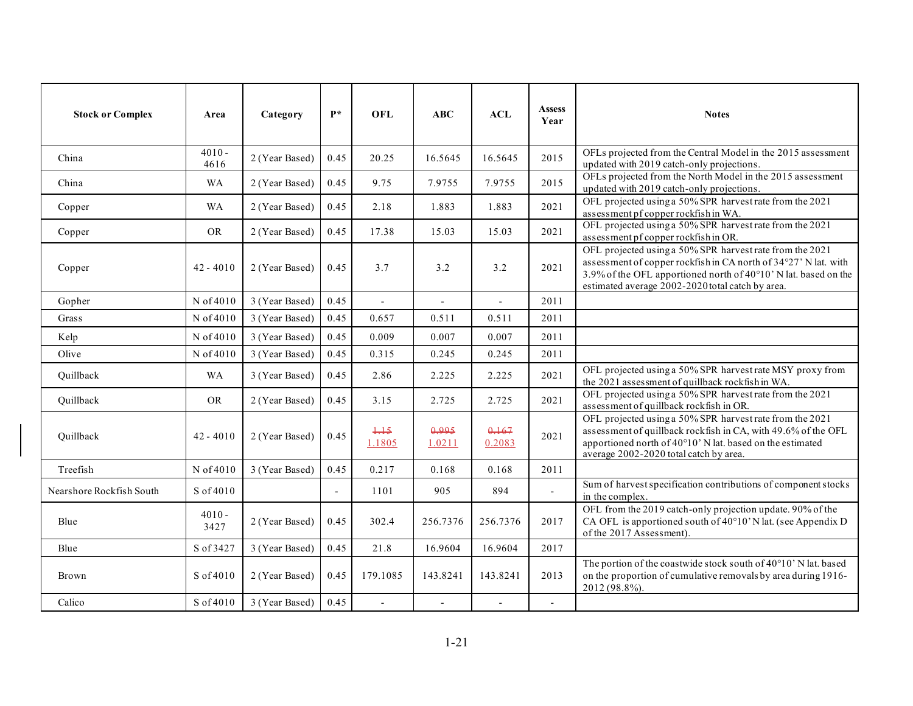| Stock or Complex | Area | Category | P* | OFL | ABC | ACL | Assess Year | Notes |
|---|---|---|---|---|---|---|---|---|
| China | 4010 - 4616 | 2 (Year Based) | 0.45 | 20.25 | 16.5645 | 16.5645 | 2015 | OFLs projected from the Central Model in the 2015 assessment updated with 2019 catch-only projections. |
| China | WA | 2 (Year Based) | 0.45 | 9.75 | 7.9755 | 7.9755 | 2015 | OFLs projected from the North Model in the 2015 assessment updated with 2019 catch-only projections. |
| Copper | WA | 2 (Year Based) | 0.45 | 2.18 | 1.883 | 1.883 | 2021 | OFL projected using a 50% SPR harvest rate from the 2021 assessment pf copper rockfish in WA. |
| Copper | OR | 2 (Year Based) | 0.45 | 17.38 | 15.03 | 15.03 | 2021 | OFL projected using a 50% SPR harvest rate from the 2021 assessment pf copper rockfish in OR. |
| Copper | 42 - 4010 | 2 (Year Based) | 0.45 | 3.7 | 3.2 | 3.2 | 2021 | OFL projected using a 50% SPR harvest rate from the 2021 assessment of copper rockfish in CA north of 34°27' N lat. with 3.9% of the OFL apportioned north of 40°10' N lat. based on the estimated average 2002-2020 total catch by area. |
| Gopher | N of 4010 | 3 (Year Based) | 0.45 | - | - | - | 2011 | |
| Grass | N of 4010 | 3 (Year Based) | 0.45 | 0.657 | 0.511 | 0.511 | 2011 | |
| Kelp | N of 4010 | 3 (Year Based) | 0.45 | 0.009 | 0.007 | 0.007 | 2011 | |
| Olive | N of 4010 | 3 (Year Based) | 0.45 | 0.315 | 0.245 | 0.245 | 2011 | |
| Quillback | WA | 3 (Year Based) | 0.45 | 2.86 | 2.225 | 2.225 | 2021 | OFL projected using a 50% SPR harvest rate MSY proxy from the 2021 assessment of quillback rockfish in WA. |
| Quillback | OR | 2 (Year Based) | 0.45 | 3.15 | 2.725 | 2.725 | 2021 | OFL projected using a 50% SPR harvest rate from the 2021 assessment of quillback rockfish in OR. |
| Quillback | 42 - 4010 | 2 (Year Based) | 0.45 | ~~1.15~~ 1.1805 | ~~0.995~~ 1.0211 | ~~0.167~~ 0.2083 | 2021 | OFL projected using a 50% SPR harvest rate from the 2021 assessment of quillback rockfish in CA, with 49.6% of the OFL apportioned north of 40°10' N lat. based on the estimated average 2002-2020 total catch by area. |
| Treefish | N of 4010 | 3 (Year Based) | 0.45 | 0.217 | 0.168 | 0.168 | 2011 | |
| Nearshore Rockfish South | S of 4010 | | - | 1101 | 905 | 894 | - | Sum of harvest specification contributions of component stocks in the complex. |
| Blue | 4010 - 3427 | 2 (Year Based) | 0.45 | 302.4 | 256.7376 | 256.7376 | 2017 | OFL from the 2019 catch-only projection update. 90% of the CA OFL is apportioned south of 40°10' N lat. (see Appendix D of the 2017 Assessment). |
| Blue | S of 3427 | 3 (Year Based) | 0.45 | 21.8 | 16.9604 | 16.9604 | 2017 | |
| Brown | S of 4010 | 2 (Year Based) | 0.45 | 179.1085 | 143.8241 | 143.8241 | 2013 | The portion of the coastwide stock south of 40°10' N lat. based on the proportion of cumulative removals by area during 1916-2012 (98.8%). |
| Calico | S of 4010 | 3 (Year Based) | 0.45 | - | - | - | - | |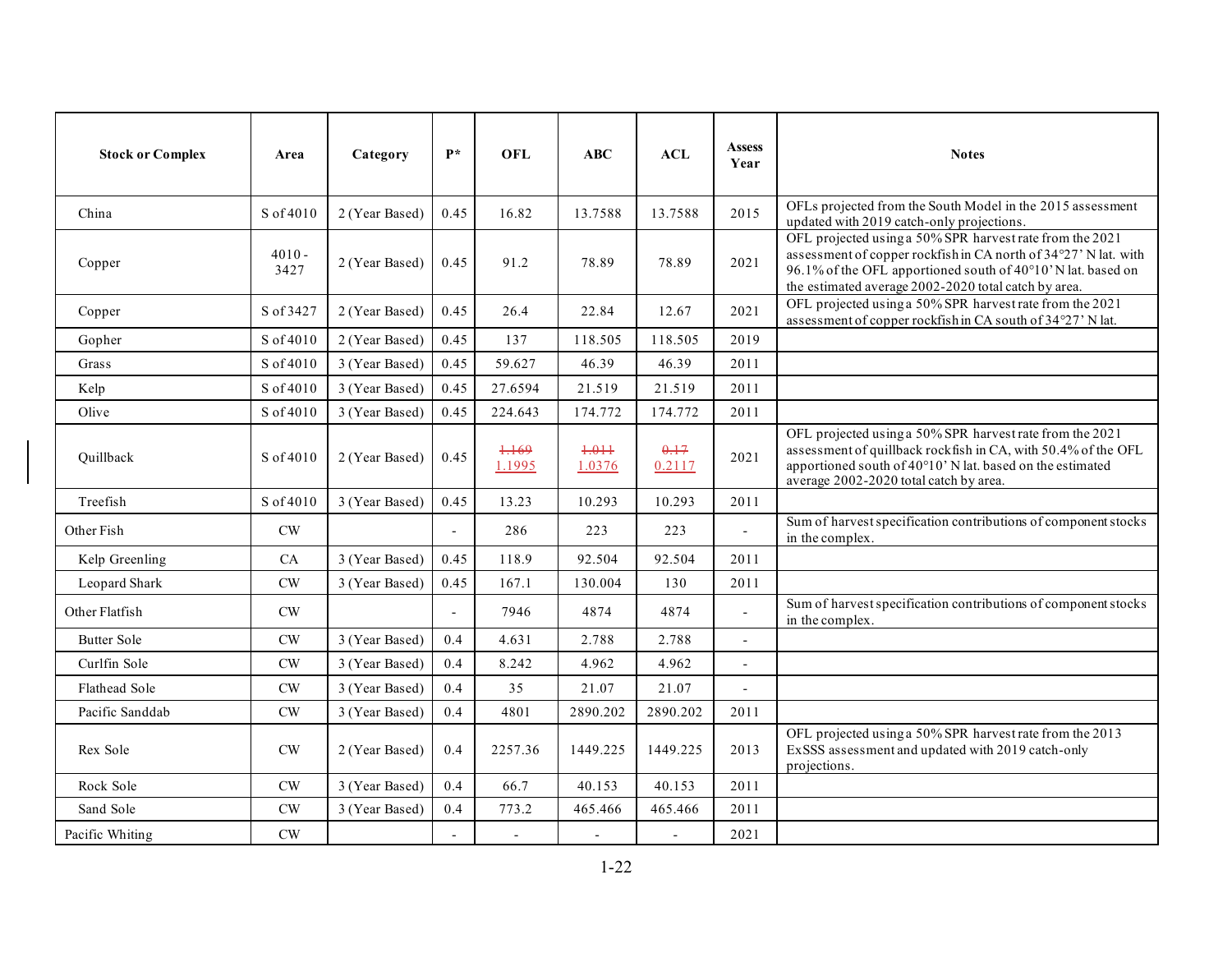| Stock or Complex | Area | Category | P* | OFL | ABC | ACL | Assess Year | Notes |
|---|---|---|---|---|---|---|---|---|
| China | S of 4010 | 2 (Year Based) | 0.45 | 16.82 | 13.7588 | 13.7588 | 2015 | OFLs projected from the South Model in the 2015 assessment updated with 2019 catch-only projections. |
| Copper | 4010 - 3427 | 2 (Year Based) | 0.45 | 91.2 | 78.89 | 78.89 | 2021 | OFL projected using a 50% SPR harvest rate from the 2021 assessment of copper rockfish in CA north of 34°27' N lat. with 96.1% of the OFL apportioned south of 40°10' N lat. based on the estimated average 2002-2020 total catch by area. |
| Copper | S of 3427 | 2 (Year Based) | 0.45 | 26.4 | 22.84 | 12.67 | 2021 | OFL projected using a 50% SPR harvest rate from the 2021 assessment of copper rockfish in CA south of 34°27' N lat. |
| Gopher | S of 4010 | 2 (Year Based) | 0.45 | 137 | 118.505 | 118.505 | 2019 | |
| Grass | S of 4010 | 3 (Year Based) | 0.45 | 59.627 | 46.39 | 46.39 | 2011 | |
| Kelp | S of 4010 | 3 (Year Based) | 0.45 | 27.6594 | 21.519 | 21.519 | 2011 | |
| Olive | S of 4010 | 3 (Year Based) | 0.45 | 224.643 | 174.772 | 174.772 | 2011 | |
| Quillback | S of 4010 | 2 (Year Based) | 0.45 | ~~1.169~~ 1.1995 | ~~1.011~~ 1.0376 | ~~0.17~~ 0.2117 | 2021 | OFL projected using a 50% SPR harvest rate from the 2021 assessment of quillback rockfish in CA, with 50.4% of the OFL apportioned south of 40°10' N lat. based on the estimated average 2002-2020 total catch by area. |
| Treefish | S of 4010 | 3 (Year Based) | 0.45 | 13.23 | 10.293 | 10.293 | 2011 | |
| Other Fish | CW | | - | 286 | 223 | 223 | - | Sum of harvest specification contributions of component stocks in the complex. |
| Kelp Greenling | CA | 3 (Year Based) | 0.45 | 118.9 | 92.504 | 92.504 | 2011 | |
| Leopard Shark | CW | 3 (Year Based) | 0.45 | 167.1 | 130.004 | 130 | 2011 | |
| Other Flatfish | CW | | - | 7946 | 4874 | 4874 | - | Sum of harvest specification contributions of component stocks in the complex. |
| Butter Sole | CW | 3 (Year Based) | 0.4 | 4.631 | 2.788 | 2.788 | - | |
| Curlfin Sole | CW | 3 (Year Based) | 0.4 | 8.242 | 4.962 | 4.962 | - | |
| Flathead Sole | CW | 3 (Year Based) | 0.4 | 35 | 21.07 | 21.07 | - | |
| Pacific Sanddab | CW | 3 (Year Based) | 0.4 | 4801 | 2890.202 | 2890.202 | 2011 | |
| Rex Sole | CW | 2 (Year Based) | 0.4 | 2257.36 | 1449.225 | 1449.225 | 2013 | OFL projected using a 50% SPR harvest rate from the 2013 ExSSS assessment and updated with 2019 catch-only projections. |
| Rock Sole | CW | 3 (Year Based) | 0.4 | 66.7 | 40.153 | 40.153 | 2011 | |
| Sand Sole | CW | 3 (Year Based) | 0.4 | 773.2 | 465.466 | 465.466 | 2011 | |
| Pacific Whiting | CW | | - | - | - | - | 2021 | |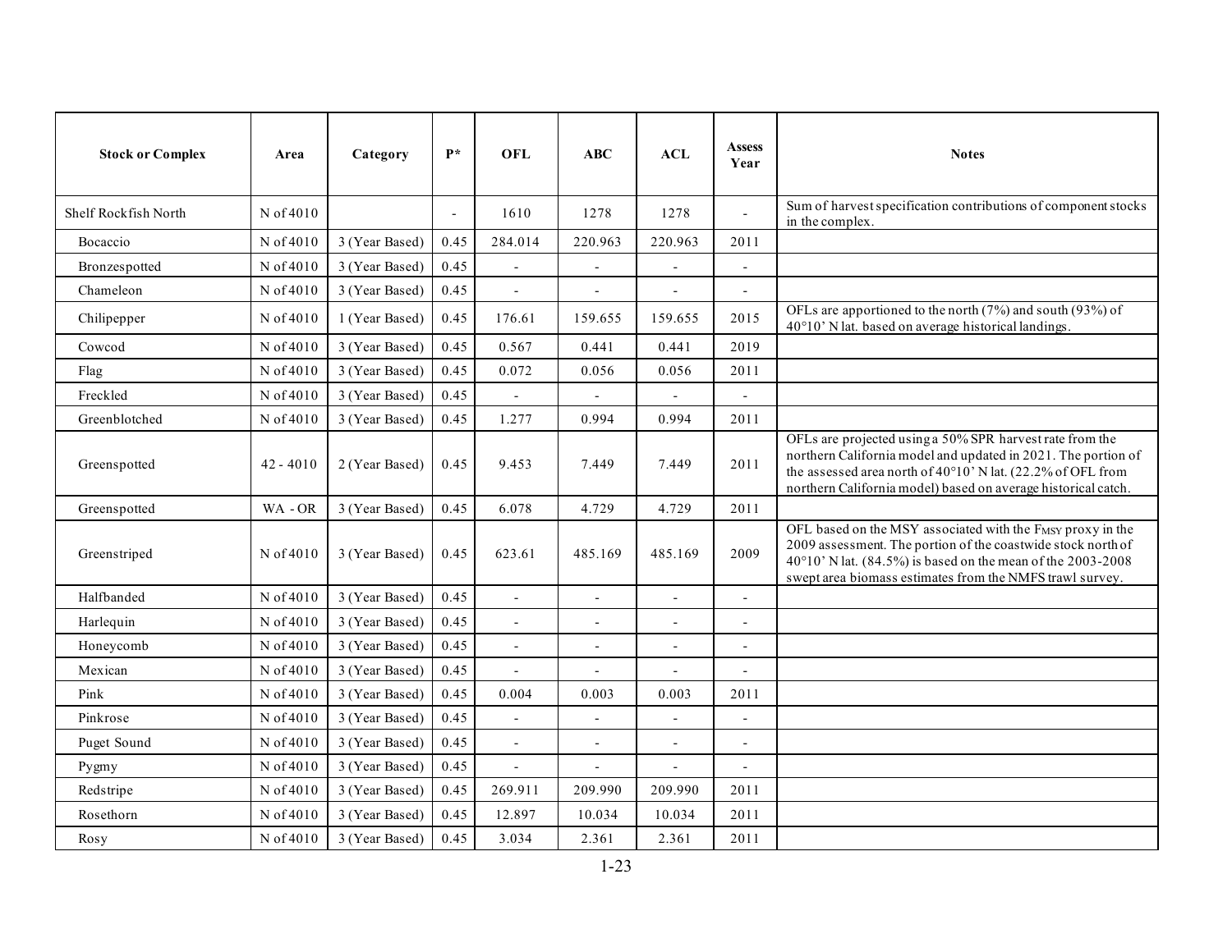| Stock or Complex | Area | Category | P* | OFL | ABC | ACL | Assess Year | Notes |
|---|---|---|---|---|---|---|---|---|
| Shelf Rockfish North | N of 4010 | | - | 1610 | 1278 | 1278 | - | Sum of harvest specification contributions of component stocks in the complex. |
| Bocaccio | N of 4010 | 3 (Year Based) | 0.45 | 284.014 | 220.963 | 220.963 | 2011 | |
| Bronzespotted | N of 4010 | 3 (Year Based) | 0.45 | - | - | - | - | |
| Chameleon | N of 4010 | 3 (Year Based) | 0.45 | - | - | - | - | |
| Chilipepper | N of 4010 | 1 (Year Based) | 0.45 | 176.61 | 159.655 | 159.655 | 2015 | OFLs are apportioned to the north (7%) and south (93%) of 40°10' N lat. based on average historical landings. |
| Cowcod | N of 4010 | 3 (Year Based) | 0.45 | 0.567 | 0.441 | 0.441 | 2019 | |
| Flag | N of 4010 | 3 (Year Based) | 0.45 | 0.072 | 0.056 | 0.056 | 2011 | |
| Freckled | N of 4010 | 3 (Year Based) | 0.45 | - | - | - | - | |
| Greenblotched | N of 4010 | 3 (Year Based) | 0.45 | 1.277 | 0.994 | 0.994 | 2011 | |
| Greenspotted | 42 - 4010 | 2 (Year Based) | 0.45 | 9.453 | 7.449 | 7.449 | 2011 | OFLs are projected using a 50% SPR harvest rate from the northern California model and updated in 2021. The portion of the assessed area north of 40°10' N lat. (22.2% of OFL from northern California model) based on average historical catch. |
| Greenspotted | WA - OR | 3 (Year Based) | 0.45 | 6.078 | 4.729 | 4.729 | 2011 | |
| Greenstriped | N of 4010 | 3 (Year Based) | 0.45 | 623.61 | 485.169 | 485.169 | 2009 | OFL based on the MSY associated with the $F_{MSY}$ proxy in the 2009 assessment. The portion of the coastwide stock north of 40°10' N lat. (84.5%) is based on the mean of the 2003-2008 swept area biomass estimates from the NMFS trawl survey. |
| Halfbanded | N of 4010 | 3 (Year Based) | 0.45 | - | - | - | - | |
| Harlequin | N of 4010 | 3 (Year Based) | 0.45 | - | - | - | - | |
| Honeycomb | N of 4010 | 3 (Year Based) | 0.45 | - | - | - | - | |
| Mexican | N of 4010 | 3 (Year Based) | 0.45 | - | - | - | - | |
| Pink | N of 4010 | 3 (Year Based) | 0.45 | 0.004 | 0.003 | 0.003 | 2011 | |
| Pinkrose | N of 4010 | 3 (Year Based) | 0.45 | - | - | - | - | |
| Puget Sound | N of 4010 | 3 (Year Based) | 0.45 | - | - | - | - | |
| Pygmy | N of 4010 | 3 (Year Based) | 0.45 | - | - | - | - | |
| Redstripe | N of 4010 | 3 (Year Based) | 0.45 | 269.911 | 209.990 | 209.990 | 2011 | |
| Rosethorn | N of 4010 | 3 (Year Based) | 0.45 | 12.897 | 10.034 | 10.034 | 2011 | |
| Rosy | N of 4010 | 3 (Year Based) | 0.45 | 3.034 | 2.361 | 2.361 | 2011 | |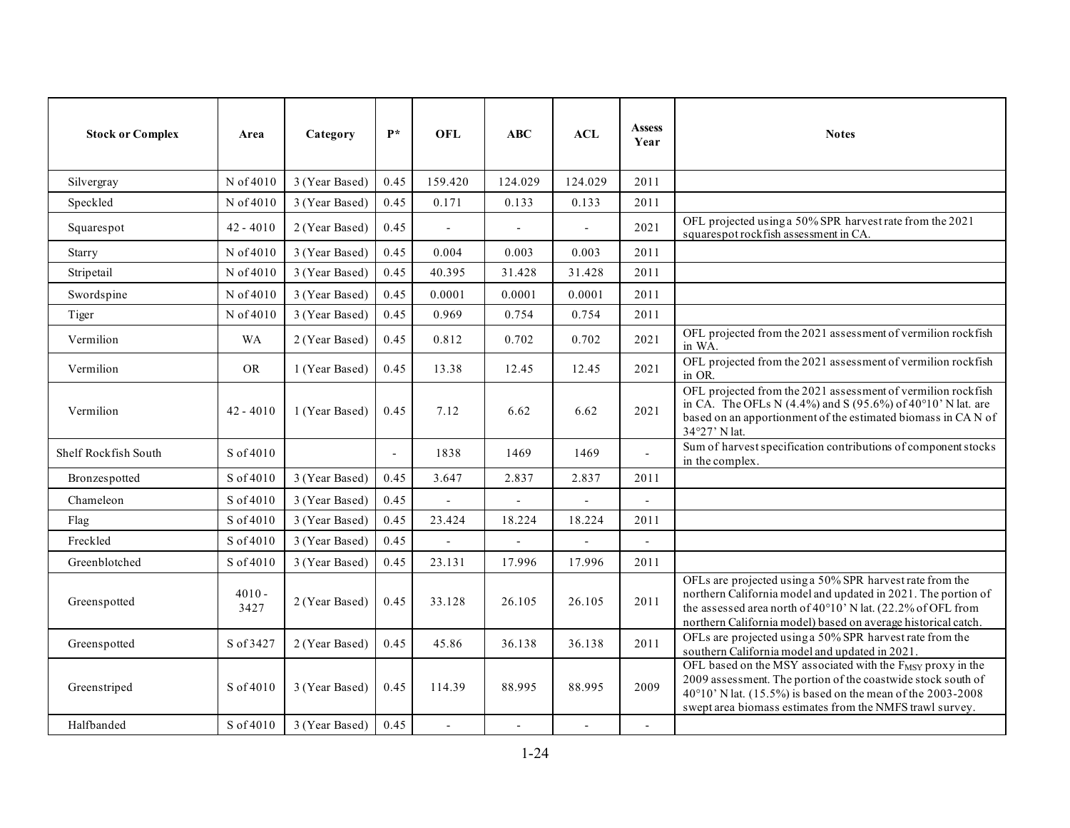| Stock or Complex | Area | Category | P* | OFL | ABC | ACL | Assess Year | Notes |
|---|---|---|---|---|---|---|---|---|
| Silvergray | N of 4010 | 3 (Year Based) | 0.45 | 159.420 | 124.029 | 124.029 | 2011 | |
| Speckled | N of 4010 | 3 (Year Based) | 0.45 | 0.171 | 0.133 | 0.133 | 2011 | |
| Squarespot | 42 - 4010 | 2 (Year Based) | 0.45 | - | - | - | 2021 | OFL projected using a 50% SPR harvest rate from the 2021 squarespot rockfish assessment in CA. |
| Starry | N of 4010 | 3 (Year Based) | 0.45 | 0.004 | 0.003 | 0.003 | 2011 | |
| Stripetail | N of 4010 | 3 (Year Based) | 0.45 | 40.395 | 31.428 | 31.428 | 2011 | |
| Swordspine | N of 4010 | 3 (Year Based) | 0.45 | 0.0001 | 0.0001 | 0.0001 | 2011 | |
| Tiger | N of 4010 | 3 (Year Based) | 0.45 | 0.969 | 0.754 | 0.754 | 2011 | |
| Vermilion | WA | 2 (Year Based) | 0.45 | 0.812 | 0.702 | 0.702 | 2021 | OFL projected from the 2021 assessment of vermilion rockfish in WA. |
| Vermilion | OR | 1 (Year Based) | 0.45 | 13.38 | 12.45 | 12.45 | 2021 | OFL projected from the 2021 assessment of vermilion rockfish in OR. |
| Vermilion | 42 - 4010 | 1 (Year Based) | 0.45 | 7.12 | 6.62 | 6.62 | 2021 | OFL projected from the 2021 assessment of vermilion rockfish in CA. The OFLs N (4.4%) and S (95.6%) of 40°10' N lat. are based on an apportionment of the estimated biomass in CA N of 34°27' N lat. |
| Shelf Rockfish South | S of 4010 | | - | 1838 | 1469 | 1469 | - | Sum of harvest specification contributions of component stocks in the complex. |
| Bronzespotted | S of 4010 | 3 (Year Based) | 0.45 | 3.647 | 2.837 | 2.837 | 2011 | |
| Chameleon | S of 4010 | 3 (Year Based) | 0.45 | - | - | - | - | |
| Flag | S of 4010 | 3 (Year Based) | 0.45 | 23.424 | 18.224 | 18.224 | 2011 | |
| Freckled | S of 4010 | 3 (Year Based) | 0.45 | - | - | - | - | |
| Greenblotched | S of 4010 | 3 (Year Based) | 0.45 | 23.131 | 17.996 | 17.996 | 2011 | |
| Greenspotted | 4010 - 3427 | 2 (Year Based) | 0.45 | 33.128 | 26.105 | 26.105 | 2011 | OFLs are projected using a 50% SPR harvest rate from the northern California model and updated in 2021. The portion of the assessed area north of 40°10' N lat. (22.2% of OFL from northern California model) based on average historical catch. |
| Greenspotted | S of 3427 | 2 (Year Based) | 0.45 | 45.86 | 36.138 | 36.138 | 2011 | OFLs are projected using a 50% SPR harvest rate from the southern California model and updated in 2021. |
| Greenstriped | S of 4010 | 3 (Year Based) | 0.45 | 114.39 | 88.995 | 88.995 | 2009 | OFL based on the MSY associated with the $F_{MSY}$ proxy in the 2009 assessment. The portion of the coastwide stock south of 40°10' N lat. (15.5%) is based on the mean of the 2003-2008 swept area biomass estimates from the NMFS trawl survey. |
| Halfbanded | S of 4010 | 3 (Year Based) | 0.45 | - | - | - | - | |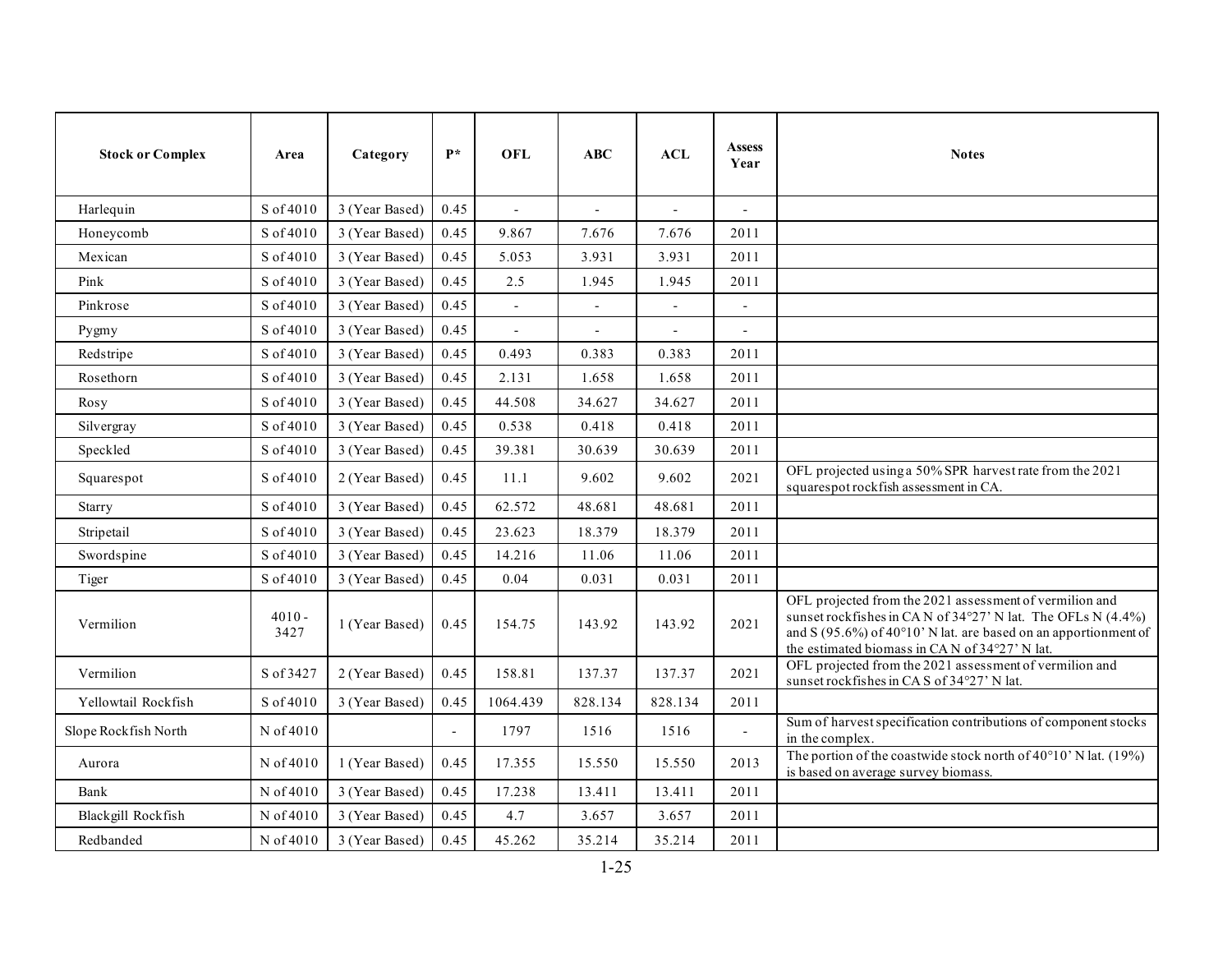| Stock or Complex | Area | Category | P* | OFL | ABC | ACL | Assess Year | Notes |
|---|---|---|---|---|---|---|---|---|
| Harlequin | S of 4010 | 3 (Year Based) | 0.45 | - | - | - | - | |
| Honeycomb | S of 4010 | 3 (Year Based) | 0.45 | 9.867 | 7.676 | 7.676 | 2011 | |
| Mexican | S of 4010 | 3 (Year Based) | 0.45 | 5.053 | 3.931 | 3.931 | 2011 | |
| Pink | S of 4010 | 3 (Year Based) | 0.45 | 2.5 | 1.945 | 1.945 | 2011 | |
| Pinkrose | S of 4010 | 3 (Year Based) | 0.45 | - | - | - | - | |
| Pygmy | S of 4010 | 3 (Year Based) | 0.45 | - | - | - | - | |
| Redstripe | S of 4010 | 3 (Year Based) | 0.45 | 0.493 | 0.383 | 0.383 | 2011 | |
| Rosethorn | S of 4010 | 3 (Year Based) | 0.45 | 2.131 | 1.658 | 1.658 | 2011 | |
| Rosy | S of 4010 | 3 (Year Based) | 0.45 | 44.508 | 34.627 | 34.627 | 2011 | |
| Silvergray | S of 4010 | 3 (Year Based) | 0.45 | 0.538 | 0.418 | 0.418 | 2011 | |
| Speckled | S of 4010 | 3 (Year Based) | 0.45 | 39.381 | 30.639 | 30.639 | 2011 | |
| Squarespot | S of 4010 | 2 (Year Based) | 0.45 | 11.1 | 9.602 | 9.602 | 2021 | OFL projected using a 50% SPR harvest rate from the 2021 squarespot rockfish assessment in CA. |
| Starry | S of 4010 | 3 (Year Based) | 0.45 | 62.572 | 48.681 | 48.681 | 2011 | |
| Stripetail | S of 4010 | 3 (Year Based) | 0.45 | 23.623 | 18.379 | 18.379 | 2011 | |
| Swordspine | S of 4010 | 3 (Year Based) | 0.45 | 14.216 | 11.06 | 11.06 | 2011 | |
| Tiger | S of 4010 | 3 (Year Based) | 0.45 | 0.04 | 0.031 | 0.031 | 2011 | |
| Vermilion | 4010 - 3427 | 1 (Year Based) | 0.45 | 154.75 | 143.92 | 143.92 | 2021 | OFL projected from the 2021 assessment of vermilion and sunset rockfishes in CA N of 34°27' N lat. The OFLs N (4.4%) and S (95.6%) of 40°10' N lat. are based on an apportionment of the estimated biomass in CA N of 34°27' N lat. |
| Vermilion | S of 3427 | 2 (Year Based) | 0.45 | 158.81 | 137.37 | 137.37 | 2021 | OFL projected from the 2021 assessment of vermilion and sunset rockfishes in CA S of 34°27' N lat. |
| Yellowtail Rockfish | S of 4010 | 3 (Year Based) | 0.45 | 1064.439 | 828.134 | 828.134 | 2011 | |
| Slope Rockfish North | N of 4010 | | - | 1797 | 1516 | 1516 | - | Sum of harvest specification contributions of component stocks in the complex. |
| Aurora | N of 4010 | 1 (Year Based) | 0.45 | 17.355 | 15.550 | 15.550 | 2013 | The portion of the coastwide stock north of 40°10' N lat. (19%) is based on average survey biomass. |
| Bank | N of 4010 | 3 (Year Based) | 0.45 | 17.238 | 13.411 | 13.411 | 2011 | |
| Blackgill Rockfish | N of 4010 | 3 (Year Based) | 0.45 | 4.7 | 3.657 | 3.657 | 2011 | |
| Redbanded | N of 4010 | 3 (Year Based) | 0.45 | 45.262 | 35.214 | 35.214 | 2011 | |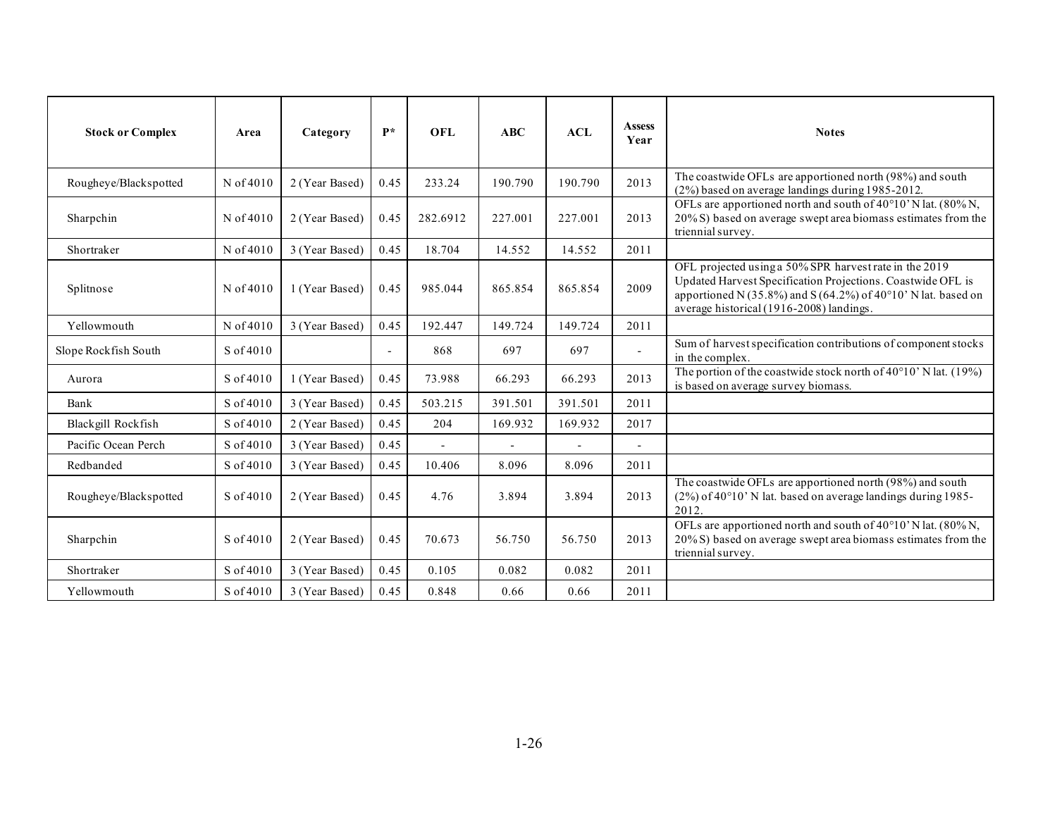| Stock or Complex | Area | Category | P* | OFL | ABC | ACL | Assess Year | Notes |
|---|---|---|---|---|---|---|---|---|
| Rougheye/Blackspotted | N of 4010 | 2 (Year Based) | 0.45 | 233.24 | 190.790 | 190.790 | 2013 | The coastwide OFLs are apportioned north (98%) and south (2%) based on average landings during 1985-2012. |
| Sharpchin | N of 4010 | 2 (Year Based) | 0.45 | 282.6912 | 227.001 | 227.001 | 2013 | OFLs are apportioned north and south of 40°10' N lat. (80% N, 20% S) based on average swept area biomass estimates from the triennial survey. |
| Shortraker | N of 4010 | 3 (Year Based) | 0.45 | 18.704 | 14.552 | 14.552 | 2011 | |
| Splitnose | N of 4010 | 1 (Year Based) | 0.45 | 985.044 | 865.854 | 865.854 | 2009 | OFL projected using a 50% SPR harvest rate in the 2019 Updated Harvest Specification Projections. Coastwide OFL is apportioned N (35.8%) and S (64.2%) of 40°10' N lat. based on average historical (1916-2008) landings. |
| Yellowmouth | N of 4010 | 3 (Year Based) | 0.45 | 192.447 | 149.724 | 149.724 | 2011 | |
| Slope Rockfish South | S of 4010 | | - | 868 | 697 | 697 | - | Sum of harvest specification contributions of component stocks in the complex. |
| Aurora | S of 4010 | 1 (Year Based) | 0.45 | 73.988 | 66.293 | 66.293 | 2013 | The portion of the coastwide stock north of 40°10' N lat. (19%) is based on average survey biomass. |
| Bank | S of 4010 | 3 (Year Based) | 0.45 | 503.215 | 391.501 | 391.501 | 2011 | |
| Blackgill Rockfish | S of 4010 | 2 (Year Based) | 0.45 | 204 | 169.932 | 169.932 | 2017 | |
| Pacific Ocean Perch | S of 4010 | 3 (Year Based) | 0.45 | - | - | - | - | |
| Redbanded | S of 4010 | 3 (Year Based) | 0.45 | 10.406 | 8.096 | 8.096 | 2011 | |
| Rougheye/Blackspotted | S of 4010 | 2 (Year Based) | 0.45 | 4.76 | 3.894 | 3.894 | 2013 | The coastwide OFLs are apportioned north (98%) and south (2%) of 40°10' N lat. based on average landings during 1985-2012. |
| Sharpchin | S of 4010 | 2 (Year Based) | 0.45 | 70.673 | 56.750 | 56.750 | 2013 | OFLs are apportioned north and south of 40°10' N lat. (80% N, 20% S) based on average swept area biomass estimates from the triennial survey. |
| Shortraker | S of 4010 | 3 (Year Based) | 0.45 | 0.105 | 0.082 | 0.082 | 2011 | |
| Yellowmouth | S of 4010 | 3 (Year Based) | 0.45 | 0.848 | 0.66 | 0.66 | 2011 | |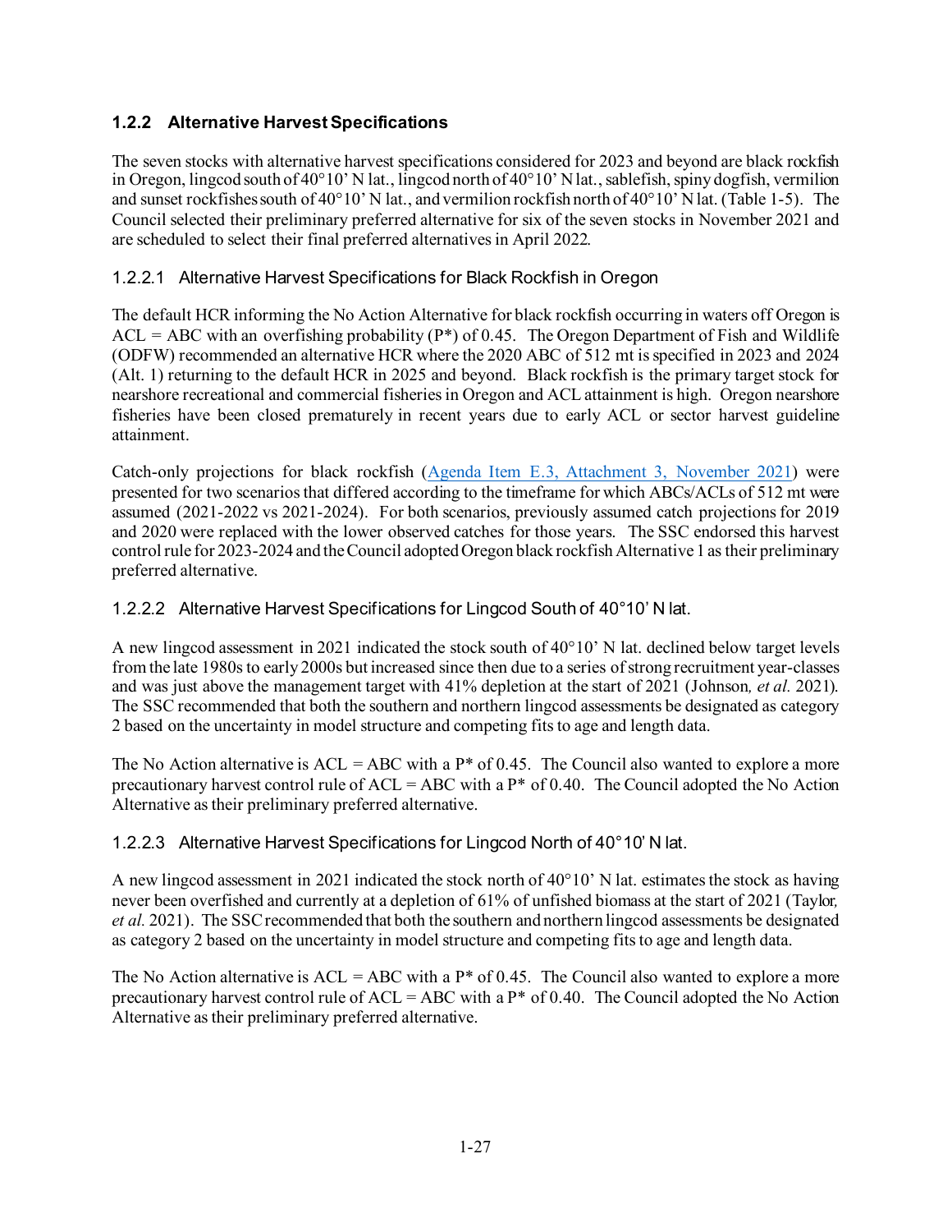### 1.2.2 Alternative Harvest Specifications

The seven stocks with alternative harvest specifications considered for 2023 and beyond are black rockfish in Oregon, lingcod south of 40°10' N lat., lingcod north of 40°10' N lat., sablefish, spiny dogfish, vermilion and sunset rockfishes south of 40°10' N lat., and vermilion rockfish north of 40°10' N lat. (Table 1-5). The Council selected their preliminary preferred alternative for six of the seven stocks in November 2021 and are scheduled to select their final preferred alternatives in April 2022.

#### 1.2.2.1 Alternative Harvest Specifications for Black Rockfish in Oregon

The default HCR informing the No Action Alternative for black rockfish occurring in waters off Oregon is ACL = ABC with an overfishing probability (P*) of 0.45. The Oregon Department of Fish and Wildlife (ODFW) recommended an alternative HCR where the 2020 ABC of 512 mt is specified in 2023 and 2024 (Alt. 1) returning to the default HCR in 2025 and beyond. Black rockfish is the primary target stock for nearshore recreational and commercial fisheries in Oregon and ACL attainment is high. Oregon nearshore fisheries have been closed prematurely in recent years due to early ACL or sector harvest guideline attainment.

Catch-only projections for black rockfish (Agenda Item E.3, Attachment 3, November 2021) were presented for two scenarios that differed according to the timeframe for which ABCs/ACLs of 512 mt were assumed (2021-2022 vs 2021-2024). For both scenarios, previously assumed catch projections for 2019 and 2020 were replaced with the lower observed catches for those years. The SSC endorsed this harvest control rule for 2023-2024 and the Council adopted Oregon black rockfish Alternative 1 as their preliminary preferred alternative.

#### 1.2.2.2 Alternative Harvest Specifications for Lingcod South of 40°10' N lat.

A new lingcod assessment in 2021 indicated the stock south of 40°10' N lat. declined below target levels from the late 1980s to early 2000s but increased since then due to a series of strong recruitment year-classes and was just above the management target with 41% depletion at the start of 2021 (Johnson, *et al.* 2021). The SSC recommended that both the southern and northern lingcod assessments be designated as category 2 based on the uncertainty in model structure and competing fits to age and length data.

The No Action alternative is ACL = ABC with a P* of 0.45. The Council also wanted to explore a more precautionary harvest control rule of ACL = ABC with a P* of 0.40. The Council adopted the No Action Alternative as their preliminary preferred alternative.

#### 1.2.2.3 Alternative Harvest Specifications for Lingcod North of 40°10' N lat.

A new lingcod assessment in 2021 indicated the stock north of 40°10' N lat. estimates the stock as having never been overfished and currently at a depletion of 61% of unfished biomass at the start of 2021 (Taylor, *et al.* 2021). The SSC recommended that both the southern and northern lingcod assessments be designated as category 2 based on the uncertainty in model structure and competing fits to age and length data.

The No Action alternative is ACL = ABC with a P* of 0.45. The Council also wanted to explore a more precautionary harvest control rule of ACL = ABC with a P* of 0.40. The Council adopted the No Action Alternative as their preliminary preferred alternative.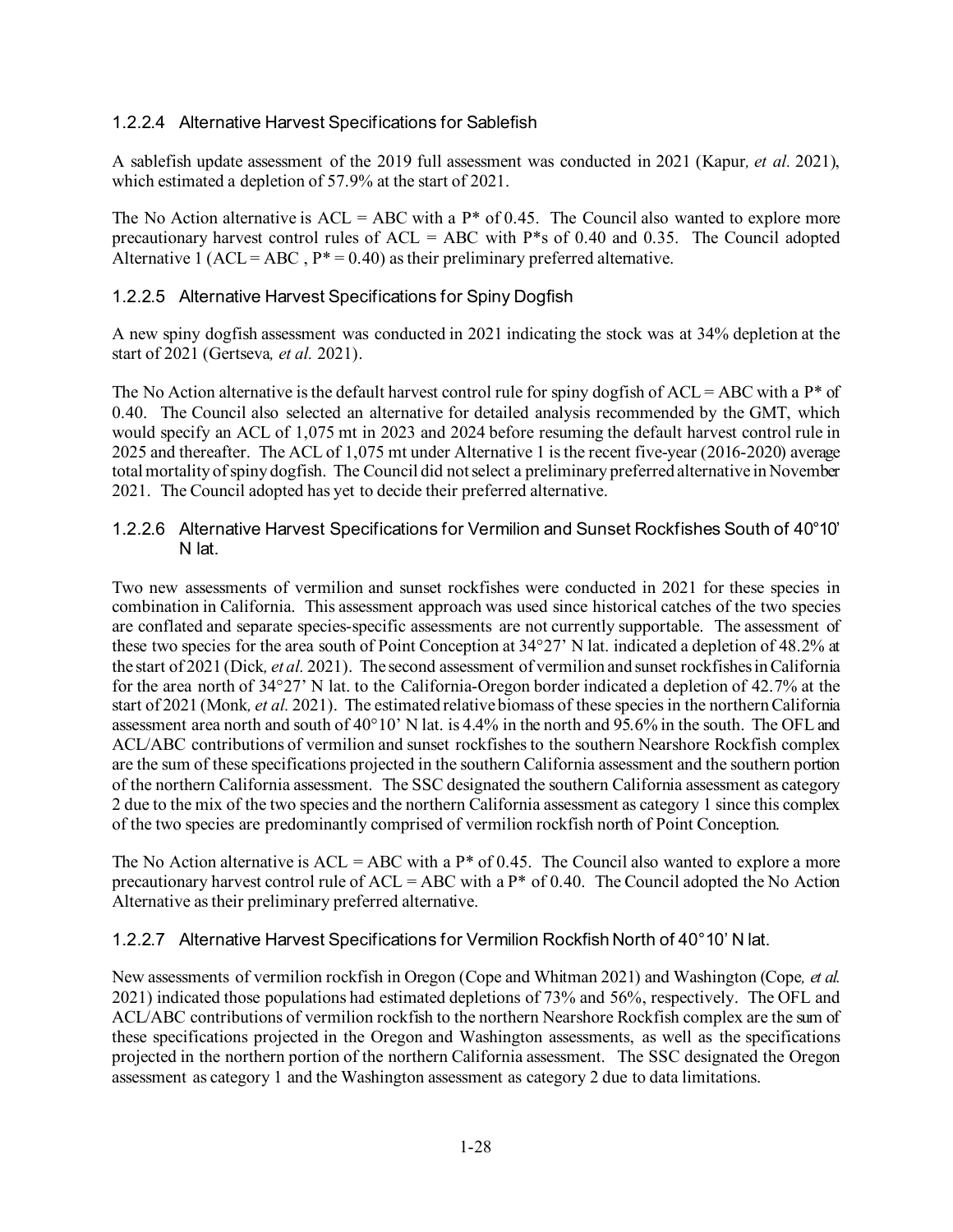### 1.2.2.4 Alternative Harvest Specifications for Sablefish

A sablefish update assessment of the 2019 full assessment was conducted in 2021 (Kapur, *et al.* 2021), which estimated a depletion of 57.9% at the start of 2021.

The No Action alternative is ACL = ABC with a P* of 0.45. The Council also wanted to explore more precautionary harvest control rules of ACL = ABC with P*s of 0.40 and 0.35. The Council adopted Alternative 1 (ACL = ABC , P* = 0.40) as their preliminary preferred alternative.

### 1.2.2.5 Alternative Harvest Specifications for Spiny Dogfish

A new spiny dogfish assessment was conducted in 2021 indicating the stock was at 34% depletion at the start of 2021 (Gertseva, *et al.* 2021).

The No Action alternative is the default harvest control rule for spiny dogfish of ACL = ABC with a P* of 0.40. The Council also selected an alternative for detailed analysis recommended by the GMT, which would specify an ACL of 1,075 mt in 2023 and 2024 before resuming the default harvest control rule in 2025 and thereafter. The ACL of 1,075 mt under Alternative 1 is the recent five-year (2016-2020) average total mortality of spiny dogfish. The Council did not select a preliminary preferred alternative in November 2021. The Council adopted has yet to decide their preferred alternative.

### 1.2.2.6 Alternative Harvest Specifications for Vermilion and Sunset Rockfishes South of 40°10' N lat.

Two new assessments of vermilion and sunset rockfishes were conducted in 2021 for these species in combination in California. This assessment approach was used since historical catches of the two species are conflated and separate species-specific assessments are not currently supportable. The assessment of these two species for the area south of Point Conception at 34°27' N lat. indicated a depletion of 48.2% at the start of 2021 (Dick, *et al.* 2021). The second assessment of vermilion and sunset rockfishes in California for the area north of 34°27' N lat. to the California-Oregon border indicated a depletion of 42.7% at the start of 2021 (Monk, *et al.* 2021). The estimated relative biomass of these species in the northern California assessment area north and south of 40°10' N lat. is 4.4% in the north and 95.6% in the south. The OFL and ACL/ABC contributions of vermilion and sunset rockfishes to the southern Nearshore Rockfish complex are the sum of these specifications projected in the southern California assessment and the southern portion of the northern California assessment. The SSC designated the southern California assessment as category 2 due to the mix of the two species and the northern California assessment as category 1 since this complex of the two species are predominantly comprised of vermilion rockfish north of Point Conception.

The No Action alternative is ACL = ABC with a P* of 0.45. The Council also wanted to explore a more precautionary harvest control rule of ACL = ABC with a P* of 0.40. The Council adopted the No Action Alternative as their preliminary preferred alternative.

### 1.2.2.7 Alternative Harvest Specifications for Vermilion Rockfish North of 40°10' N lat.

New assessments of vermilion rockfish in Oregon (Cope and Whitman 2021) and Washington (Cope, *et al.* 2021) indicated those populations had estimated depletions of 73% and 56%, respectively. The OFL and ACL/ABC contributions of vermilion rockfish to the northern Nearshore Rockfish complex are the sum of these specifications projected in the Oregon and Washington assessments, as well as the specifications projected in the northern portion of the northern California assessment. The SSC designated the Oregon assessment as category 1 and the Washington assessment as category 2 due to data limitations.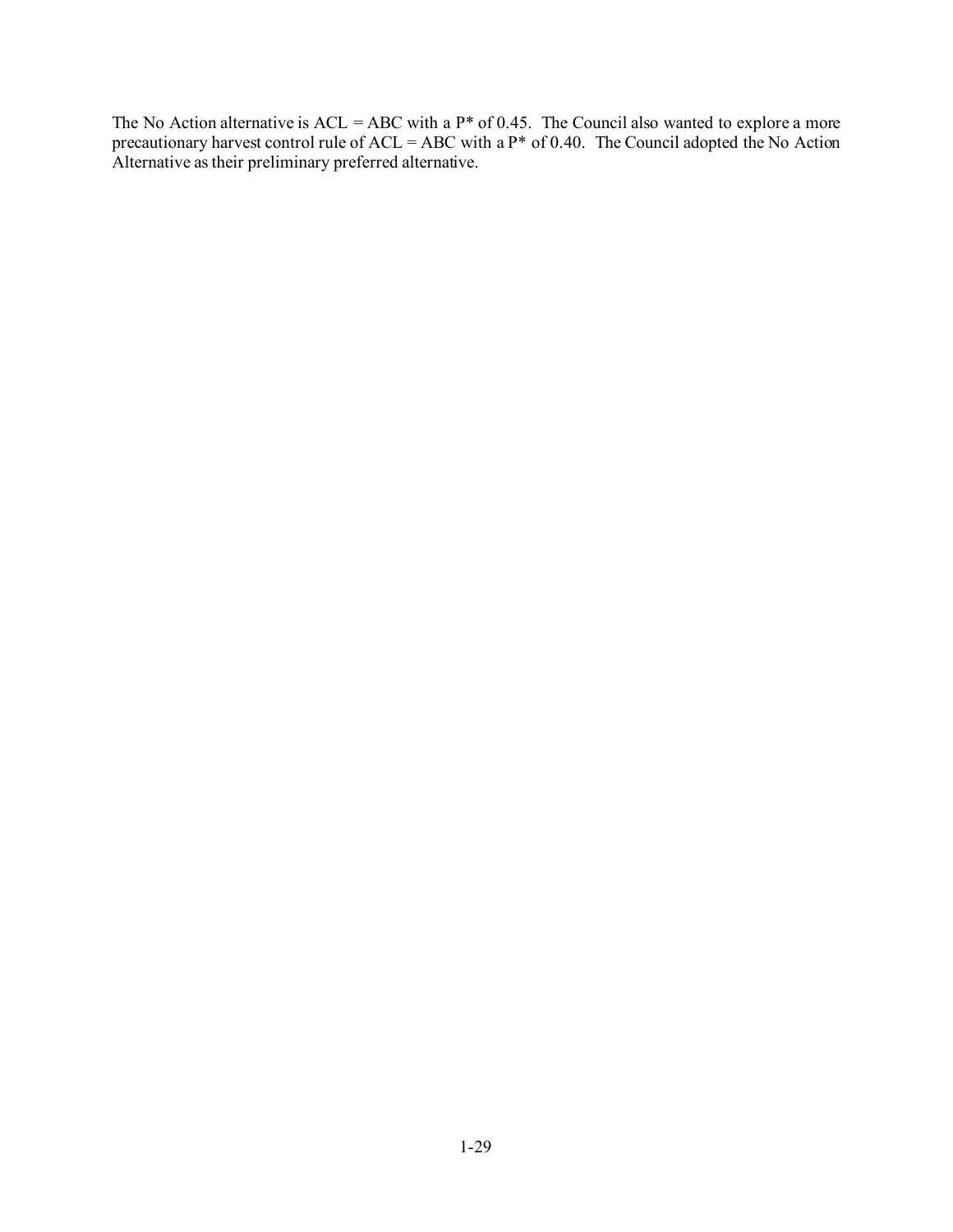The No Action alternative is ACL = ABC with a P* of 0.45. The Council also wanted to explore a more precautionary harvest control rule of ACL = ABC with a P* of 0.40. The Council adopted the No Action Alternative as their preliminary preferred alternative.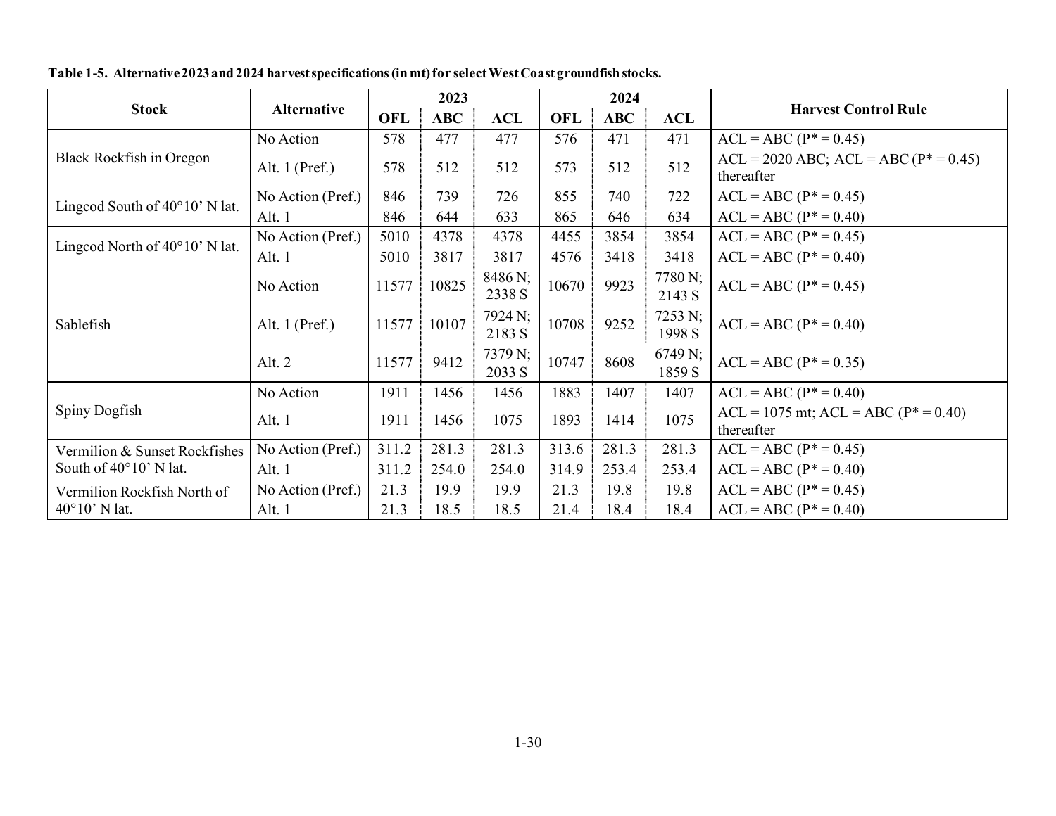**Table 1-5. Alternative 2023 and 2024 harvest specifications (in mt) for select West Coast groundfish stocks.**

| Stock | Alternative | 2023 | | | 2024 | | | Harvest Control Rule |
|---|---|---|---|---|---|---|---|---|
| | | OFL | ABC | ACL | OFL | ABC | ACL | |
| Black Rockfish in Oregon | No Action | 578 | 477 | 477 | 576 | 471 | 471 | ACL = ABC (P* = 0.45) |
| | Alt. 1 (Pref.) | 578 | 512 | 512 | 573 | 512 | 512 | ACL = 2020 ABC; ACL = ABC (P* = 0.45) thereafter |
| Lingcod South of 40°10' N lat. | No Action (Pref.) | 846 | 739 | 726 | 855 | 740 | 722 | ACL = ABC (P* = 0.45) |
| | Alt. 1 | 846 | 644 | 633 | 865 | 646 | 634 | ACL = ABC (P* = 0.40) |
| Lingcod North of 40°10' N lat. | No Action (Pref.) | 5010 | 4378 | 4378 | 4455 | 3854 | 3854 | ACL = ABC (P* = 0.45) |
| | Alt. 1 | 5010 | 3817 | 3817 | 4576 | 3418 | 3418 | ACL = ABC (P* = 0.40) |
| Sablefish | No Action | 11577 | 10825 | 8486 N; 2338 S | 10670 | 9923 | 7780 N; 2143 S | ACL = ABC (P* = 0.45) |
| | Alt. 1 (Pref.) | 11577 | 10107 | 7924 N; 2183 S | 10708 | 9252 | 7253 N; 1998 S | ACL = ABC (P* = 0.40) |
| | Alt. 2 | 11577 | 9412 | 7379 N; 2033 S | 10747 | 8608 | 6749 N; 1859 S | ACL = ABC (P* = 0.35) |
| Spiny Dogfish | No Action | 1911 | 1456 | 1456 | 1883 | 1407 | 1407 | ACL = ABC (P* = 0.40) |
| | Alt. 1 | 1911 | 1456 | 1075 | 1893 | 1414 | 1075 | ACL = 1075 mt; ACL = ABC (P* = 0.40) thereafter |
| Vermilion & Sunset Rockfishes South of 40°10' N lat. | No Action (Pref.) | 311.2 | 281.3 | 281.3 | 313.6 | 281.3 | 281.3 | ACL = ABC (P* = 0.45) |
| | Alt. 1 | 311.2 | 254.0 | 254.0 | 314.9 | 253.4 | 253.4 | ACL = ABC (P* = 0.40) |
| Vermilion Rockfish North of 40°10' N lat. | No Action (Pref.) | 21.3 | 19.9 | 19.9 | 21.3 | 19.8 | 19.8 | ACL = ABC (P* = 0.45) |
| | Alt. 1 | 21.3 | 18.5 | 18.5 | 21.4 | 18.4 | 18.4 | ACL = ABC (P* = 0.40) |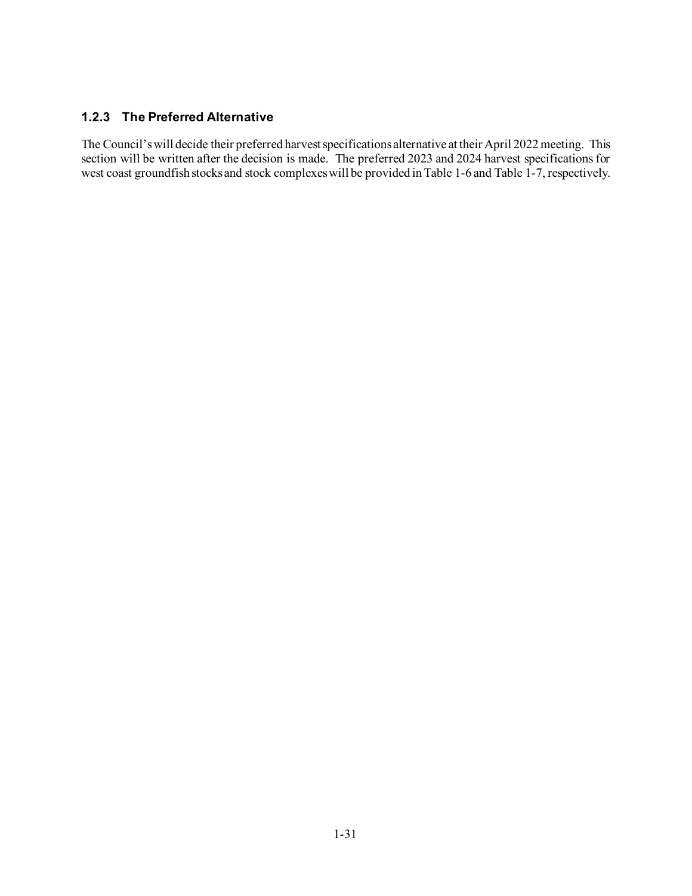### 1.2.3 The Preferred Alternative

The Council's will decide their preferred harvest specifications alternative at their April 2022 meeting. This section will be written after the decision is made. The preferred 2023 and 2024 harvest specifications for west coast groundfish stocks and stock complexes will be provided in Table 1-6 and Table 1-7, respectively.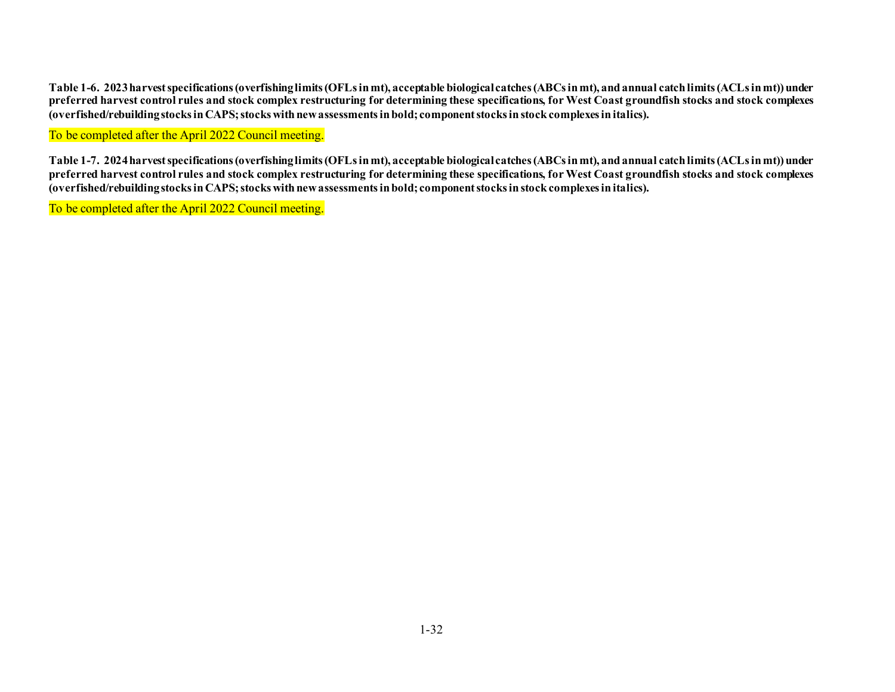**Table 1-6. 2023 harvest specifications (overfishing limits (OFLs in mt), acceptable biological catches (ABCs in mt), and annual catch limits (ACLs in mt)) under preferred harvest control rules and stock complex restructuring for determining these specifications, for West Coast groundfish stocks and stock complexes (overfished/rebuilding stocks in CAPS; stocks with new assessments in bold; component stocks in stock complexes in italics).**

To be completed after the April 2022 Council meeting.

**Table 1-7. 2024 harvest specifications (overfishing limits (OFLs in mt), acceptable biological catches (ABCs in mt), and annual catch limits (ACLs in mt)) under preferred harvest control rules and stock complex restructuring for determining these specifications, for West Coast groundfish stocks and stock complexes (overfished/rebuilding stocks in CAPS; stocks with new assessments in bold; component stocks in stock complexes in italics).**

To be completed after the April 2022 Council meeting.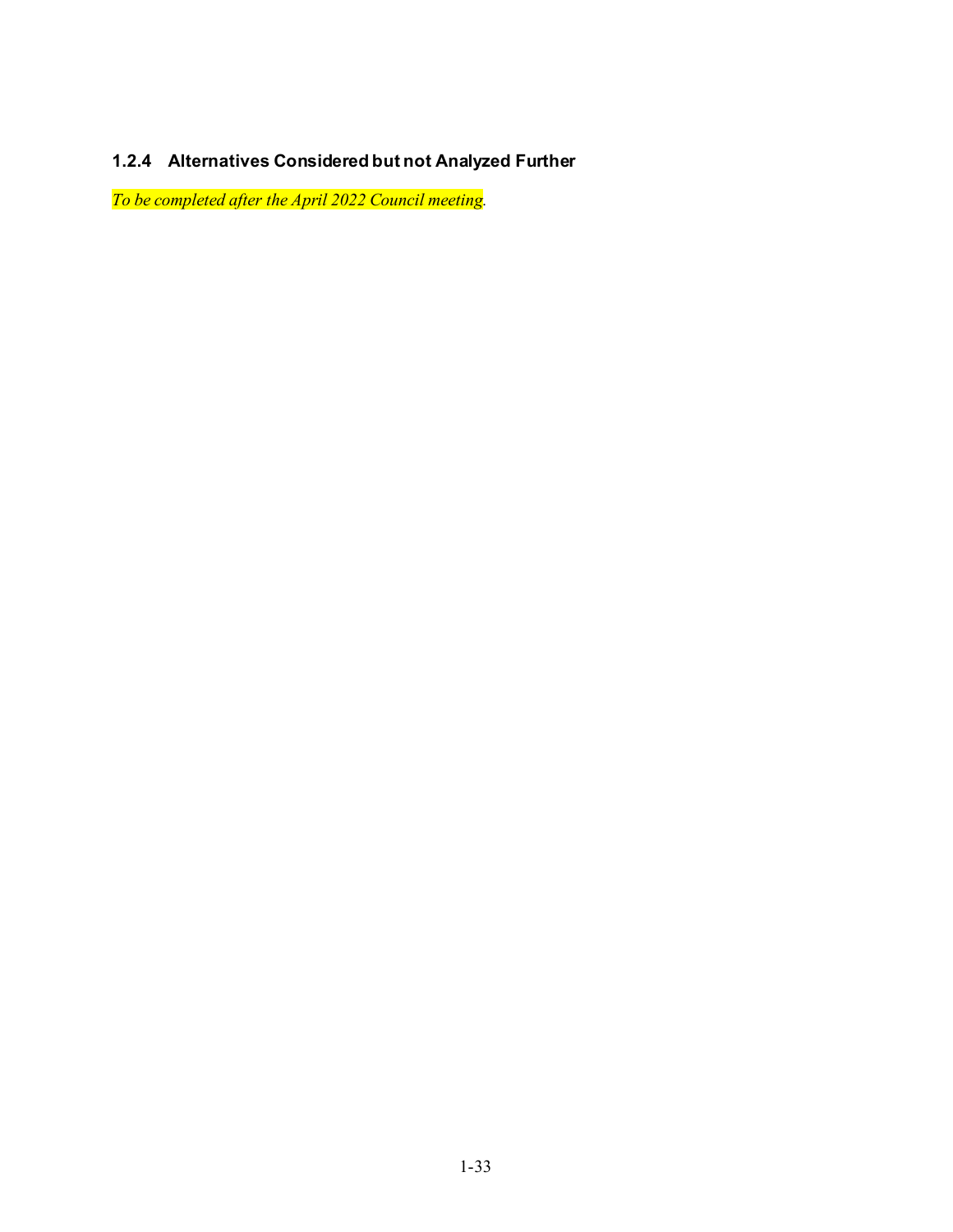### 1.2.4 Alternatives Considered but not Analyzed Further

*To be completed after the April 2022 Council meeting*.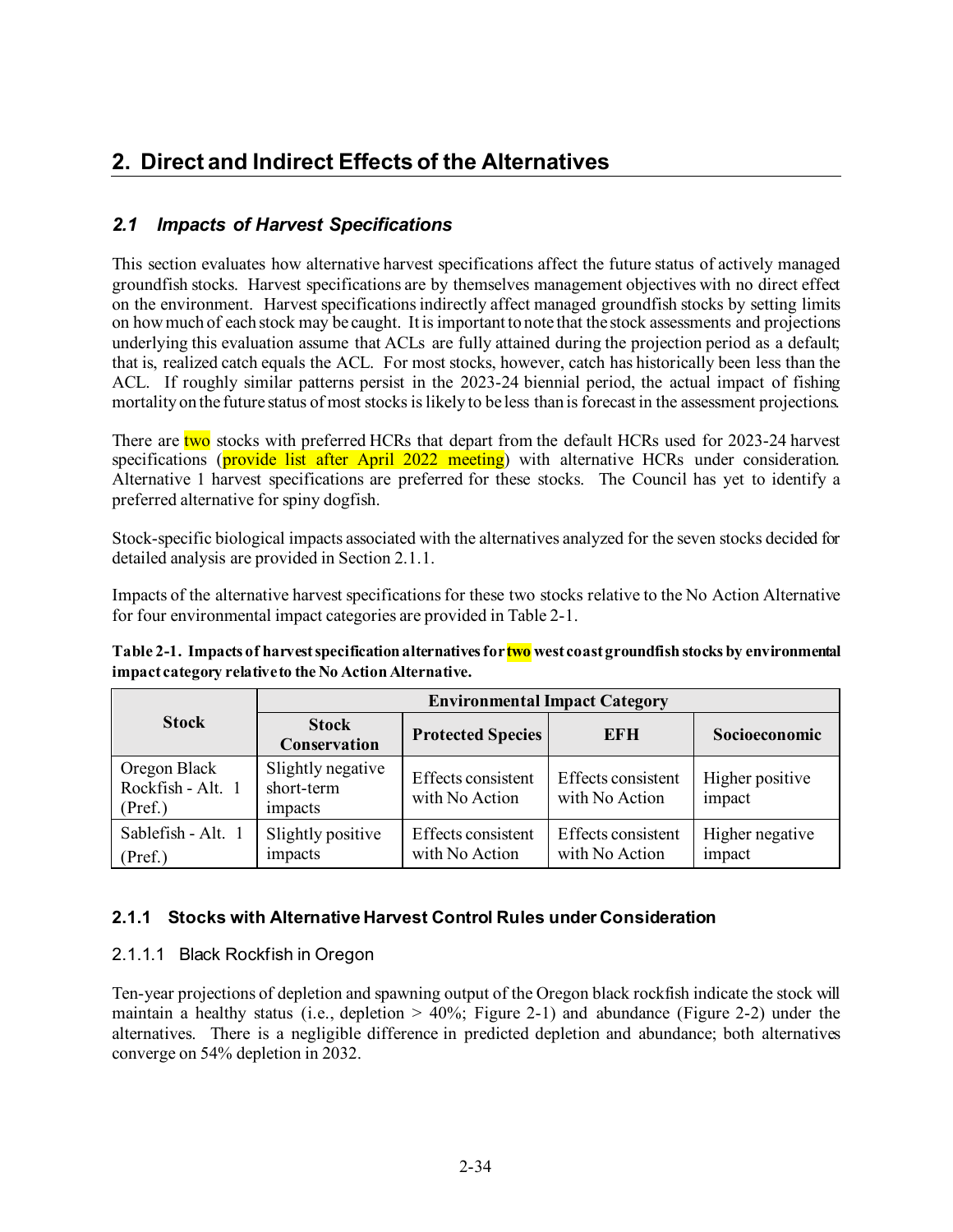# 2. Direct and Indirect Effects of the Alternatives

## *2.1 Impacts of Harvest Specifications*

This section evaluates how alternative harvest specifications affect the future status of actively managed groundfish stocks. Harvest specifications are by themselves management objectives with no direct effect on the environment. Harvest specifications indirectly affect managed groundfish stocks by setting limits on how much of each stock may be caught. It is important to note that the stock assessments and projections underlying this evaluation assume that ACLs are fully attained during the projection period as a default; that is, realized catch equals the ACL. For most stocks, however, catch has historically been less than the ACL. If roughly similar patterns persist in the 2023-24 biennial period, the actual impact of fishing mortality on the future status of most stocks is likely to be less than is forecast in the assessment projections.

There are two stocks with preferred HCRs that depart from the default HCRs used for 2023-24 harvest specifications (provide list after April 2022 meeting) with alternative HCRs under consideration. Alternative 1 harvest specifications are preferred for these stocks. The Council has yet to identify a preferred alternative for spiny dogfish.

Stock-specific biological impacts associated with the alternatives analyzed for the seven stocks decided for detailed analysis are provided in Section 2.1.1.

Impacts of the alternative harvest specifications for these two stocks relative to the No Action Alternative for four environmental impact categories are provided in Table 2-1.

**Table 2-1. Impacts of harvest specification alternatives for two west coast groundfish stocks by environmental impact category relative to the No Action Alternative.**

| Stock | Environmental Impact Category | | | |
|---|---|---|---|---|
| | Stock Conservation | Protected Species | EFH | Socioeconomic |
| Oregon Black Rockfish - Alt. 1 (Pref.) | Slightly negative short-term impacts | Effects consistent with No Action | Effects consistent with No Action | Higher positive impact |
| Sablefish - Alt. 1 (Pref.) | Slightly positive impacts | Effects consistent with No Action | Effects consistent with No Action | Higher negative impact |

### 2.1.1 Stocks with Alternative Harvest Control Rules under Consideration

#### 2.1.1.1 Black Rockfish in Oregon

Ten-year projections of depletion and spawning output of the Oregon black rockfish indicate the stock will maintain a healthy status (i.e., depletion > 40%; Figure 2-1) and abundance (Figure 2-2) under the alternatives. There is a negligible difference in predicted depletion and abundance; both alternatives converge on 54% depletion in 2032.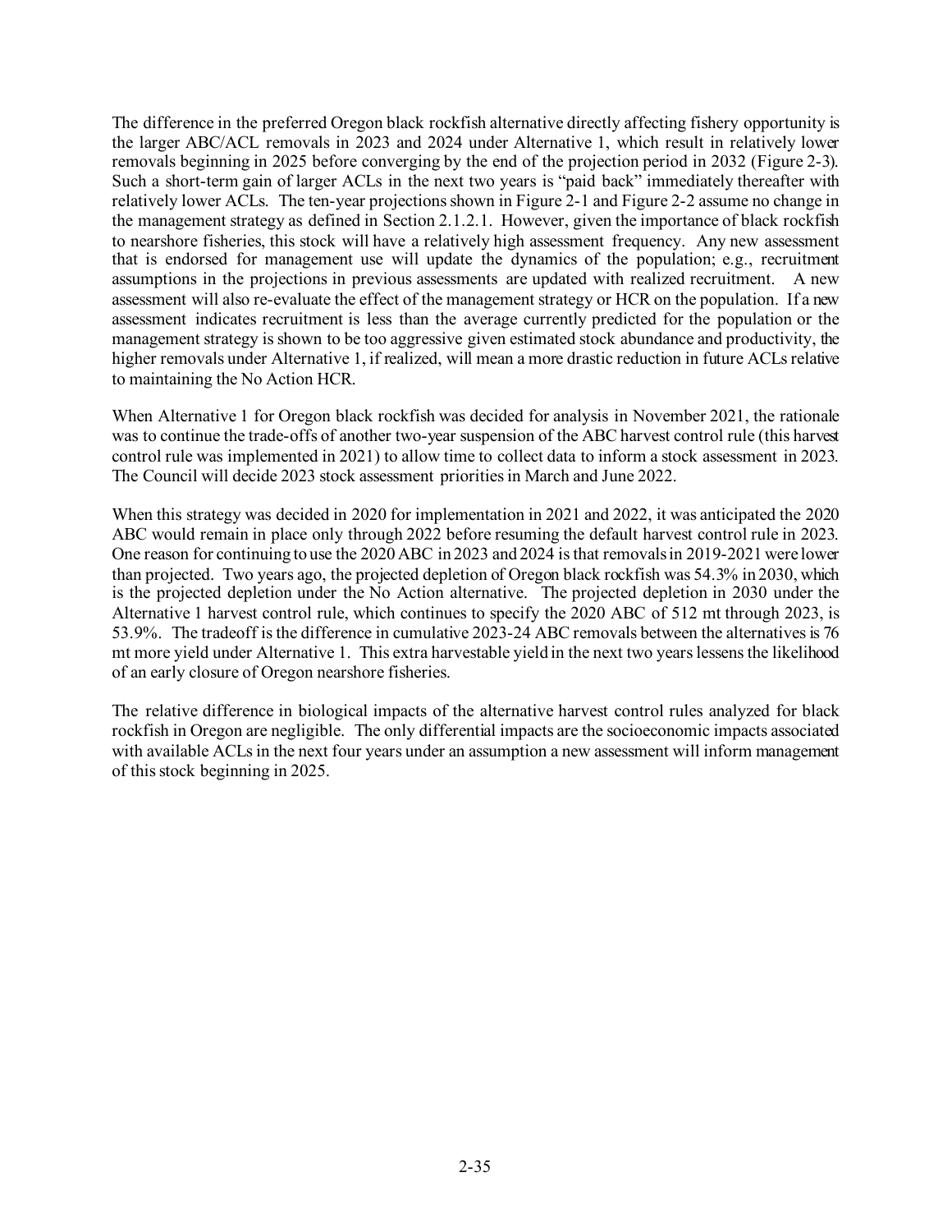The difference in the preferred Oregon black rockfish alternative directly affecting fishery opportunity is the larger ABC/ACL removals in 2023 and 2024 under Alternative 1, which result in relatively lower removals beginning in 2025 before converging by the end of the projection period in 2032 (Figure 2-3). Such a short-term gain of larger ACLs in the next two years is "paid back" immediately thereafter with relatively lower ACLs. The ten-year projections shown in Figure 2-1 and Figure 2-2 assume no change in the management strategy as defined in Section 2.1.2.1. However, given the importance of black rockfish to nearshore fisheries, this stock will have a relatively high assessment frequency. Any new assessment that is endorsed for management use will update the dynamics of the population; e.g., recruitment assumptions in the projections in previous assessments are updated with realized recruitment. A new assessment will also re-evaluate the effect of the management strategy or HCR on the population. If a new assessment indicates recruitment is less than the average currently predicted for the population or the management strategy is shown to be too aggressive given estimated stock abundance and productivity, the higher removals under Alternative 1, if realized, will mean a more drastic reduction in future ACLs relative to maintaining the No Action HCR.

When Alternative 1 for Oregon black rockfish was decided for analysis in November 2021, the rationale was to continue the trade-offs of another two-year suspension of the ABC harvest control rule (this harvest control rule was implemented in 2021) to allow time to collect data to inform a stock assessment in 2023. The Council will decide 2023 stock assessment priorities in March and June 2022.

When this strategy was decided in 2020 for implementation in 2021 and 2022, it was anticipated the 2020 ABC would remain in place only through 2022 before resuming the default harvest control rule in 2023. One reason for continuing to use the 2020 ABC in 2023 and 2024 is that removals in 2019-2021 were lower than projected. Two years ago, the projected depletion of Oregon black rockfish was 54.3% in 2030, which is the projected depletion under the No Action alternative. The projected depletion in 2030 under the Alternative 1 harvest control rule, which continues to specify the 2020 ABC of 512 mt through 2023, is 53.9%. The tradeoff is the difference in cumulative 2023-24 ABC removals between the alternatives is 76 mt more yield under Alternative 1. This extra harvestable yield in the next two years lessens the likelihood of an early closure of Oregon nearshore fisheries.

The relative difference in biological impacts of the alternative harvest control rules analyzed for black rockfish in Oregon are negligible. The only differential impacts are the socioeconomic impacts associated with available ACLs in the next four years under an assumption a new assessment will inform management of this stock beginning in 2025.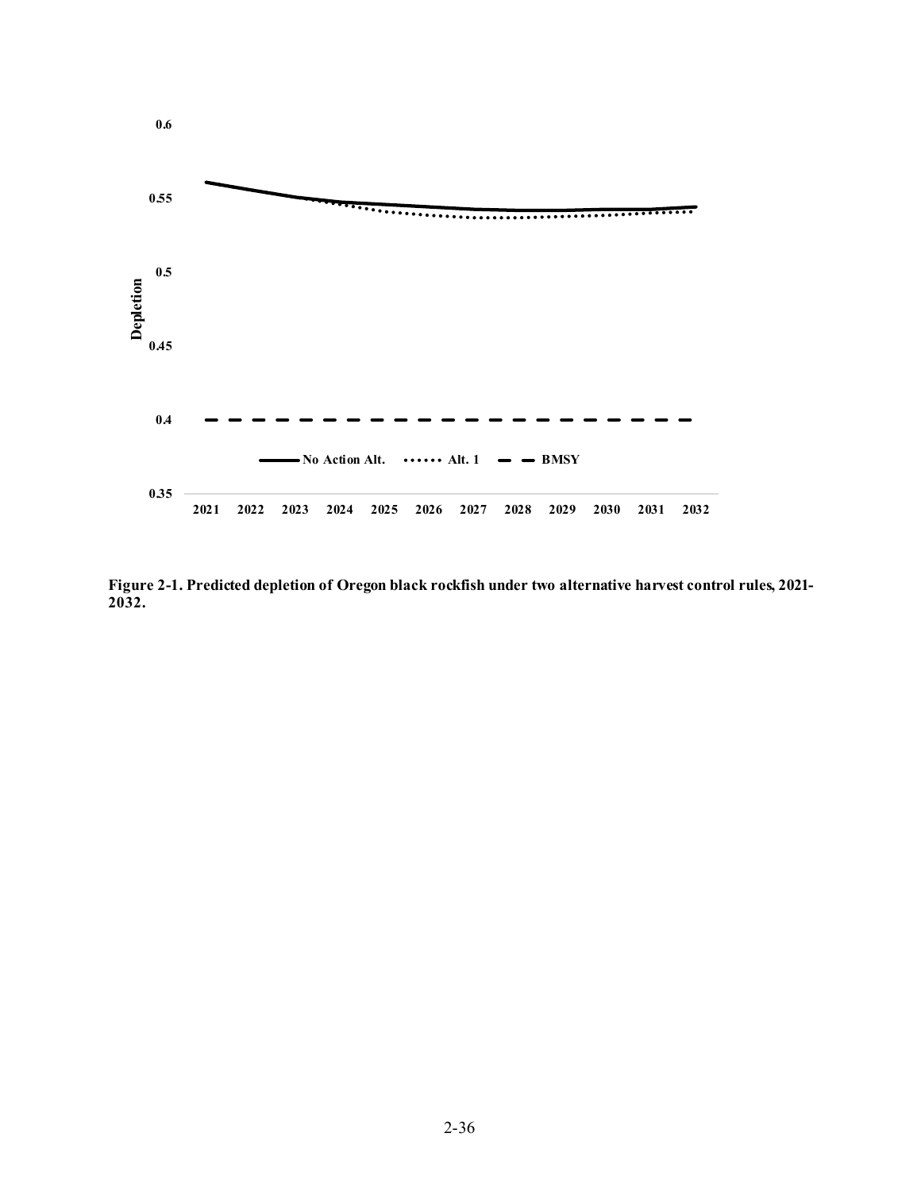**Figure 2-1. Predicted depletion of Oregon black rockfish under two alternative harvest control rules, 2021-2032.**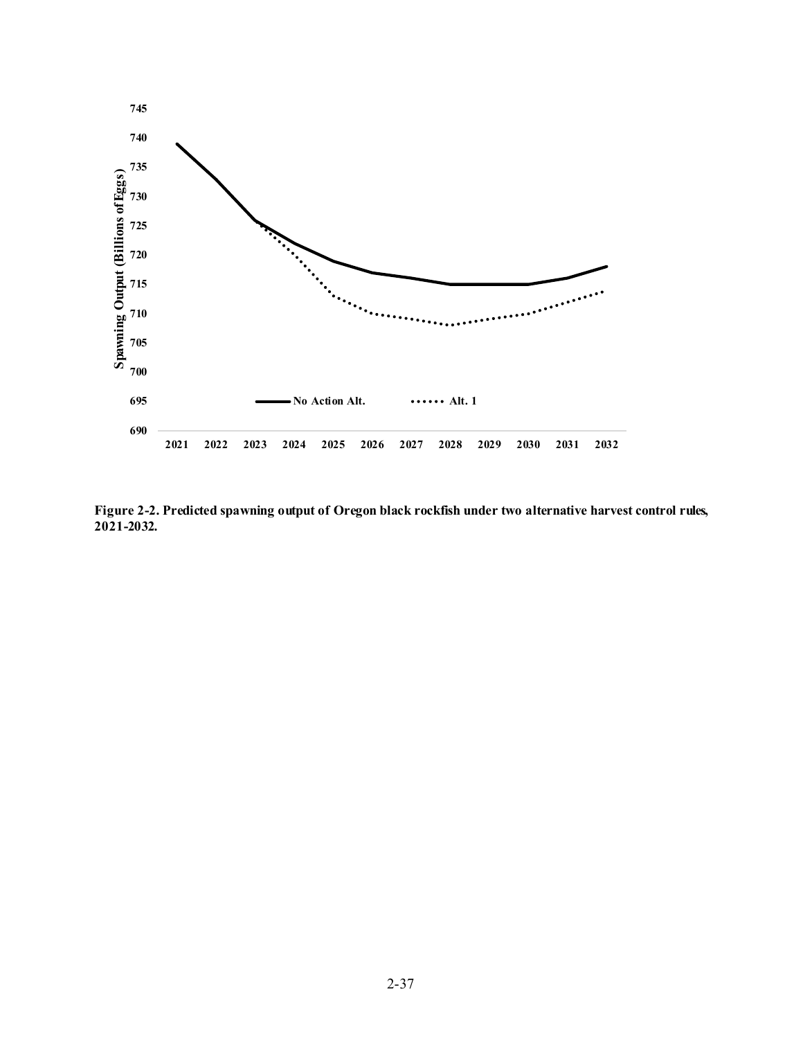**Figure 2-2. Predicted spawning output of Oregon black rockfish under two alternative harvest control rules, 2021-2032.**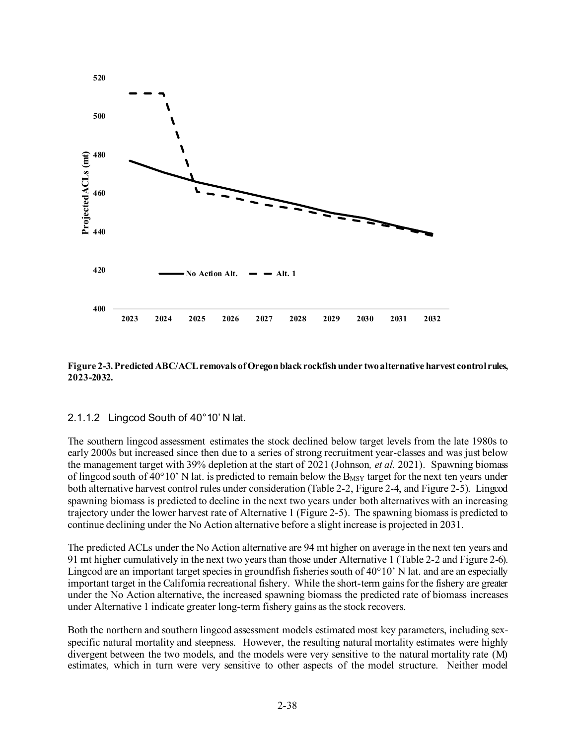**Figure 2-3. Predicted ABC/ACL removals of Oregon black rockfish under two alternative harvest control rules, 2023-2032.**

#### 2.1.1.2 Lingcod South of 40°10' N lat.

The southern lingcod assessment estimates the stock declined below target levels from the late 1980s to early 2000s but increased since then due to a series of strong recruitment year-classes and was just below the management target with 39% depletion at the start of 2021 (Johnson*, et al.* 2021). Spawning biomass of lingcod south of 40°10' N lat. is predicted to remain below the $B_{MSY}$ target for the next ten years under both alternative harvest control rules under consideration (Table 2-2, Figure 2-4, and Figure 2-5). Lingcod spawning biomass is predicted to decline in the next two years under both alternatives with an increasing trajectory under the lower harvest rate of Alternative 1 (Figure 2-5). The spawning biomass is predicted to continue declining under the No Action alternative before a slight increase is projected in 2031.

The predicted ACLs under the No Action alternative are 94 mt higher on average in the next ten years and 91 mt higher cumulatively in the next two years than those under Alternative 1 (Table 2-2 and Figure 2-6). Lingcod are an important target species in groundfish fisheries south of 40°10' N lat. and are an especially important target in the California recreational fishery. While the short-term gains for the fishery are greater under the No Action alternative, the increased spawning biomass the predicted rate of biomass increases under Alternative 1 indicate greater long-term fishery gains as the stock recovers.

Both the northern and southern lingcod assessment models estimated most key parameters, including sex-specific natural mortality and steepness. However, the resulting natural mortality estimates were highly divergent between the two models, and the models were very sensitive to the natural mortality rate (M) estimates, which in turn were very sensitive to other aspects of the model structure. Neither model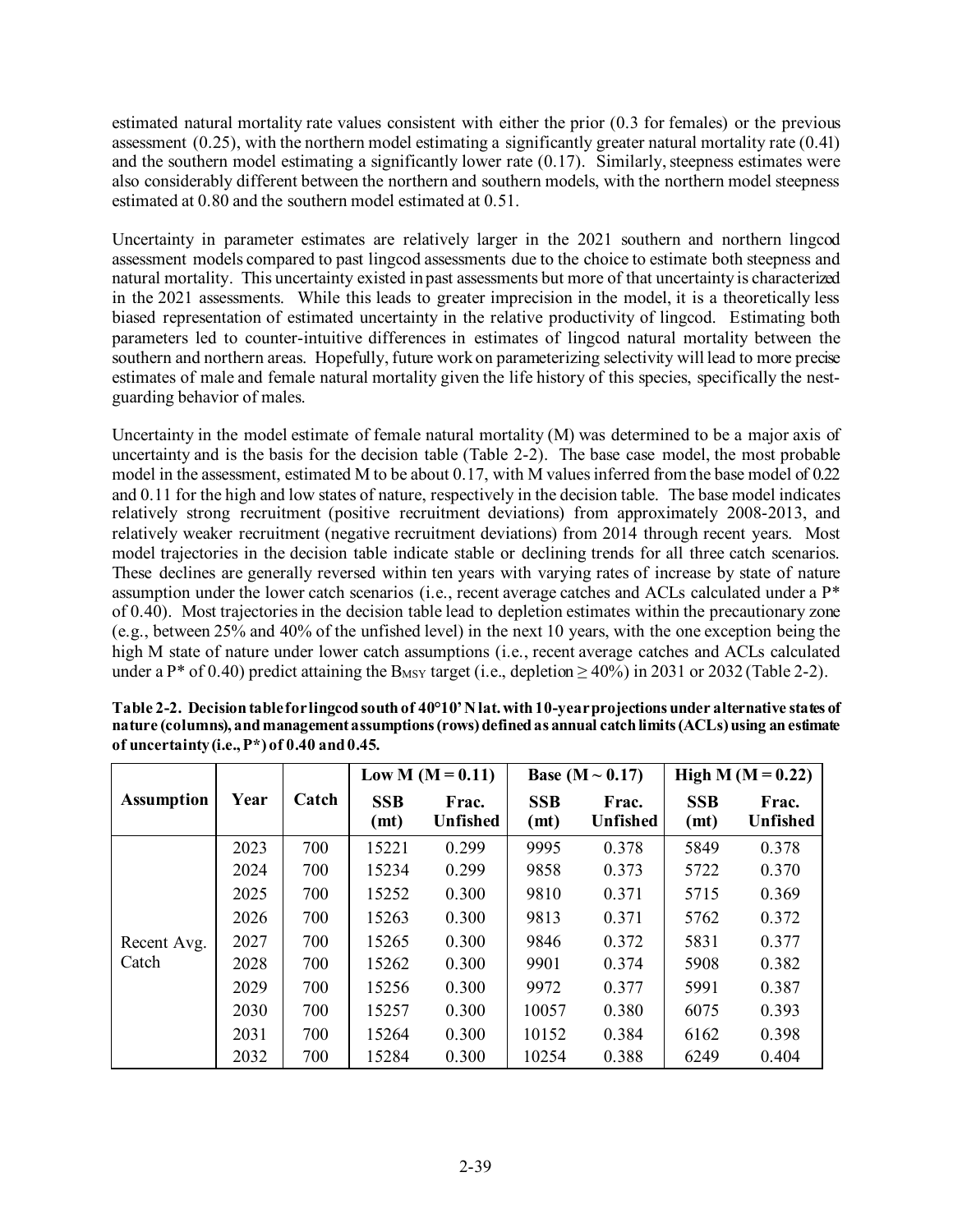estimated natural mortality rate values consistent with either the prior (0.3 for females) or the previous assessment (0.25), with the northern model estimating a significantly greater natural mortality rate (0.41) and the southern model estimating a significantly lower rate (0.17). Similarly, steepness estimates were also considerably different between the northern and southern models, with the northern model steepness estimated at 0.80 and the southern model estimated at 0.51.

Uncertainty in parameter estimates are relatively larger in the 2021 southern and northern lingcod assessment models compared to past lingcod assessments due to the choice to estimate both steepness and natural mortality. This uncertainty existed in past assessments but more of that uncertainty is characterized in the 2021 assessments. While this leads to greater imprecision in the model, it is a theoretically less biased representation of estimated uncertainty in the relative productivity of lingcod. Estimating both parameters led to counter-intuitive differences in estimates of lingcod natural mortality between the southern and northern areas. Hopefully, future work on parameterizing selectivity will lead to more precise estimates of male and female natural mortality given the life history of this species, specifically the nest-guarding behavior of males.

Uncertainty in the model estimate of female natural mortality (M) was determined to be a major axis of uncertainty and is the basis for the decision table (Table 2-2). The base case model, the most probable model in the assessment, estimated M to be about 0.17, with M values inferred from the base model of 0.22 and 0.11 for the high and low states of nature, respectively in the decision table. The base model indicates relatively strong recruitment (positive recruitment deviations) from approximately 2008-2013, and relatively weaker recruitment (negative recruitment deviations) from 2014 through recent years. Most model trajectories in the decision table indicate stable or declining trends for all three catch scenarios. These declines are generally reversed within ten years with varying rates of increase by state of nature assumption under the lower catch scenarios (i.e., recent average catches and ACLs calculated under a P* of 0.40). Most trajectories in the decision table lead to depletion estimates within the precautionary zone (e.g., between 25% and 40% of the unfished level) in the next 10 years, with the one exception being the high M state of nature under lower catch assumptions (i.e., recent average catches and ACLs calculated under a P* of 0.40) predict attaining the $B_{MSY}$ target (i.e., depletion ≥ 40%) in 2031 or 2032 (Table 2-2).

**Table 2-2. Decision table for lingcod south of 40°10' N lat. with 10-year projections under alternative states of nature (columns), and management assumptions (rows) defined as annual catch limits (ACLs) using an estimate of uncertainty (i.e., P*) of 0.40 and 0.45.**

| Assumption | Year | Catch | Low M (M = 0.11) | | Base (M ~ 0.17) | | High M (M = 0.22) | |
|---|---|---|---|---|---|---|---|---|
| | | | SSB (mt) | Frac. Unfished | SSB (mt) | Frac. Unfished | SSB (mt) | Frac. Unfished |
| Recent Avg. Catch | 2023 | 700 | 15221 | 0.299 | 9995 | 0.378 | 5849 | 0.378 |
| | 2024 | 700 | 15234 | 0.299 | 9858 | 0.373 | 5722 | 0.370 |
| | 2025 | 700 | 15252 | 0.300 | 9810 | 0.371 | 5715 | 0.369 |
| | 2026 | 700 | 15263 | 0.300 | 9813 | 0.371 | 5762 | 0.372 |
| | 2027 | 700 | 15265 | 0.300 | 9846 | 0.372 | 5831 | 0.377 |
| | 2028 | 700 | 15262 | 0.300 | 9901 | 0.374 | 5908 | 0.382 |
| | 2029 | 700 | 15256 | 0.300 | 9972 | 0.377 | 5991 | 0.387 |
| | 2030 | 700 | 15257 | 0.300 | 10057 | 0.380 | 6075 | 0.393 |
| | 2031 | 700 | 15264 | 0.300 | 10152 | 0.384 | 6162 | 0.398 |
| | 2032 | 700 | 15284 | 0.300 | 10254 | 0.388 | 6249 | 0.404 |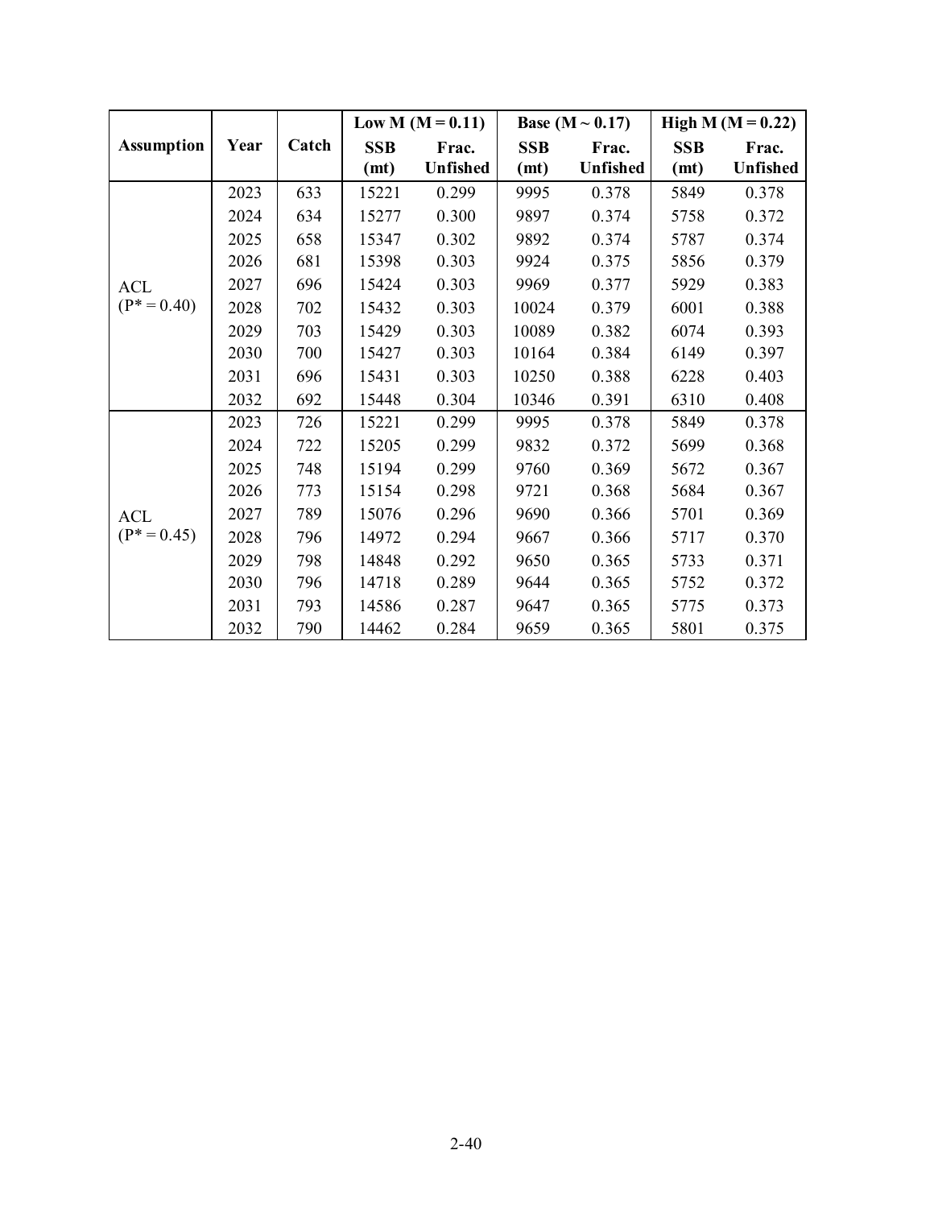| Assumption | Year | Catch | Low M (M = 0.11) | | Base (M ~ 0.17) | | High M (M = 0.22) | |
|---|---|---|---|---|---|---|---|---|
| | | | SSB (mt) | Frac. Unfished | SSB (mt) | Frac. Unfished | SSB (mt) | Frac. Unfished |
| ACL (P* = 0.40) | 2023 | 633 | 15221 | 0.299 | 9995 | 0.378 | 5849 | 0.378 |
| | 2024 | 634 | 15277 | 0.300 | 9897 | 0.374 | 5758 | 0.372 |
| | 2025 | 658 | 15347 | 0.302 | 9892 | 0.374 | 5787 | 0.374 |
| | 2026 | 681 | 15398 | 0.303 | 9924 | 0.375 | 5856 | 0.379 |
| | 2027 | 696 | 15424 | 0.303 | 9969 | 0.377 | 5929 | 0.383 |
| | 2028 | 702 | 15432 | 0.303 | 10024 | 0.379 | 6001 | 0.388 |
| | 2029 | 703 | 15429 | 0.303 | 10089 | 0.382 | 6074 | 0.393 |
| | 2030 | 700 | 15427 | 0.303 | 10164 | 0.384 | 6149 | 0.397 |
| | 2031 | 696 | 15431 | 0.303 | 10250 | 0.388 | 6228 | 0.403 |
| | 2032 | 692 | 15448 | 0.304 | 10346 | 0.391 | 6310 | 0.408 |
| ACL (P* = 0.45) | 2023 | 726 | 15221 | 0.299 | 9995 | 0.378 | 5849 | 0.378 |
| | 2024 | 722 | 15205 | 0.299 | 9832 | 0.372 | 5699 | 0.368 |
| | 2025 | 748 | 15194 | 0.299 | 9760 | 0.369 | 5672 | 0.367 |
| | 2026 | 773 | 15154 | 0.298 | 9721 | 0.368 | 5684 | 0.367 |
| | 2027 | 789 | 15076 | 0.296 | 9690 | 0.366 | 5701 | 0.369 |
| | 2028 | 796 | 14972 | 0.294 | 9667 | 0.366 | 5717 | 0.370 |
| | 2029 | 798 | 14848 | 0.292 | 9650 | 0.365 | 5733 | 0.371 |
| | 2030 | 796 | 14718 | 0.289 | 9644 | 0.365 | 5752 | 0.372 |
| | 2031 | 793 | 14586 | 0.287 | 9647 | 0.365 | 5775 | 0.373 |
| | 2032 | 790 | 14462 | 0.284 | 9659 | 0.365 | 5801 | 0.375 |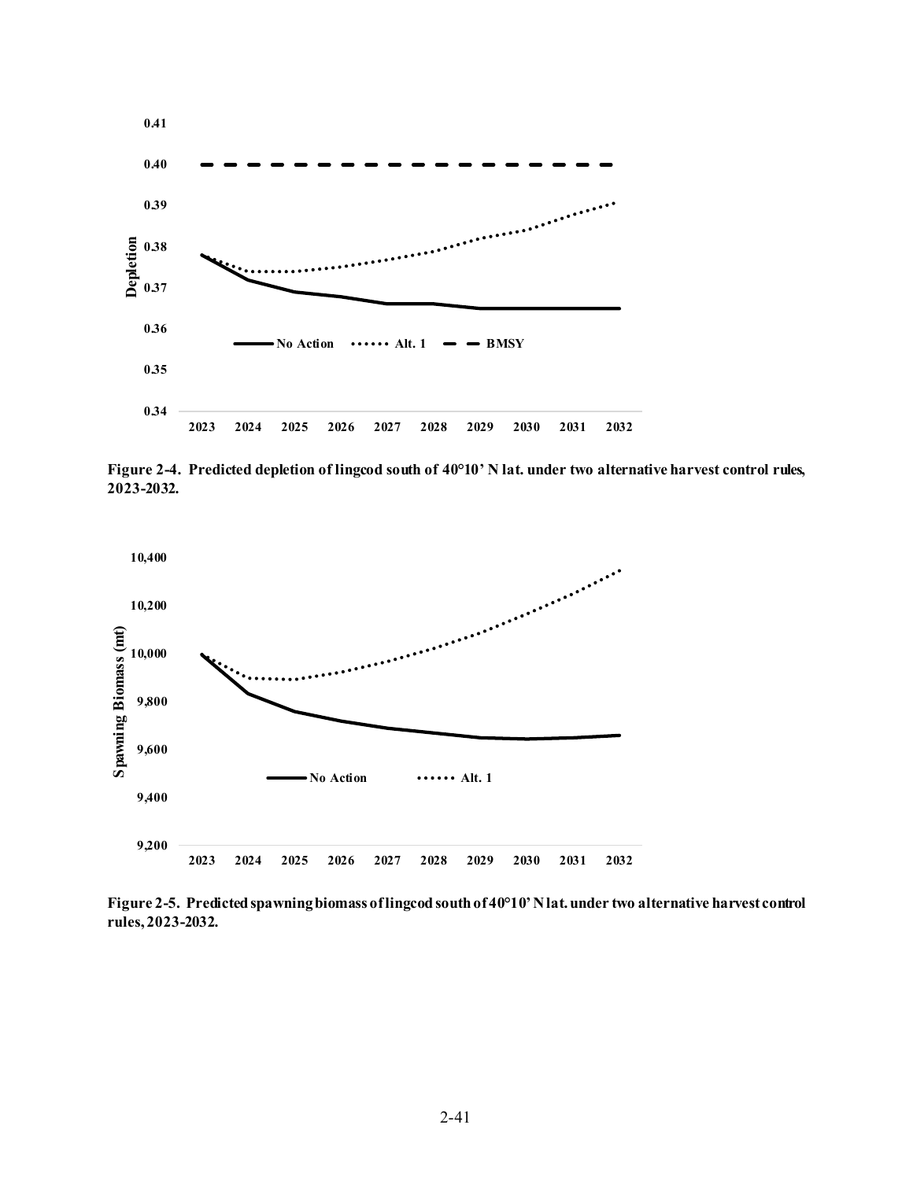Figure 2-4. Predicted depletion of lingcod south of 40°10' N lat. under two alternative harvest control rules, 2023-2032.

Figure 2-5. Predicted spawning biomass of lingcod south of 40°10' N lat. under two alternative harvest control rules, 2023-2032.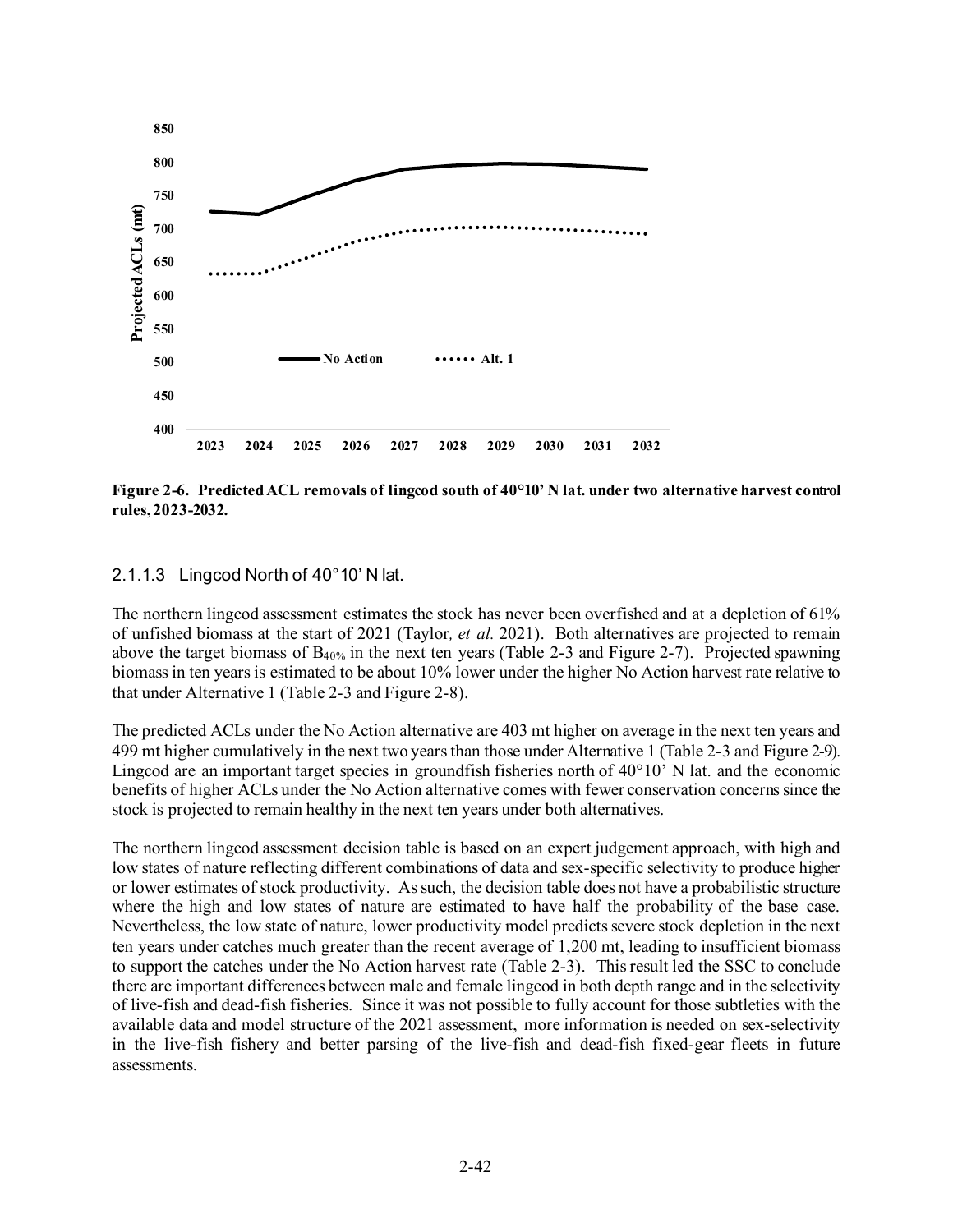**Figure 2-6. Predicted ACL removals of lingcod south of 40°10' N lat. under two alternative harvest control rules, 2023-2032.**

### 2.1.1.3 Lingcod North of 40°10' N lat.

The northern lingcod assessment estimates the stock has never been overfished and at a depletion of 61% of unfished biomass at the start of 2021 (Taylor, *et al.* 2021). Both alternatives are projected to remain above the target biomass of $B_{40\%}$ in the next ten years (Table 2-3 and Figure 2-7). Projected spawning biomass in ten years is estimated to be about 10% lower under the higher No Action harvest rate relative to that under Alternative 1 (Table 2-3 and Figure 2-8).

The predicted ACLs under the No Action alternative are 403 mt higher on average in the next ten years and 499 mt higher cumulatively in the next two years than those under Alternative 1 (Table 2-3 and Figure 2-9). Lingcod are an important target species in groundfish fisheries north of 40°10' N lat. and the economic benefits of higher ACLs under the No Action alternative comes with fewer conservation concerns since the stock is projected to remain healthy in the next ten years under both alternatives.

The northern lingcod assessment decision table is based on an expert judgement approach, with high and low states of nature reflecting different combinations of data and sex-specific selectivity to produce higher or lower estimates of stock productivity. As such, the decision table does not have a probabilistic structure where the high and low states of nature are estimated to have half the probability of the base case. Nevertheless, the low state of nature, lower productivity model predicts severe stock depletion in the next ten years under catches much greater than the recent average of 1,200 mt, leading to insufficient biomass to support the catches under the No Action harvest rate (Table 2-3). This result led the SSC to conclude there are important differences between male and female lingcod in both depth range and in the selectivity of live-fish and dead-fish fisheries. Since it was not possible to fully account for those subtleties with the available data and model structure of the 2021 assessment, more information is needed on sex-selectivity in the live-fish fishery and better parsing of the live-fish and dead-fish fixed-gear fleets in future assessments.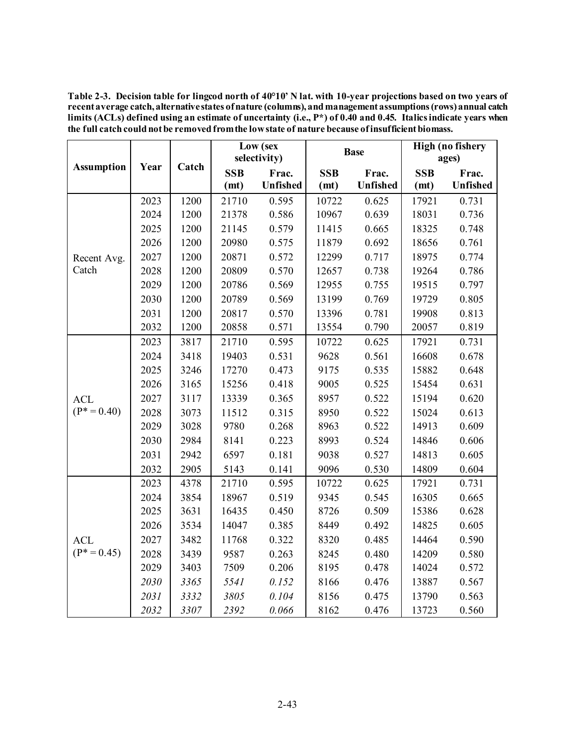**Table 2-3. Decision table for lingcod north of 40°10' N lat. with 10-year projections based on two years of recent average catch, alternative states of nature (columns), and management assumptions (rows) annual catch limits (ACLs) defined using an estimate of uncertainty (i.e., P*) of 0.40 and 0.45. Italics indicate years when the full catch could not be removed from the low state of nature because of insufficient biomass.**

| Assumption | Year | Catch | Low (sex selectivity) | | Base | | High (no fishery ages) | |
|---|---|---|---|---|---|---|---|---|
| | | | SSB (mt) | Frac. Unfished | SSB (mt) | Frac. Unfished | SSB (mt) | Frac. Unfished |
| Recent Avg. Catch | 2023 | 1200 | 21710 | 0.595 | 10722 | 0.625 | 17921 | 0.731 |
| | 2024 | 1200 | 21378 | 0.586 | 10967 | 0.639 | 18031 | 0.736 |
| | 2025 | 1200 | 21145 | 0.579 | 11415 | 0.665 | 18325 | 0.748 |
| | 2026 | 1200 | 20980 | 0.575 | 11879 | 0.692 | 18656 | 0.761 |
| | 2027 | 1200 | 20871 | 0.572 | 12299 | 0.717 | 18975 | 0.774 |
| | 2028 | 1200 | 20809 | 0.570 | 12657 | 0.738 | 19264 | 0.786 |
| | 2029 | 1200 | 20786 | 0.569 | 12955 | 0.755 | 19515 | 0.797 |
| | 2030 | 1200 | 20789 | 0.569 | 13199 | 0.769 | 19729 | 0.805 |
| | 2031 | 1200 | 20817 | 0.570 | 13396 | 0.781 | 19908 | 0.813 |
| | 2032 | 1200 | 20858 | 0.571 | 13554 | 0.790 | 20057 | 0.819 |
| ACL (P* = 0.40) | 2023 | 3817 | 21710 | 0.595 | 10722 | 0.625 | 17921 | 0.731 |
| | 2024 | 3418 | 19403 | 0.531 | 9628 | 0.561 | 16608 | 0.678 |
| | 2025 | 3246 | 17270 | 0.473 | 9175 | 0.535 | 15882 | 0.648 |
| | 2026 | 3165 | 15256 | 0.418 | 9005 | 0.525 | 15454 | 0.631 |
| | 2027 | 3117 | 13339 | 0.365 | 8957 | 0.522 | 15194 | 0.620 |
| | 2028 | 3073 | 11512 | 0.315 | 8950 | 0.522 | 15024 | 0.613 |
| | 2029 | 3028 | 9780 | 0.268 | 8963 | 0.522 | 14913 | 0.609 |
| | 2030 | 2984 | 8141 | 0.223 | 8993 | 0.524 | 14846 | 0.606 |
| | 2031 | 2942 | 6597 | 0.181 | 9038 | 0.527 | 14813 | 0.605 |
| | 2032 | 2905 | 5143 | 0.141 | 9096 | 0.530 | 14809 | 0.604 |
| ACL (P* = 0.45) | 2023 | 4378 | 21710 | 0.595 | 10722 | 0.625 | 17921 | 0.731 |
| | 2024 | 3854 | 18967 | 0.519 | 9345 | 0.545 | 16305 | 0.665 |
| | 2025 | 3631 | 16435 | 0.450 | 8726 | 0.509 | 15386 | 0.628 |
| | 2026 | 3534 | 14047 | 0.385 | 8449 | 0.492 | 14825 | 0.605 |
| | 2027 | 3482 | 11768 | 0.322 | 8320 | 0.485 | 14464 | 0.590 |
| | 2028 | 3439 | 9587 | 0.263 | 8245 | 0.480 | 14209 | 0.580 |
| | 2029 | 3403 | 7509 | 0.206 | 8195 | 0.478 | 14024 | 0.572 |
| | *2030* | *3365* | *5541* | *0.152* | 8166 | 0.476 | 13887 | 0.567 |
| | *2031* | *3332* | *3805* | *0.104* | 8156 | 0.475 | 13790 | 0.563 |
| | *2032* | *3307* | *2392* | *0.066* | 8162 | 0.476 | 13723 | 0.560 |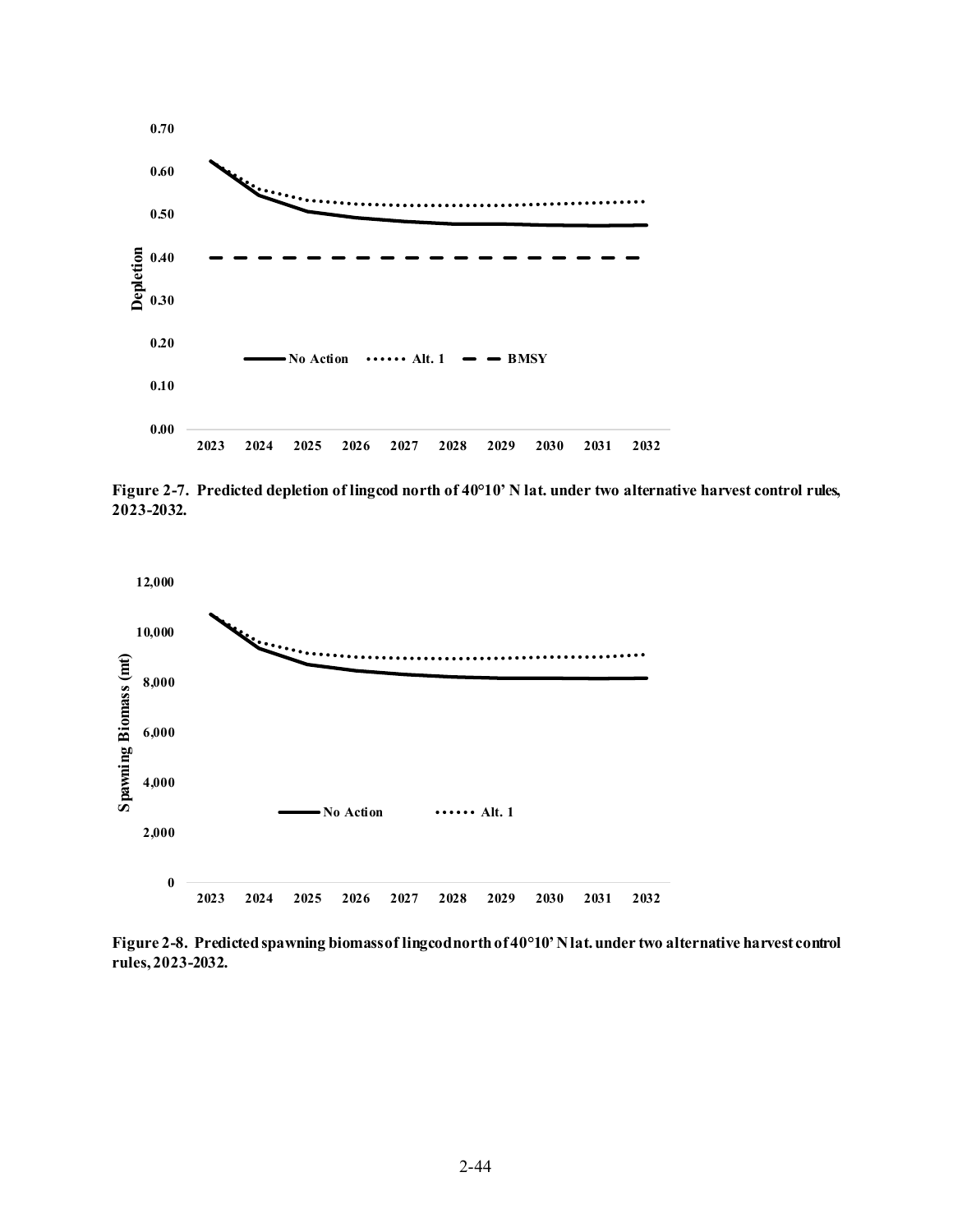Figure 2-7. Predicted depletion of lingcod north of 40°10' N lat. under two alternative harvest control rules, 2023-2032.

Figure 2-8. Predicted spawning biomass of lingcod north of 40°10' N lat. under two alternative harvest control rules, 2023-2032.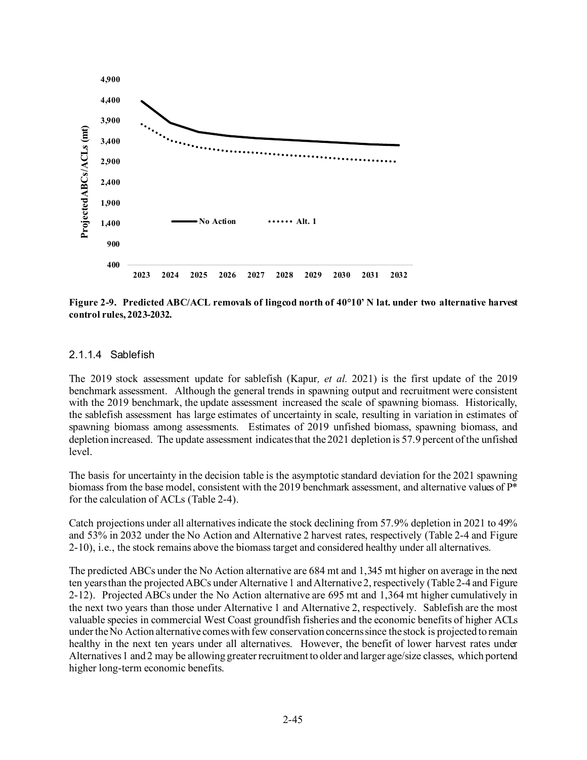**Figure 2-9. Predicted ABC/ACL removals of lingcod north of 40°10' N lat. under two alternative harvest control rules, 2023-2032.**

#### 2.1.1.4 Sablefish

The 2019 stock assessment update for sablefish (Kapur*, et al.* 2021) is the first update of the 2019 benchmark assessment. Although the general trends in spawning output and recruitment were consistent with the 2019 benchmark, the update assessment increased the scale of spawning biomass. Historically, the sablefish assessment has large estimates of uncertainty in scale, resulting in variation in estimates of spawning biomass among assessments. Estimates of 2019 unfished biomass, spawning biomass, and depletion increased. The update assessment indicates that the 2021 depletion is 57.9 percent of the unfished level.

The basis for uncertainty in the decision table is the asymptotic standard deviation for the 2021 spawning biomass from the base model, consistent with the 2019 benchmark assessment, and alternative values of P* for the calculation of ACLs (Table 2-4).

Catch projections under all alternatives indicate the stock declining from 57.9% depletion in 2021 to 49% and 53% in 2032 under the No Action and Alternative 2 harvest rates, respectively (Table 2-4 and Figure 2-10), i.e., the stock remains above the biomass target and considered healthy under all alternatives.

The predicted ABCs under the No Action alternative are 684 mt and 1,345 mt higher on average in the next ten years than the projected ABCs under Alternative 1 and Alternative 2, respectively (Table 2-4 and Figure 2-12). Projected ABCs under the No Action alternative are 695 mt and 1,364 mt higher cumulatively in the next two years than those under Alternative 1 and Alternative 2, respectively. Sablefish are the most valuable species in commercial West Coast groundfish fisheries and the economic benefits of higher ACLs under the No Action alternative comes with few conservation concerns since the stock is projected to remain healthy in the next ten years under all alternatives. However, the benefit of lower harvest rates under Alternatives 1 and 2 may be allowing greater recruitment to older and larger age/size classes, which portend higher long-term economic benefits.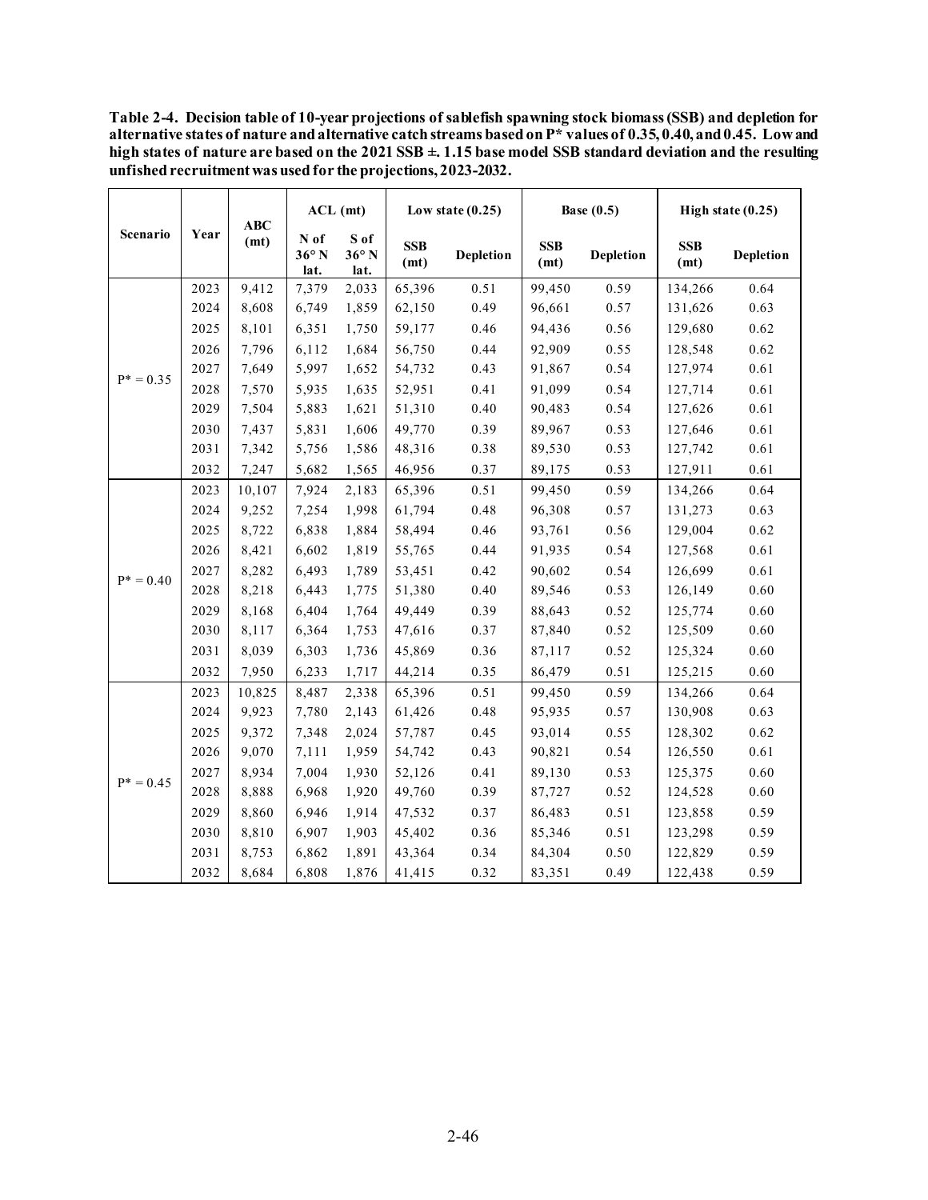**Table 2-4. Decision table of 10-year projections of sablefish spawning stock biomass (SSB) and depletion for alternative states of nature and alternative catch streams based on P* values of 0.35, 0.40, and 0.45. Low and high states of nature are based on the 2021 SSB ±. 1.15 base model SSB standard deviation and the resulting unfished recruitment was used for the projections, 2023-2032.**

| Scenario | Year | ABC (mt) | ACL (mt) | | Low state (0.25) | | Base (0.5) | | High state (0.25) | |
|---|---|---|---|---|---|---|---|---|---|---|
| | | | N of 36° N lat. | S of 36° N lat. | SSB (mt) | Depletion | SSB (mt) | Depletion | SSB (mt) | Depletion |
| P* = 0.35 | 2023 | 9,412 | 7,379 | 2,033 | 65,396 | 0.51 | 99,450 | 0.59 | 134,266 | 0.64 |
| | 2024 | 8,608 | 6,749 | 1,859 | 62,150 | 0.49 | 96,661 | 0.57 | 131,626 | 0.63 |
| | 2025 | 8,101 | 6,351 | 1,750 | 59,177 | 0.46 | 94,436 | 0.56 | 129,680 | 0.62 |
| | 2026 | 7,796 | 6,112 | 1,684 | 56,750 | 0.44 | 92,909 | 0.55 | 128,548 | 0.62 |
| | 2027 | 7,649 | 5,997 | 1,652 | 54,732 | 0.43 | 91,867 | 0.54 | 127,974 | 0.61 |
| | 2028 | 7,570 | 5,935 | 1,635 | 52,951 | 0.41 | 91,099 | 0.54 | 127,714 | 0.61 |
| | 2029 | 7,504 | 5,883 | 1,621 | 51,310 | 0.40 | 90,483 | 0.54 | 127,626 | 0.61 |
| | 2030 | 7,437 | 5,831 | 1,606 | 49,770 | 0.39 | 89,967 | 0.53 | 127,646 | 0.61 |
| | 2031 | 7,342 | 5,756 | 1,586 | 48,316 | 0.38 | 89,530 | 0.53 | 127,742 | 0.61 |
| | 2032 | 7,247 | 5,682 | 1,565 | 46,956 | 0.37 | 89,175 | 0.53 | 127,911 | 0.61 |
| P* = 0.40 | 2023 | 10,107 | 7,924 | 2,183 | 65,396 | 0.51 | 99,450 | 0.59 | 134,266 | 0.64 |
| | 2024 | 9,252 | 7,254 | 1,998 | 61,794 | 0.48 | 96,308 | 0.57 | 131,273 | 0.63 |
| | 2025 | 8,722 | 6,838 | 1,884 | 58,494 | 0.46 | 93,761 | 0.56 | 129,004 | 0.62 |
| | 2026 | 8,421 | 6,602 | 1,819 | 55,765 | 0.44 | 91,935 | 0.54 | 127,568 | 0.61 |
| | 2027 | 8,282 | 6,493 | 1,789 | 53,451 | 0.42 | 90,602 | 0.54 | 126,699 | 0.61 |
| | 2028 | 8,218 | 6,443 | 1,775 | 51,380 | 0.40 | 89,546 | 0.53 | 126,149 | 0.60 |
| | 2029 | 8,168 | 6,404 | 1,764 | 49,449 | 0.39 | 88,643 | 0.52 | 125,774 | 0.60 |
| | 2030 | 8,117 | 6,364 | 1,753 | 47,616 | 0.37 | 87,840 | 0.52 | 125,509 | 0.60 |
| | 2031 | 8,039 | 6,303 | 1,736 | 45,869 | 0.36 | 87,117 | 0.52 | 125,324 | 0.60 |
| | 2032 | 7,950 | 6,233 | 1,717 | 44,214 | 0.35 | 86,479 | 0.51 | 125,215 | 0.60 |
| P* = 0.45 | 2023 | 10,825 | 8,487 | 2,338 | 65,396 | 0.51 | 99,450 | 0.59 | 134,266 | 0.64 |
| | 2024 | 9,923 | 7,780 | 2,143 | 61,426 | 0.48 | 95,935 | 0.57 | 130,908 | 0.63 |
| | 2025 | 9,372 | 7,348 | 2,024 | 57,787 | 0.45 | 93,014 | 0.55 | 128,302 | 0.62 |
| | 2026 | 9,070 | 7,111 | 1,959 | 54,742 | 0.43 | 90,821 | 0.54 | 126,550 | 0.61 |
| | 2027 | 8,934 | 7,004 | 1,930 | 52,126 | 0.41 | 89,130 | 0.53 | 125,375 | 0.60 |
| | 2028 | 8,888 | 6,968 | 1,920 | 49,760 | 0.39 | 87,727 | 0.52 | 124,528 | 0.60 |
| | 2029 | 8,860 | 6,946 | 1,914 | 47,532 | 0.37 | 86,483 | 0.51 | 123,858 | 0.59 |
| | 2030 | 8,810 | 6,907 | 1,903 | 45,402 | 0.36 | 85,346 | 0.51 | 123,298 | 0.59 |
| | 2031 | 8,753 | 6,862 | 1,891 | 43,364 | 0.34 | 84,304 | 0.50 | 122,829 | 0.59 |
| | 2032 | 8,684 | 6,808 | 1,876 | 41,415 | 0.32 | 83,351 | 0.49 | 122,438 | 0.59 |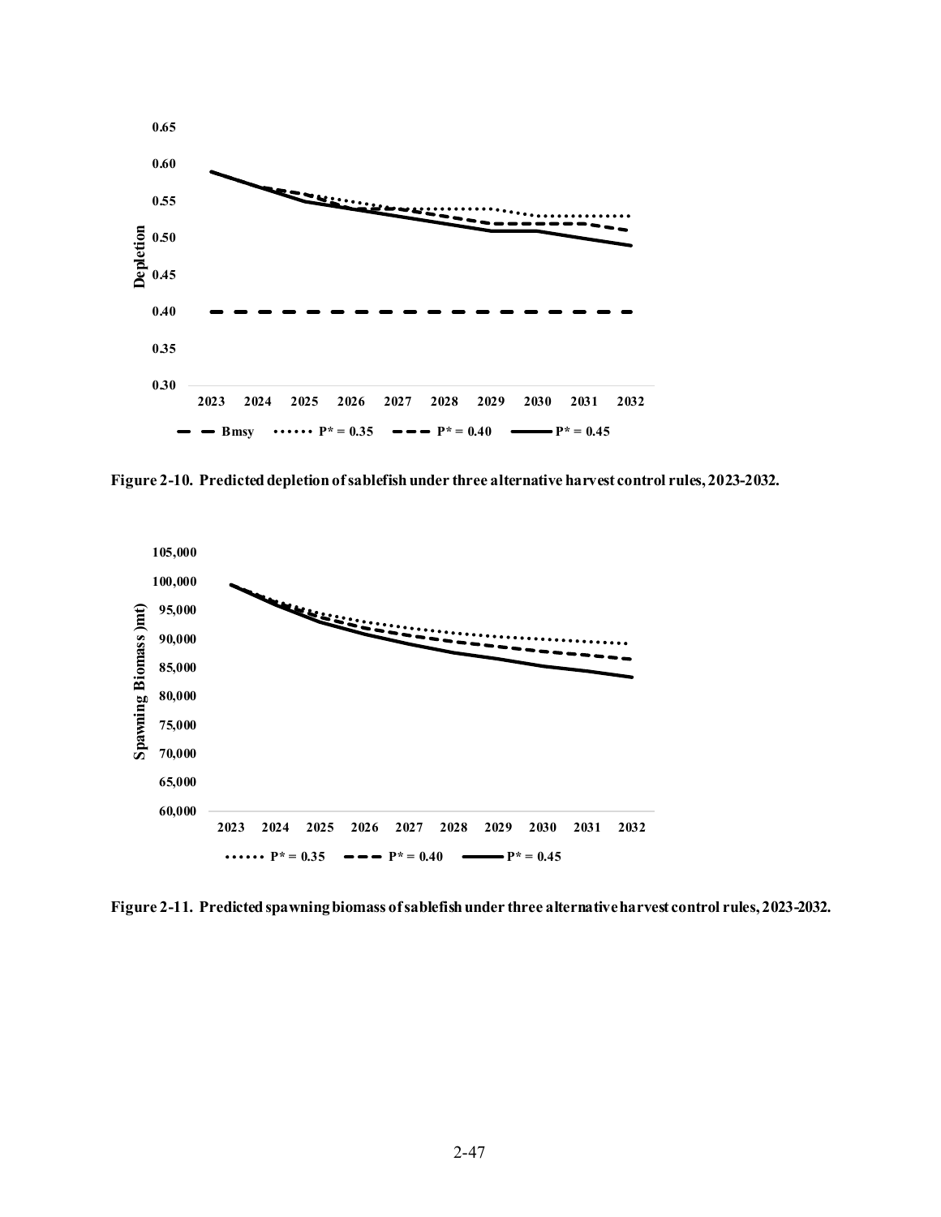Figure 2-10. Predicted depletion of sablefish under three alternative harvest control rules, 2023-2032.

Figure 2-11. Predicted spawning biomass of sablefish under three alternative harvest control rules, 2023-2032.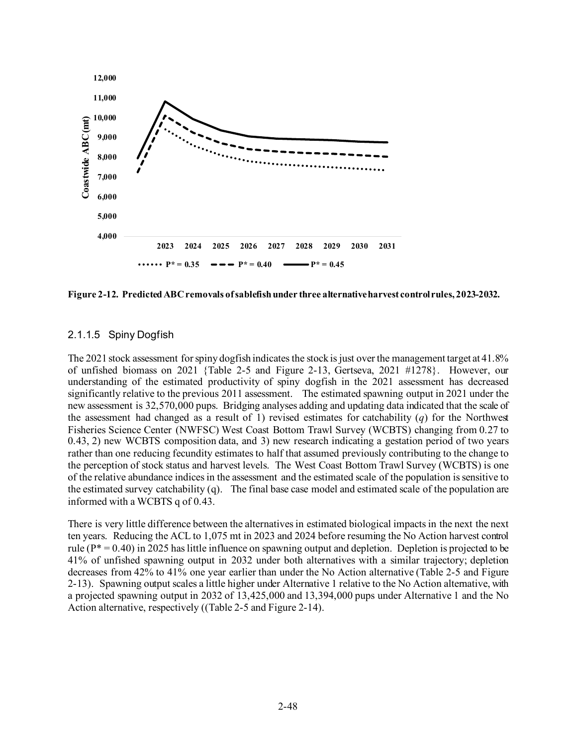Figure 2-12. Predicted ABC removals of sablefish under three alternative harvest control rules, 2023-2032.

### 2.1.1.5 Spiny Dogfish

The 2021 stock assessment for spiny dogfish indicates the stock is just over the management target at 41.8% of unfished biomass on 2021 {Table 2-5 and Figure 2-13, Gertseva, 2021 #1278}. However, our understanding of the estimated productivity of spiny dogfish in the 2021 assessment has decreased significantly relative to the previous 2011 assessment. The estimated spawning output in 2021 under the new assessment is 32,570,000 pups. Bridging analyses adding and updating data indicated that the scale of the assessment had changed as a result of 1) revised estimates for catchability (*q*) for the Northwest Fisheries Science Center (NWFSC) West Coast Bottom Trawl Survey (WCBTS) changing from 0.27 to 0.43, 2) new WCBTS composition data, and 3) new research indicating a gestation period of two years rather than one reducing fecundity estimates to half that assumed previously contributing to the change to the perception of stock status and harvest levels. The West Coast Bottom Trawl Survey (WCBTS) is one of the relative abundance indices in the assessment and the estimated scale of the population is sensitive to the estimated survey catchability (q). The final base case model and estimated scale of the population are informed with a WCBTS q of 0.43.

There is very little difference between the alternatives in estimated biological impacts in the next the next ten years. Reducing the ACL to 1,075 mt in 2023 and 2024 before resuming the No Action harvest control rule (P* = 0.40) in 2025 has little influence on spawning output and depletion. Depletion is projected to be 41% of unfished spawning output in 2032 under both alternatives with a similar trajectory; depletion decreases from 42% to 41% one year earlier than under the No Action alternative (Table 2-5 and Figure 2-13). Spawning output scales a little higher under Alternative 1 relative to the No Action alternative, with a projected spawning output in 2032 of 13,425,000 and 13,394,000 pups under Alternative 1 and the No Action alternative, respectively ((Table 2-5 and Figure 2-14).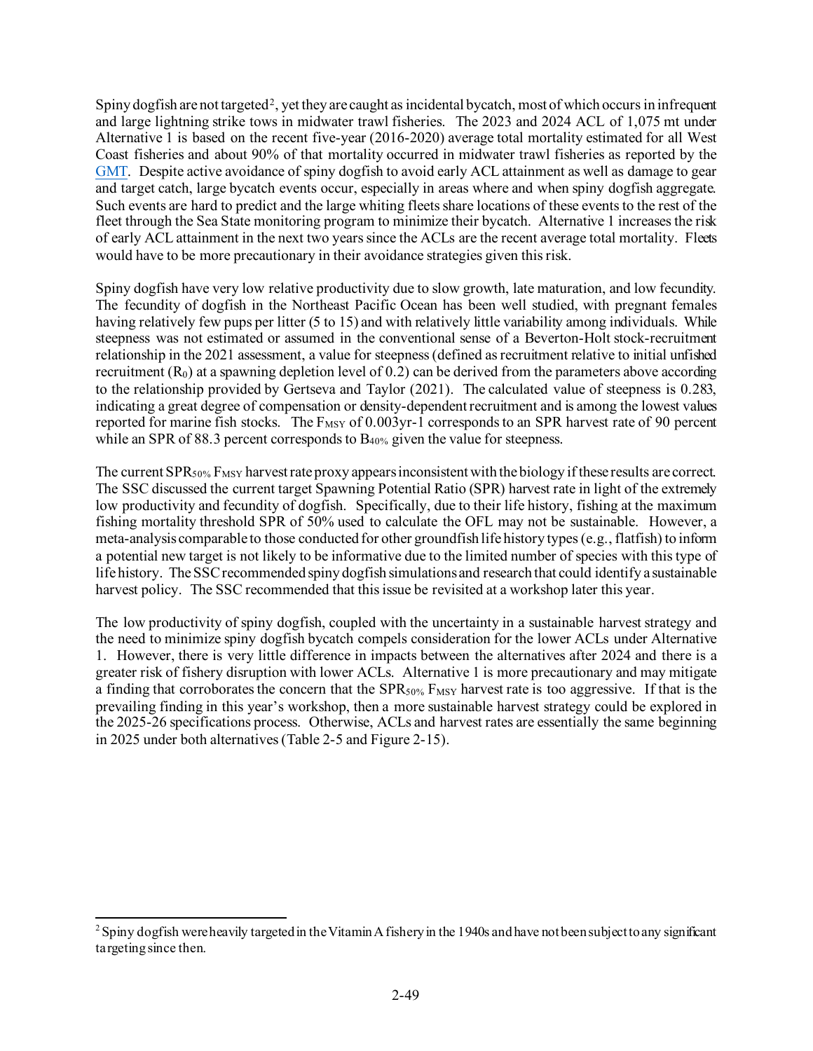Spiny dogfish are not targeted[2], yet they are caught as incidental bycatch, most of which occurs in infrequent and large lightning strike tows in midwater trawl fisheries. The 2023 and 2024 ACL of 1,075 mt under Alternative 1 is based on the recent five-year (2016-2020) average total mortality estimated for all West Coast fisheries and about 90% of that mortality occurred in midwater trawl fisheries as reported by the GMT. Despite active avoidance of spiny dogfish to avoid early ACL attainment as well as damage to gear and target catch, large bycatch events occur, especially in areas where and when spiny dogfish aggregate. Such events are hard to predict and the large whiting fleets share locations of these events to the rest of the fleet through the Sea State monitoring program to minimize their bycatch. Alternative 1 increases the risk of early ACL attainment in the next two years since the ACLs are the recent average total mortality. Fleets would have to be more precautionary in their avoidance strategies given this risk.

Spiny dogfish have very low relative productivity due to slow growth, late maturation, and low fecundity. The fecundity of dogfish in the Northeast Pacific Ocean has been well studied, with pregnant females having relatively few pups per litter (5 to 15) and with relatively little variability among individuals. While steepness was not estimated or assumed in the conventional sense of a Beverton-Holt stock-recruitment relationship in the 2021 assessment, a value for steepness (defined as recruitment relative to initial unfished recruitment ($R_0$) at a spawning depletion level of 0.2) can be derived from the parameters above according to the relationship provided by Gertseva and Taylor (2021). The calculated value of steepness is 0.283, indicating a great degree of compensation or density-dependent recruitment and is among the lowest values reported for marine fish stocks. The $F_{MSY}$ of 0.003yr-1 corresponds to an SPR harvest rate of 90 percent while an SPR of 88.3 percent corresponds to $B_{40\%}$ given the value for steepness.

The current $SPR_{50\%}$ $F_{MSY}$ harvest rate proxy appears inconsistent with the biology if these results are correct. The SSC discussed the current target Spawning Potential Ratio (SPR) harvest rate in light of the extremely low productivity and fecundity of dogfish. Specifically, due to their life history, fishing at the maximum fishing mortality threshold SPR of 50% used to calculate the OFL may not be sustainable. However, a meta-analysis comparable to those conducted for other groundfish life history types (e.g., flatfish) to inform a potential new target is not likely to be informative due to the limited number of species with this type of life history. The SSC recommended spiny dogfish simulations and research that could identify a sustainable harvest policy. The SSC recommended that this issue be revisited at a workshop later this year.

The low productivity of spiny dogfish, coupled with the uncertainty in a sustainable harvest strategy and the need to minimize spiny dogfish bycatch compels consideration for the lower ACLs under Alternative 1. However, there is very little difference in impacts between the alternatives after 2024 and there is a greater risk of fishery disruption with lower ACLs. Alternative 1 is more precautionary and may mitigate a finding that corroborates the concern that the $SPR_{50\%}$ $F_{MSY}$ harvest rate is too aggressive. If that is the prevailing finding in this year's workshop, then a more sustainable harvest strategy could be explored in the 2025-26 specifications process. Otherwise, ACLs and harvest rates are essentially the same beginning in 2025 under both alternatives (Table 2-5 and Figure 2-15).

---

[2] Spiny dogfish were heavily targeted in the Vitamin A fishery in the 1940s and have not been subject to any significant targeting since then.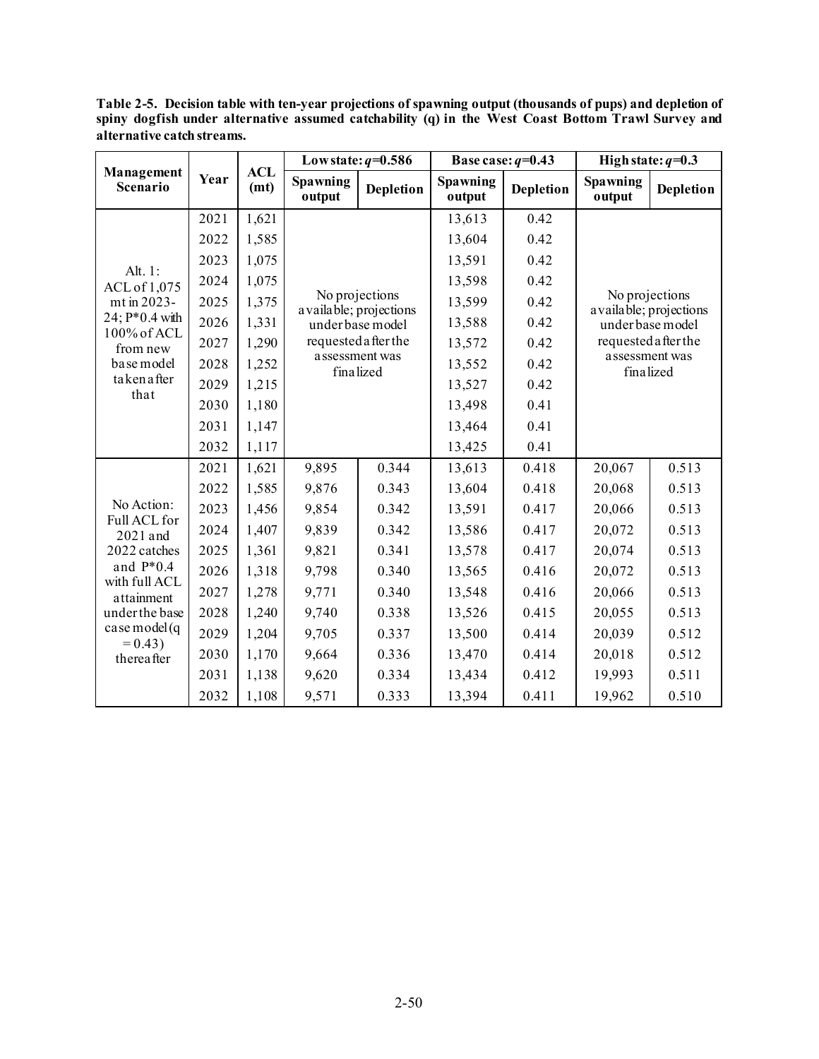**Table 2-5. Decision table with ten-year projections of spawning output (thousands of pups) and depletion of spiny dogfish under alternative assumed catchability (q) in the West Coast Bottom Trawl Survey and alternative catch streams.**

| Management Scenario | Year | ACL (mt) | Low state: $q$=0.586 | | Base case: $q$=0.43 | | High state: $q$=0.3 | |
|---|---|---|---|---|---|---|---|---|
| | | | Spawning output | Depletion | Spawning output | Depletion | Spawning output | Depletion |
| Alt. 1: ACL of 1,075 mt in 2023-24; P*0.4 with 100% of ACL from new base model taken after that | 2021 | 1,621 | No projections available; projections under base model requested after the assessment was finalized | | 13,613 | 0.42 | No projections available; projections under base model requested after the assessment was finalized | |
| | 2022 | 1,585 | | | 13,604 | 0.42 | | |
| | 2023 | 1,075 | | | 13,591 | 0.42 | | |
| | 2024 | 1,075 | | | 13,598 | 0.42 | | |
| | 2025 | 1,375 | | | 13,599 | 0.42 | | |
| | 2026 | 1,331 | | | 13,588 | 0.42 | | |
| | 2027 | 1,290 | | | 13,572 | 0.42 | | |
| | 2028 | 1,252 | | | 13,552 | 0.42 | | |
| | 2029 | 1,215 | | | 13,527 | 0.42 | | |
| | 2030 | 1,180 | | | 13,498 | 0.41 | | |
| | 2031 | 1,147 | | | 13,464 | 0.41 | | |
| | 2032 | 1,117 | | | 13,425 | 0.41 | | |
| No Action: Full ACL for 2021 and 2022 catches and P*0.4 with full ACL attainment under the base case model (q = 0.43) thereafter | 2021 | 1,621 | 9,895 | 0.344 | 13,613 | 0.418 | 20,067 | 0.513 |
| | 2022 | 1,585 | 9,876 | 0.343 | 13,604 | 0.418 | 20,068 | 0.513 |
| | 2023 | 1,456 | 9,854 | 0.342 | 13,591 | 0.417 | 20,066 | 0.513 |
| | 2024 | 1,407 | 9,839 | 0.342 | 13,586 | 0.417 | 20,072 | 0.513 |
| | 2025 | 1,361 | 9,821 | 0.341 | 13,578 | 0.417 | 20,074 | 0.513 |
| | 2026 | 1,318 | 9,798 | 0.340 | 13,565 | 0.416 | 20,072 | 0.513 |
| | 2027 | 1,278 | 9,771 | 0.340 | 13,548 | 0.416 | 20,066 | 0.513 |
| | 2028 | 1,240 | 9,740 | 0.338 | 13,526 | 0.415 | 20,055 | 0.513 |
| | 2029 | 1,204 | 9,705 | 0.337 | 13,500 | 0.414 | 20,039 | 0.512 |
| | 2030 | 1,170 | 9,664 | 0.336 | 13,470 | 0.414 | 20,018 | 0.512 |
| | 2031 | 1,138 | 9,620 | 0.334 | 13,434 | 0.412 | 19,993 | 0.511 |
| | 2032 | 1,108 | 9,571 | 0.333 | 13,394 | 0.411 | 19,962 | 0.510 |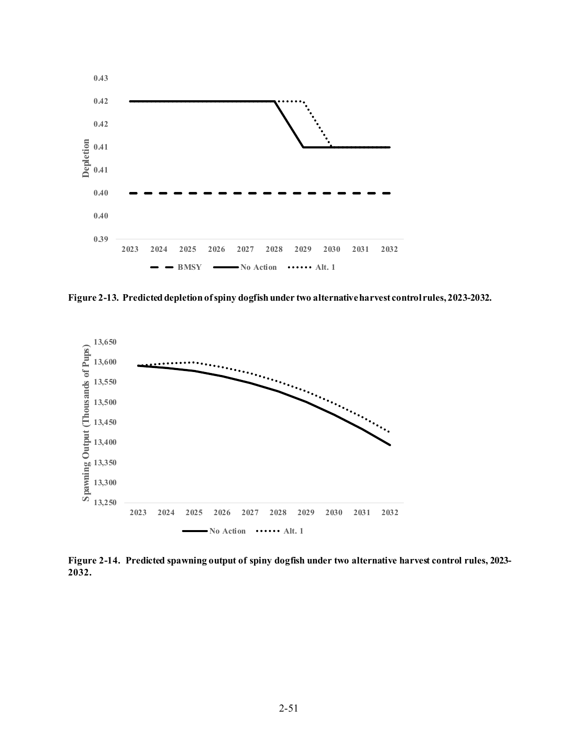Figure 2-13. Predicted depletion of spiny dogfish under two alternative harvest control rules, 2023-2032.

Figure 2-14. Predicted spawning output of spiny dogfish under two alternative harvest control rules, 2023-2032.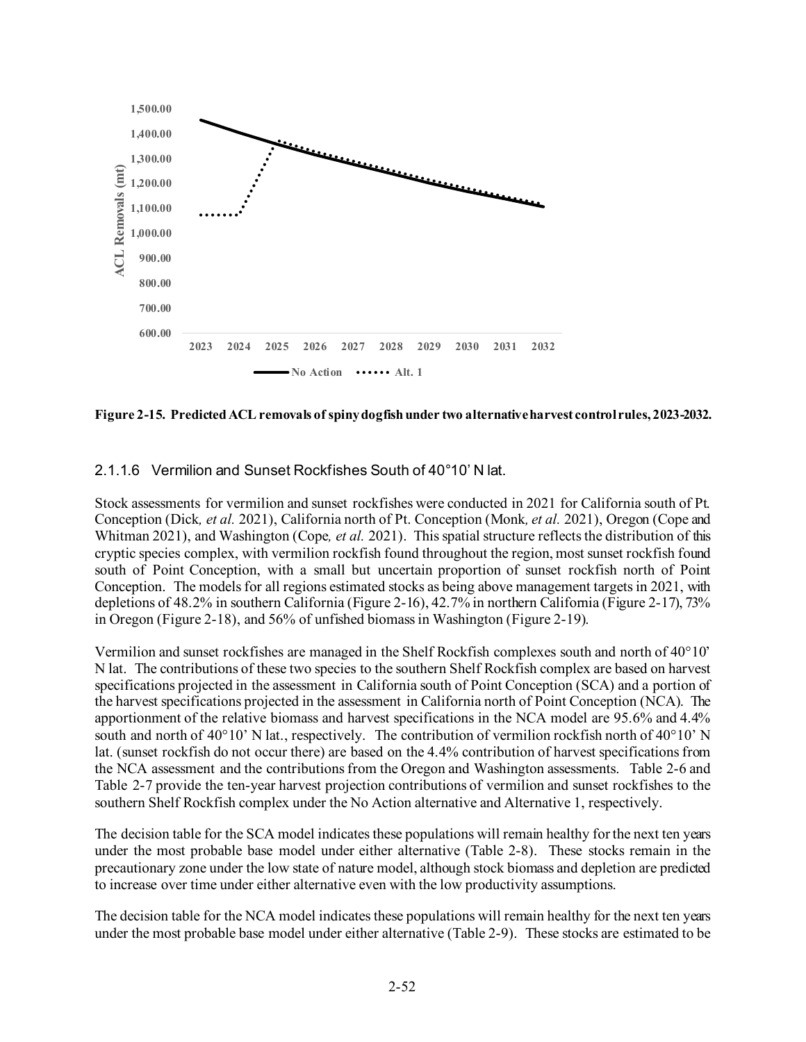Figure 2-15. Predicted ACL removals of spiny dogfish under two alternative harvest control rules, 2023-2032.

#### 2.1.1.6 Vermilion and Sunset Rockfishes South of 40°10' N lat.

Stock assessments for vermilion and sunset rockfishes were conducted in 2021 for California south of Pt. Conception (Dick*, et al.* 2021), California north of Pt. Conception (Monk*, et al.* 2021), Oregon (Cope and Whitman 2021), and Washington (Cope*, et al.* 2021). This spatial structure reflects the distribution of this cryptic species complex, with vermilion rockfish found throughout the region, most sunset rockfish found south of Point Conception, with a small but uncertain proportion of sunset rockfish north of Point Conception. The models for all regions estimated stocks as being above management targets in 2021, with depletions of 48.2% in southern California (Figure 2-16), 42.7% in northern California (Figure 2-17), 73% in Oregon (Figure 2-18), and 56% of unfished biomass in Washington (Figure 2-19).

Vermilion and sunset rockfishes are managed in the Shelf Rockfish complexes south and north of 40°10' N lat. The contributions of these two species to the southern Shelf Rockfish complex are based on harvest specifications projected in the assessment in California south of Point Conception (SCA) and a portion of the harvest specifications projected in the assessment in California north of Point Conception (NCA). The apportionment of the relative biomass and harvest specifications in the NCA model are 95.6% and 4.4% south and north of 40°10' N lat., respectively. The contribution of vermilion rockfish north of 40°10' N lat. (sunset rockfish do not occur there) are based on the 4.4% contribution of harvest specifications from the NCA assessment and the contributions from the Oregon and Washington assessments. Table 2-6 and Table 2-7 provide the ten-year harvest projection contributions of vermilion and sunset rockfishes to the southern Shelf Rockfish complex under the No Action alternative and Alternative 1, respectively.

The decision table for the SCA model indicates these populations will remain healthy for the next ten years under the most probable base model under either alternative (Table 2-8). These stocks remain in the precautionary zone under the low state of nature model, although stock biomass and depletion are predicted to increase over time under either alternative even with the low productivity assumptions.

The decision table for the NCA model indicates these populations will remain healthy for the next ten years under the most probable base model under either alternative (Table 2-9). These stocks are estimated to be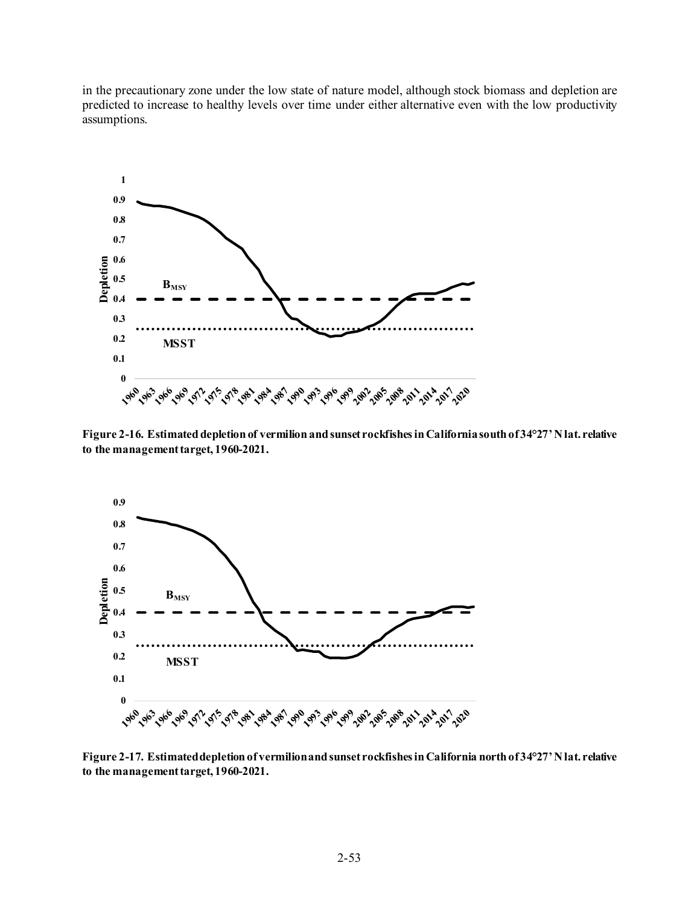in the precautionary zone under the low state of nature model, although stock biomass and depletion are predicted to increase to healthy levels over time under either alternative even with the low productivity assumptions.

**Figure 2-16. Estimated depletion of vermilion and sunset rockfishes in California south of 34°27' N lat. relative to the management target, 1960-2021.**

**Figure 2-17. Estimated depletion of vermilion and sunset rockfishes in California north of 34°27' N lat. relative to the management target, 1960-2021.**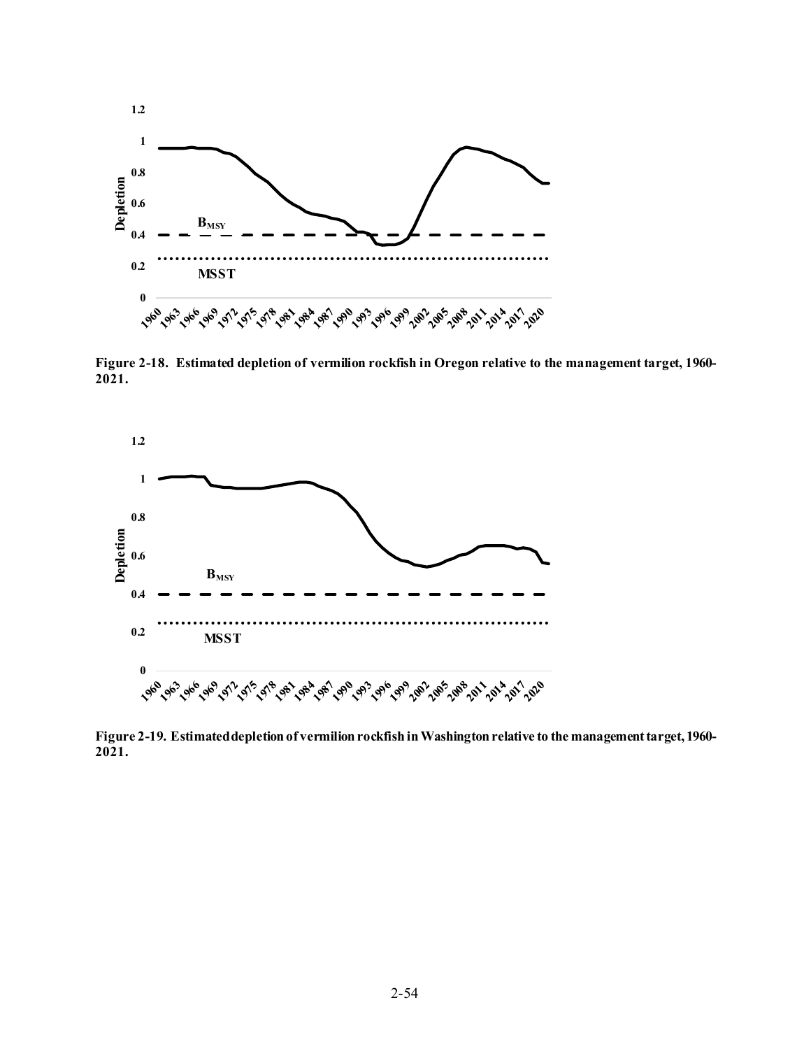Figure 2-18. Estimated depletion of vermilion rockfish in Oregon relative to the management target, 1960-2021.

Figure 2-19. Estimated depletion of vermilion rockfish in Washington relative to the management target, 1960-2021.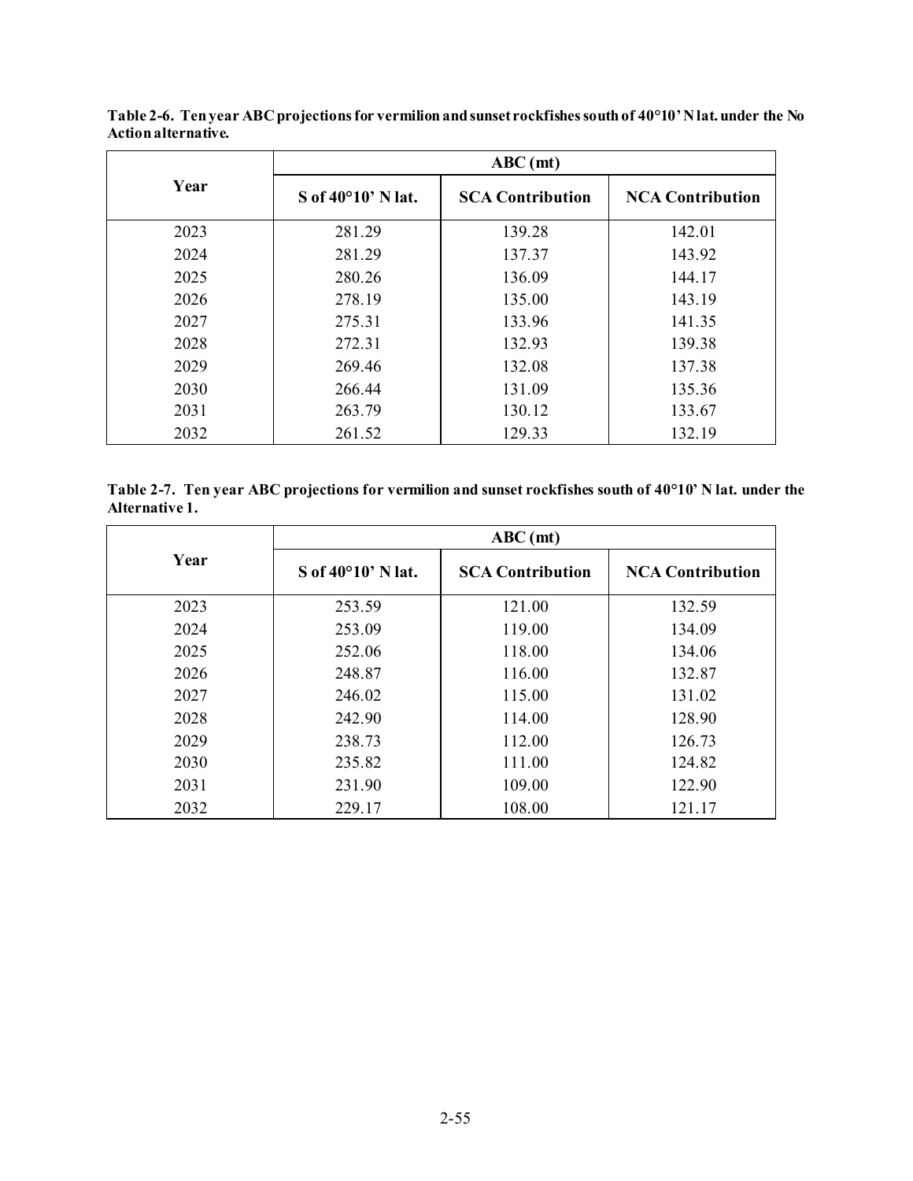**Table 2-6. Ten year ABC projections for vermilion and sunset rockfishes south of 40°10' N lat. under the No Action alternative.**

| Year | ABC (mt) | | |
|---|---|---|---|
| | S of 40°10' N lat. | SCA Contribution | NCA Contribution |
| 2023 | 281.29 | 139.28 | 142.01 |
| 2024 | 281.29 | 137.37 | 143.92 |
| 2025 | 280.26 | 136.09 | 144.17 |
| 2026 | 278.19 | 135.00 | 143.19 |
| 2027 | 275.31 | 133.96 | 141.35 |
| 2028 | 272.31 | 132.93 | 139.38 |
| 2029 | 269.46 | 132.08 | 137.38 |
| 2030 | 266.44 | 131.09 | 135.36 |
| 2031 | 263.79 | 130.12 | 133.67 |
| 2032 | 261.52 | 129.33 | 132.19 |

**Table 2-7. Ten year ABC projections for vermilion and sunset rockfishes south of 40°10' N lat. under the Alternative 1.**

| Year | ABC (mt) | | |
|---|---|---|---|
| | S of 40°10' N lat. | SCA Contribution | NCA Contribution |
| 2023 | 253.59 | 121.00 | 132.59 |
| 2024 | 253.09 | 119.00 | 134.09 |
| 2025 | 252.06 | 118.00 | 134.06 |
| 2026 | 248.87 | 116.00 | 132.87 |
| 2027 | 246.02 | 115.00 | 131.02 |
| 2028 | 242.90 | 114.00 | 128.90 |
| 2029 | 238.73 | 112.00 | 126.73 |
| 2030 | 235.82 | 111.00 | 124.82 |
| 2031 | 231.90 | 109.00 | 122.90 |
| 2032 | 229.17 | 108.00 | 121.17 |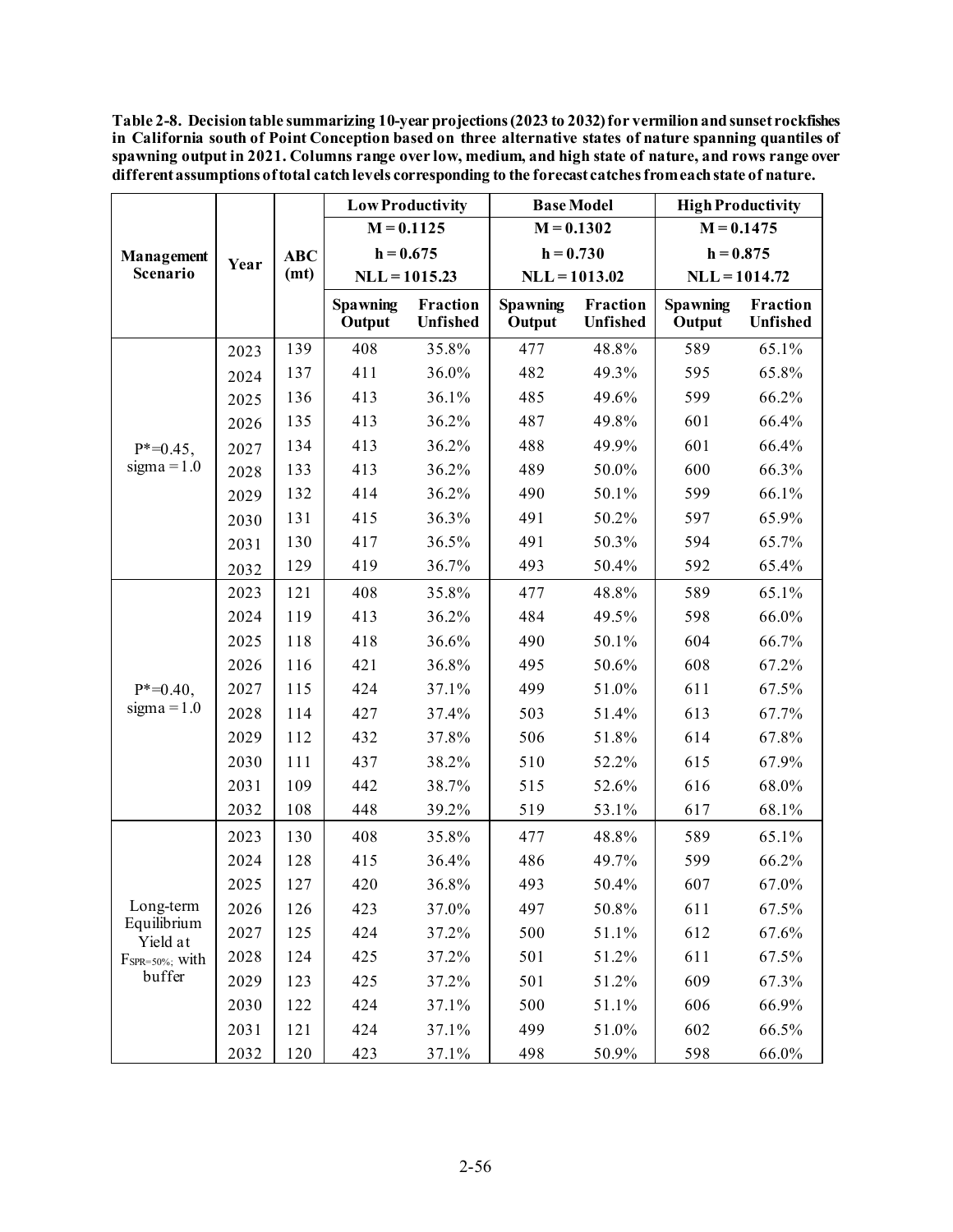**Table 2-8. Decision table summarizing 10-year projections (2023 to 2032) for vermilion and sunset rockfishes in California south of Point Conception based on three alternative states of nature spanning quantiles of spawning output in 2021. Columns range over low, medium, and high state of nature, and rows range over different assumptions of total catch levels corresponding to the forecast catches from each state of nature.**

| Management Scenario | Year | ABC (mt) | Low Productivity | | Base Model | | High Productivity | |
|---|---|---|---|---|---|---|---|---|
| | | | M = 0.1125 | | M = 0.1302 | | M = 0.1475 | |
| | | | h = 0.675 | | h = 0.730 | | h = 0.875 | |
| | | | NLL = 1015.23 | | NLL = 1013.02 | | NLL = 1014.72 | |
| | | | Spawning Output | Fraction Unfished | Spawning Output | Fraction Unfished | Spawning Output | Fraction Unfished |
| P*=0.45, sigma = 1.0 | 2023 | 139 | 408 | 35.8% | 477 | 48.8% | 589 | 65.1% |
| | 2024 | 137 | 411 | 36.0% | 482 | 49.3% | 595 | 65.8% |
| | 2025 | 136 | 413 | 36.1% | 485 | 49.6% | 599 | 66.2% |
| | 2026 | 135 | 413 | 36.2% | 487 | 49.8% | 601 | 66.4% |
| | 2027 | 134 | 413 | 36.2% | 488 | 49.9% | 601 | 66.4% |
| | 2028 | 133 | 413 | 36.2% | 489 | 50.0% | 600 | 66.3% |
| | 2029 | 132 | 414 | 36.2% | 490 | 50.1% | 599 | 66.1% |
| | 2030 | 131 | 415 | 36.3% | 491 | 50.2% | 597 | 65.9% |
| | 2031 | 130 | 417 | 36.5% | 491 | 50.3% | 594 | 65.7% |
| | 2032 | 129 | 419 | 36.7% | 493 | 50.4% | 592 | 65.4% |
| P*=0.40, sigma = 1.0 | 2023 | 121 | 408 | 35.8% | 477 | 48.8% | 589 | 65.1% |
| | 2024 | 119 | 413 | 36.2% | 484 | 49.5% | 598 | 66.0% |
| | 2025 | 118 | 418 | 36.6% | 490 | 50.1% | 604 | 66.7% |
| | 2026 | 116 | 421 | 36.8% | 495 | 50.6% | 608 | 67.2% |
| | 2027 | 115 | 424 | 37.1% | 499 | 51.0% | 611 | 67.5% |
| | 2028 | 114 | 427 | 37.4% | 503 | 51.4% | 613 | 67.7% |
| | 2029 | 112 | 432 | 37.8% | 506 | 51.8% | 614 | 67.8% |
| | 2030 | 111 | 437 | 38.2% | 510 | 52.2% | 615 | 67.9% |
| | 2031 | 109 | 442 | 38.7% | 515 | 52.6% | 616 | 68.0% |
| | 2032 | 108 | 448 | 39.2% | 519 | 53.1% | 617 | 68.1% |
| Long-term Equilibrium Yield at $F_{SPR=50\%}$; with buffer | 2023 | 130 | 408 | 35.8% | 477 | 48.8% | 589 | 65.1% |
| | 2024 | 128 | 415 | 36.4% | 486 | 49.7% | 599 | 66.2% |
| | 2025 | 127 | 420 | 36.8% | 493 | 50.4% | 607 | 67.0% |
| | 2026 | 126 | 423 | 37.0% | 497 | 50.8% | 611 | 67.5% |
| | 2027 | 125 | 424 | 37.2% | 500 | 51.1% | 612 | 67.6% |
| | 2028 | 124 | 425 | 37.2% | 501 | 51.2% | 611 | 67.5% |
| | 2029 | 123 | 425 | 37.2% | 501 | 51.2% | 609 | 67.3% |
| | 2030 | 122 | 424 | 37.1% | 500 | 51.1% | 606 | 66.9% |
| | 2031 | 121 | 424 | 37.1% | 499 | 51.0% | 602 | 66.5% |
| | 2032 | 120 | 423 | 37.1% | 498 | 50.9% | 598 | 66.0% |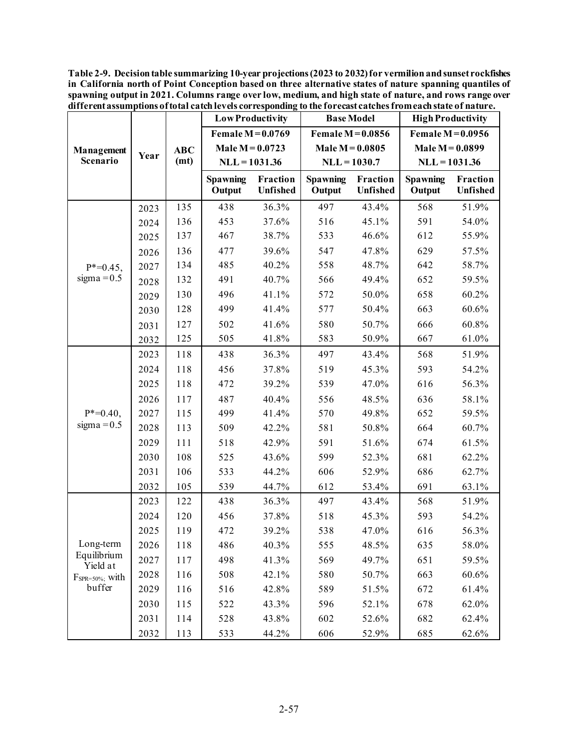**Table 2-9. Decision table summarizing 10-year projections (2023 to 2032) for vermilion and sunset rockfishes in California north of Point Conception based on three alternative states of nature spanning quantiles of spawning output in 2021. Columns range over low, medium, and high state of nature, and rows range over different assumptions of total catch levels corresponding to the forecast catches from each state of nature.**

| Management Scenario | Year | ABC (mt) | Low Productivity | | Base Model | | High Productivity | |
|---|---|---|---|---|---|---|---|---|
| | | | Female M = 0.0769 | | Female M = 0.0856 | | Female M = 0.0956 | |
| | | | Male M = 0.0723 | | Male M = 0.0805 | | Male M = 0.0899 | |
| | | | NLL = 1031.36 | | NLL = 1030.7 | | NLL = 1031.36 | |
| | | | Spawning Output | Fraction Unfished | Spawning Output | Fraction Unfished | Spawning Output | Fraction Unfished |
| P*=0.45, sigma = 0.5 | 2023 | 135 | 438 | 36.3% | 497 | 43.4% | 568 | 51.9% |
| | 2024 | 136 | 453 | 37.6% | 516 | 45.1% | 591 | 54.0% |
| | 2025 | 137 | 467 | 38.7% | 533 | 46.6% | 612 | 55.9% |
| | 2026 | 136 | 477 | 39.6% | 547 | 47.8% | 629 | 57.5% |
| | 2027 | 134 | 485 | 40.2% | 558 | 48.7% | 642 | 58.7% |
| | 2028 | 132 | 491 | 40.7% | 566 | 49.4% | 652 | 59.5% |
| | 2029 | 130 | 496 | 41.1% | 572 | 50.0% | 658 | 60.2% |
| | 2030 | 128 | 499 | 41.4% | 577 | 50.4% | 663 | 60.6% |
| | 2031 | 127 | 502 | 41.6% | 580 | 50.7% | 666 | 60.8% |
| | 2032 | 125 | 505 | 41.8% | 583 | 50.9% | 667 | 61.0% |
| P*=0.40, sigma = 0.5 | 2023 | 118 | 438 | 36.3% | 497 | 43.4% | 568 | 51.9% |
| | 2024 | 118 | 456 | 37.8% | 519 | 45.3% | 593 | 54.2% |
| | 2025 | 118 | 472 | 39.2% | 539 | 47.0% | 616 | 56.3% |
| | 2026 | 117 | 487 | 40.4% | 556 | 48.5% | 636 | 58.1% |
| | 2027 | 115 | 499 | 41.4% | 570 | 49.8% | 652 | 59.5% |
| | 2028 | 113 | 509 | 42.2% | 581 | 50.8% | 664 | 60.7% |
| | 2029 | 111 | 518 | 42.9% | 591 | 51.6% | 674 | 61.5% |
| | 2030 | 108 | 525 | 43.6% | 599 | 52.3% | 681 | 62.2% |
| | 2031 | 106 | 533 | 44.2% | 606 | 52.9% | 686 | 62.7% |
| | 2032 | 105 | 539 | 44.7% | 612 | 53.4% | 691 | 63.1% |
| Long-term Equilibrium Yield at $F_{SPR=50\%}$; with buffer | 2023 | 122 | 438 | 36.3% | 497 | 43.4% | 568 | 51.9% |
| | 2024 | 120 | 456 | 37.8% | 518 | 45.3% | 593 | 54.2% |
| | 2025 | 119 | 472 | 39.2% | 538 | 47.0% | 616 | 56.3% |
| | 2026 | 118 | 486 | 40.3% | 555 | 48.5% | 635 | 58.0% |
| | 2027 | 117 | 498 | 41.3% | 569 | 49.7% | 651 | 59.5% |
| | 2028 | 116 | 508 | 42.1% | 580 | 50.7% | 663 | 60.6% |
| | 2029 | 116 | 516 | 42.8% | 589 | 51.5% | 672 | 61.4% |
| | 2030 | 115 | 522 | 43.3% | 596 | 52.1% | 678 | 62.0% |
| | 2031 | 114 | 528 | 43.8% | 602 | 52.6% | 682 | 62.4% |
| | 2032 | 113 | 533 | 44.2% | 606 | 52.9% | 685 | 62.6% |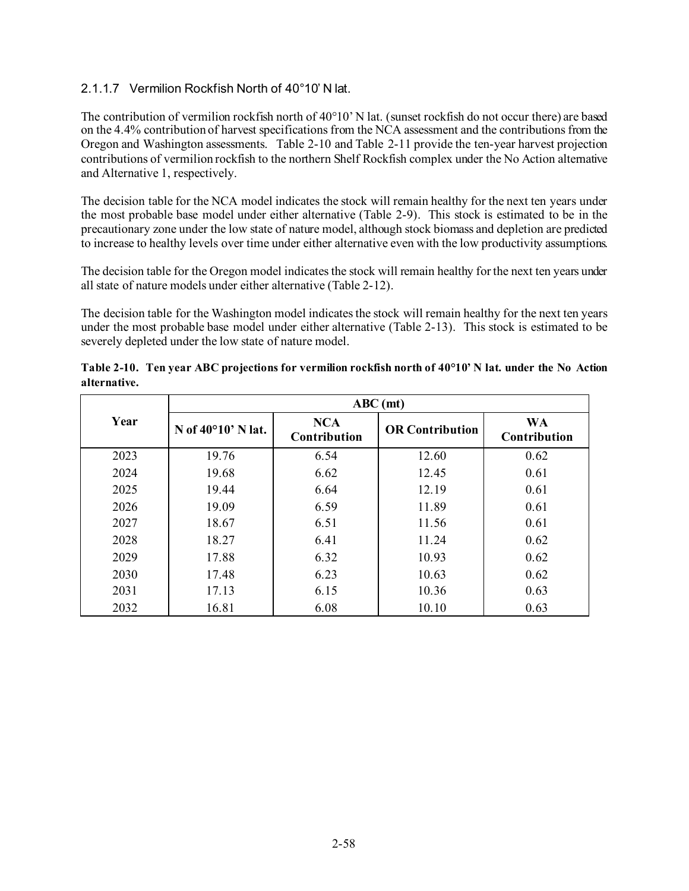#### 2.1.1.7 Vermilion Rockfish North of 40°10' N lat.

The contribution of vermilion rockfish north of 40°10' N lat. (sunset rockfish do not occur there) are based on the 4.4% contribution of harvest specifications from the NCA assessment and the contributions from the Oregon and Washington assessments. Table 2-10 and Table 2-11 provide the ten-year harvest projection contributions of vermilion rockfish to the northern Shelf Rockfish complex under the No Action alternative and Alternative 1, respectively.

The decision table for the NCA model indicates the stock will remain healthy for the next ten years under the most probable base model under either alternative (Table 2-9). This stock is estimated to be in the precautionary zone under the low state of nature model, although stock biomass and depletion are predicted to increase to healthy levels over time under either alternative even with the low productivity assumptions.

The decision table for the Oregon model indicates the stock will remain healthy for the next ten years under all state of nature models under either alternative (Table 2-12).

The decision table for the Washington model indicates the stock will remain healthy for the next ten years under the most probable base model under either alternative (Table 2-13). This stock is estimated to be severely depleted under the low state of nature model.

**Table 2-10. Ten year ABC projections for vermilion rockfish north of 40°10' N lat. under the No Action alternative.**

| Year | ABC (mt) | | | |
|---|---|---|---|---|
| | N of 40°10' N lat. | NCA Contribution | OR Contribution | WA Contribution |
| 2023 | 19.76 | 6.54 | 12.60 | 0.62 |
| 2024 | 19.68 | 6.62 | 12.45 | 0.61 |
| 2025 | 19.44 | 6.64 | 12.19 | 0.61 |
| 2026 | 19.09 | 6.59 | 11.89 | 0.61 |
| 2027 | 18.67 | 6.51 | 11.56 | 0.61 |
| 2028 | 18.27 | 6.41 | 11.24 | 0.62 |
| 2029 | 17.88 | 6.32 | 10.93 | 0.62 |
| 2030 | 17.48 | 6.23 | 10.63 | 0.62 |
| 2031 | 17.13 | 6.15 | 10.36 | 0.63 |
| 2032 | 16.81 | 6.08 | 10.10 | 0.63 |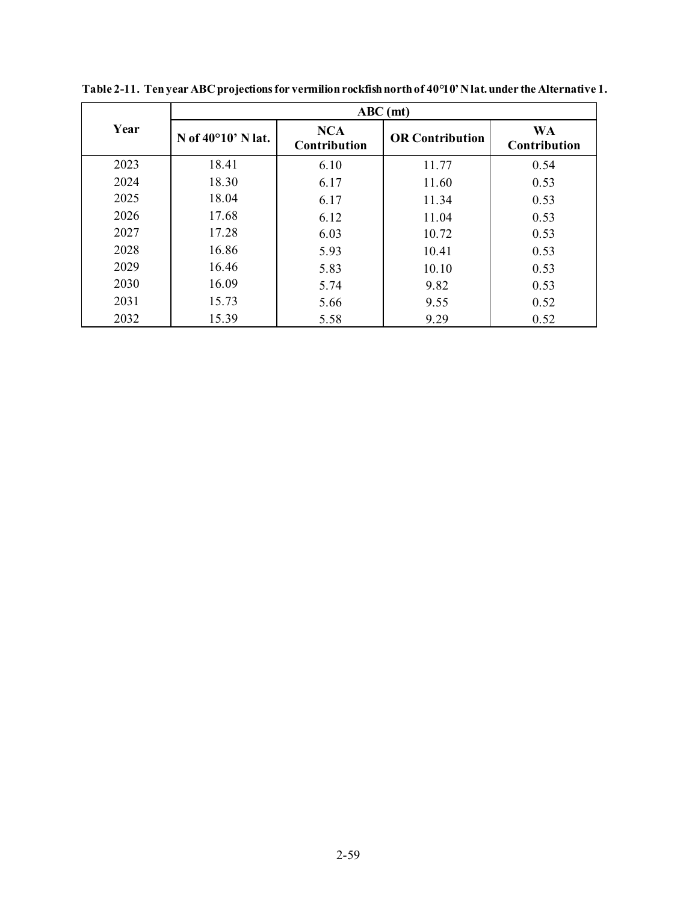**Table 2-11. Ten year ABC projections for vermilion rockfish north of 40°10' N lat. under the Alternative 1.**

| Year | ABC (mt) | | | |
|---|---|---|---|---|
| | N of 40°10' N lat. | NCA Contribution | OR Contribution | WA Contribution |
| 2023 | 18.41 | 6.10 | 11.77 | 0.54 |
| 2024 | 18.30 | 6.17 | 11.60 | 0.53 |
| 2025 | 18.04 | 6.17 | 11.34 | 0.53 |
| 2026 | 17.68 | 6.12 | 11.04 | 0.53 |
| 2027 | 17.28 | 6.03 | 10.72 | 0.53 |
| 2028 | 16.86 | 5.93 | 10.41 | 0.53 |
| 2029 | 16.46 | 5.83 | 10.10 | 0.53 |
| 2030 | 16.09 | 5.74 | 9.82 | 0.53 |
| 2031 | 15.73 | 5.66 | 9.55 | 0.52 |
| 2032 | 15.39 | 5.58 | 9.29 | 0.52 |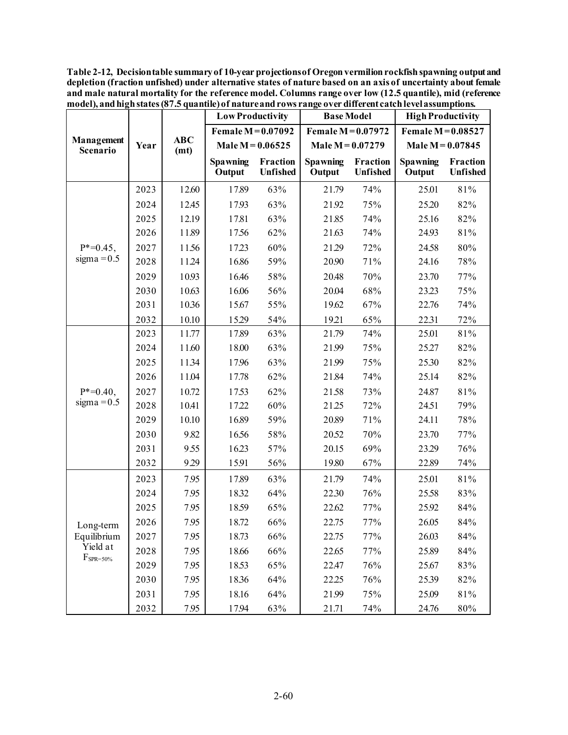**Table 2-12, Decision table summary of 10-year projections of Oregon vermilion rockfish spawning output and depletion (fraction unfished) under alternative states of nature based on an axis of uncertainty about female and male natural mortality for the reference model. Columns range over low (12.5 quantile), mid (reference model), and high states (87.5 quantile) of nature and rows range over different catch level assumptions.**

| Management Scenario | Year | ABC (mt) | Low Productivity | | Base Model | | High Productivity | |
|---|---|---|---|---|---|---|---|---|
| | | | Female M = 0.07092 | | Female M = 0.07972 | | Female M = 0.08527 | |
| | | | Male M = 0.06525 | | Male M = 0.07279 | | Male M = 0.07845 | |
| | | | Spawning Output | Fraction Unfished | Spawning Output | Fraction Unfished | Spawning Output | Fraction Unfished |
| P*=0.45, sigma = 0.5 | 2023 | 12.60 | 17.89 | 63% | 21.79 | 74% | 25.01 | 81% |
| | 2024 | 12.45 | 17.93 | 63% | 21.92 | 75% | 25.20 | 82% |
| | 2025 | 12.19 | 17.81 | 63% | 21.85 | 74% | 25.16 | 82% |
| | 2026 | 11.89 | 17.56 | 62% | 21.63 | 74% | 24.93 | 81% |
| | 2027 | 11.56 | 17.23 | 60% | 21.29 | 72% | 24.58 | 80% |
| | 2028 | 11.24 | 16.86 | 59% | 20.90 | 71% | 24.16 | 78% |
| | 2029 | 10.93 | 16.46 | 58% | 20.48 | 70% | 23.70 | 77% |
| | 2030 | 10.63 | 16.06 | 56% | 20.04 | 68% | 23.23 | 75% |
| | 2031 | 10.36 | 15.67 | 55% | 19.62 | 67% | 22.76 | 74% |
| | 2032 | 10.10 | 15.29 | 54% | 19.21 | 65% | 22.31 | 72% |
| P*=0.40, sigma = 0.5 | 2023 | 11.77 | 17.89 | 63% | 21.79 | 74% | 25.01 | 81% |
| | 2024 | 11.60 | 18.00 | 63% | 21.99 | 75% | 25.27 | 82% |
| | 2025 | 11.34 | 17.96 | 63% | 21.99 | 75% | 25.30 | 82% |
| | 2026 | 11.04 | 17.78 | 62% | 21.84 | 74% | 25.14 | 82% |
| | 2027 | 10.72 | 17.53 | 62% | 21.58 | 73% | 24.87 | 81% |
| | 2028 | 10.41 | 17.22 | 60% | 21.25 | 72% | 24.51 | 79% |
| | 2029 | 10.10 | 16.89 | 59% | 20.89 | 71% | 24.11 | 78% |
| | 2030 | 9.82 | 16.56 | 58% | 20.52 | 70% | 23.70 | 77% |
| | 2031 | 9.55 | 16.23 | 57% | 20.15 | 69% | 23.29 | 76% |
| | 2032 | 9.29 | 15.91 | 56% | 19.80 | 67% | 22.89 | 74% |
| Long-term Equilibrium Yield at $F_{SPR=50\%}$ | 2023 | 7.95 | 17.89 | 63% | 21.79 | 74% | 25.01 | 81% |
| | 2024 | 7.95 | 18.32 | 64% | 22.30 | 76% | 25.58 | 83% |
| | 2025 | 7.95 | 18.59 | 65% | 22.62 | 77% | 25.92 | 84% |
| | 2026 | 7.95 | 18.72 | 66% | 22.75 | 77% | 26.05 | 84% |
| | 2027 | 7.95 | 18.73 | 66% | 22.75 | 77% | 26.03 | 84% |
| | 2028 | 7.95 | 18.66 | 66% | 22.65 | 77% | 25.89 | 84% |
| | 2029 | 7.95 | 18.53 | 65% | 22.47 | 76% | 25.67 | 83% |
| | 2030 | 7.95 | 18.36 | 64% | 22.25 | 76% | 25.39 | 82% |
| | 2031 | 7.95 | 18.16 | 64% | 21.99 | 75% | 25.09 | 81% |
| | 2032 | 7.95 | 17.94 | 63% | 21.71 | 74% | 24.76 | 80% |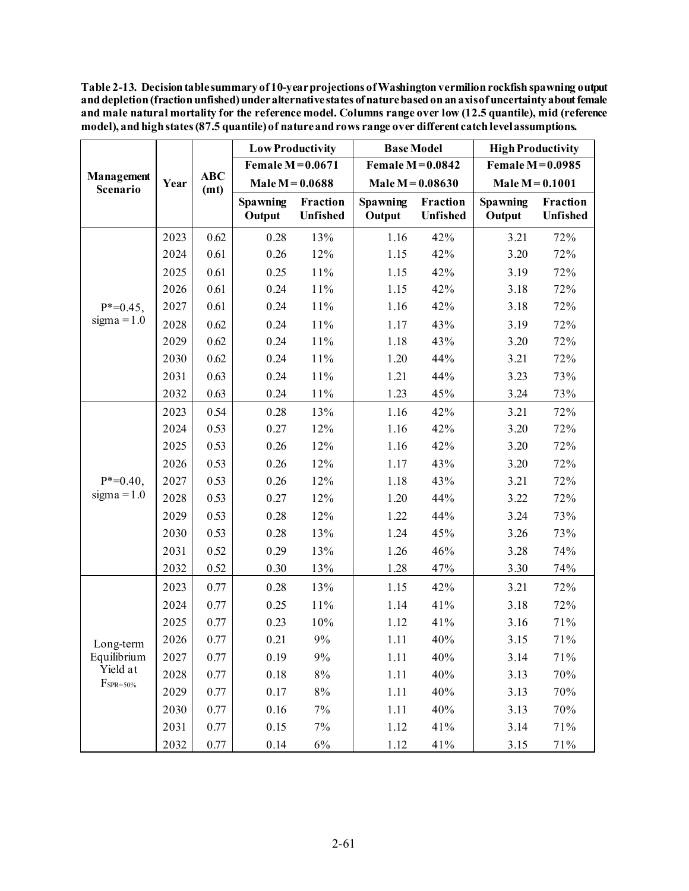**Table 2-13. Decision table summary of 10-year projections of Washington vermilion rockfish spawning output and depletion (fraction unfished) under alternative states of nature based on an axis of uncertainty about female and male natural mortality for the reference model. Columns range over low (12.5 quantile), mid (reference model), and high states (87.5 quantile) of nature and rows range over different catch level assumptions.**

| Management Scenario | Year | ABC (mt) | Low Productivity | | Base Model | | High Productivity | |
|---|---|---|---|---|---|---|---|---|
| | | | Female M = 0.0671 | | Female M = 0.0842 | | Female M = 0.0985 | |
| | | | Male M = 0.0688 | | Male M = 0.08630 | | Male M = 0.1001 | |
| | | | Spawning Output | Fraction Unfished | Spawning Output | Fraction Unfished | Spawning Output | Fraction Unfished |
| P*=0.45, sigma = 1.0 | 2023 | 0.62 | 0.28 | 13% | 1.16 | 42% | 3.21 | 72% |
| | 2024 | 0.61 | 0.26 | 12% | 1.15 | 42% | 3.20 | 72% |
| | 2025 | 0.61 | 0.25 | 11% | 1.15 | 42% | 3.19 | 72% |
| | 2026 | 0.61 | 0.24 | 11% | 1.15 | 42% | 3.18 | 72% |
| | 2027 | 0.61 | 0.24 | 11% | 1.16 | 42% | 3.18 | 72% |
| | 2028 | 0.62 | 0.24 | 11% | 1.17 | 43% | 3.19 | 72% |
| | 2029 | 0.62 | 0.24 | 11% | 1.18 | 43% | 3.20 | 72% |
| | 2030 | 0.62 | 0.24 | 11% | 1.20 | 44% | 3.21 | 72% |
| | 2031 | 0.63 | 0.24 | 11% | 1.21 | 44% | 3.23 | 73% |
| | 2032 | 0.63 | 0.24 | 11% | 1.23 | 45% | 3.24 | 73% |
| P*=0.40, sigma = 1.0 | 2023 | 0.54 | 0.28 | 13% | 1.16 | 42% | 3.21 | 72% |
| | 2024 | 0.53 | 0.27 | 12% | 1.16 | 42% | 3.20 | 72% |
| | 2025 | 0.53 | 0.26 | 12% | 1.16 | 42% | 3.20 | 72% |
| | 2026 | 0.53 | 0.26 | 12% | 1.17 | 43% | 3.20 | 72% |
| | 2027 | 0.53 | 0.26 | 12% | 1.18 | 43% | 3.21 | 72% |
| | 2028 | 0.53 | 0.27 | 12% | 1.20 | 44% | 3.22 | 72% |
| | 2029 | 0.53 | 0.28 | 12% | 1.22 | 44% | 3.24 | 73% |
| | 2030 | 0.53 | 0.28 | 13% | 1.24 | 45% | 3.26 | 73% |
| | 2031 | 0.52 | 0.29 | 13% | 1.26 | 46% | 3.28 | 74% |
| | 2032 | 0.52 | 0.30 | 13% | 1.28 | 47% | 3.30 | 74% |
| Long-term Equilibrium Yield at $F_{SPR=50\%}$ | 2023 | 0.77 | 0.28 | 13% | 1.15 | 42% | 3.21 | 72% |
| | 2024 | 0.77 | 0.25 | 11% | 1.14 | 41% | 3.18 | 72% |
| | 2025 | 0.77 | 0.23 | 10% | 1.12 | 41% | 3.16 | 71% |
| | 2026 | 0.77 | 0.21 | 9% | 1.11 | 40% | 3.15 | 71% |
| | 2027 | 0.77 | 0.19 | 9% | 1.11 | 40% | 3.14 | 71% |
| | 2028 | 0.77 | 0.18 | 8% | 1.11 | 40% | 3.13 | 70% |
| | 2029 | 0.77 | 0.17 | 8% | 1.11 | 40% | 3.13 | 70% |
| | 2030 | 0.77 | 0.16 | 7% | 1.11 | 40% | 3.13 | 70% |
| | 2031 | 0.77 | 0.15 | 7% | 1.12 | 41% | 3.14 | 71% |
| | 2032 | 0.77 | 0.14 | 6% | 1.12 | 41% | 3.15 | 71% |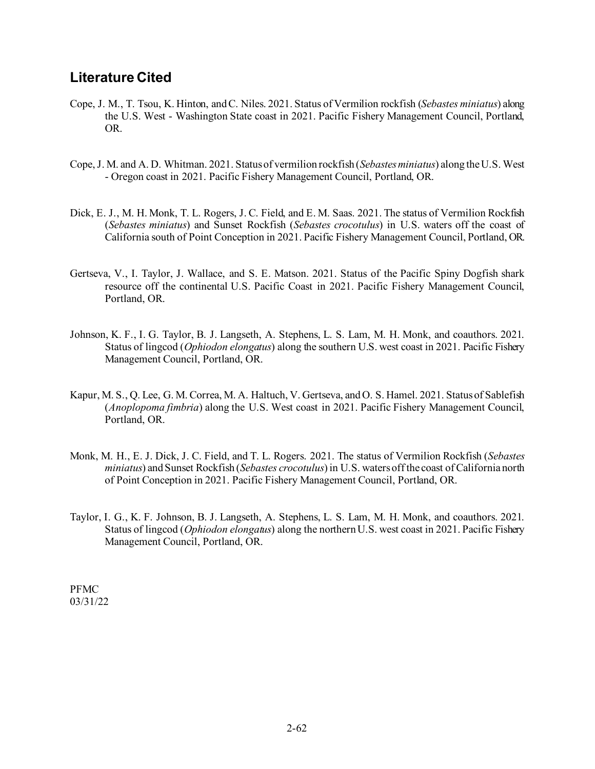## Literature Cited

Cope, J. M., T. Tsou, K. Hinton, and C. Niles. 2021. Status of Vermilion rockfish (*Sebastes miniatus*) along the U.S. West - Washington State coast in 2021. Pacific Fishery Management Council, Portland, OR.

Cope, J. M. and A. D. Whitman. 2021. Status of vermilion rockfish (*Sebastes miniatus*) along the U.S. West - Oregon coast in 2021. Pacific Fishery Management Council, Portland, OR.

Dick, E. J., M. H. Monk, T. L. Rogers, J. C. Field, and E. M. Saas. 2021. The status of Vermilion Rockfish (*Sebastes miniatus*) and Sunset Rockfish (*Sebastes crocotulus*) in U.S. waters off the coast of California south of Point Conception in 2021. Pacific Fishery Management Council, Portland, OR.

Gertseva, V., I. Taylor, J. Wallace, and S. E. Matson. 2021. Status of the Pacific Spiny Dogfish shark resource off the continental U.S. Pacific Coast in 2021. Pacific Fishery Management Council, Portland, OR.

Johnson, K. F., I. G. Taylor, B. J. Langseth, A. Stephens, L. S. Lam, M. H. Monk, and coauthors. 2021. Status of lingcod (*Ophiodon elongatus*) along the southern U.S. west coast in 2021. Pacific Fishery Management Council, Portland, OR.

Kapur, M. S., Q. Lee, G. M. Correa, M. A. Haltuch, V. Gertseva, and O. S. Hamel. 2021. Status of Sablefish (*Anoplopoma fimbria*) along the U.S. West coast in 2021. Pacific Fishery Management Council, Portland, OR.

Monk, M. H., E. J. Dick, J. C. Field, and T. L. Rogers. 2021. The status of Vermilion Rockfish (*Sebastes miniatus*) and Sunset Rockfish (*Sebastes crocotulus*) in U.S. waters off the coast of California north of Point Conception in 2021. Pacific Fishery Management Council, Portland, OR.

Taylor, I. G., K. F. Johnson, B. J. Langseth, A. Stephens, L. S. Lam, M. H. Monk, and coauthors. 2021. Status of lingcod (*Ophiodon elongatus*) along the northern U.S. west coast in 2021. Pacific Fishery Management Council, Portland, OR.

PFMC
03/31/22